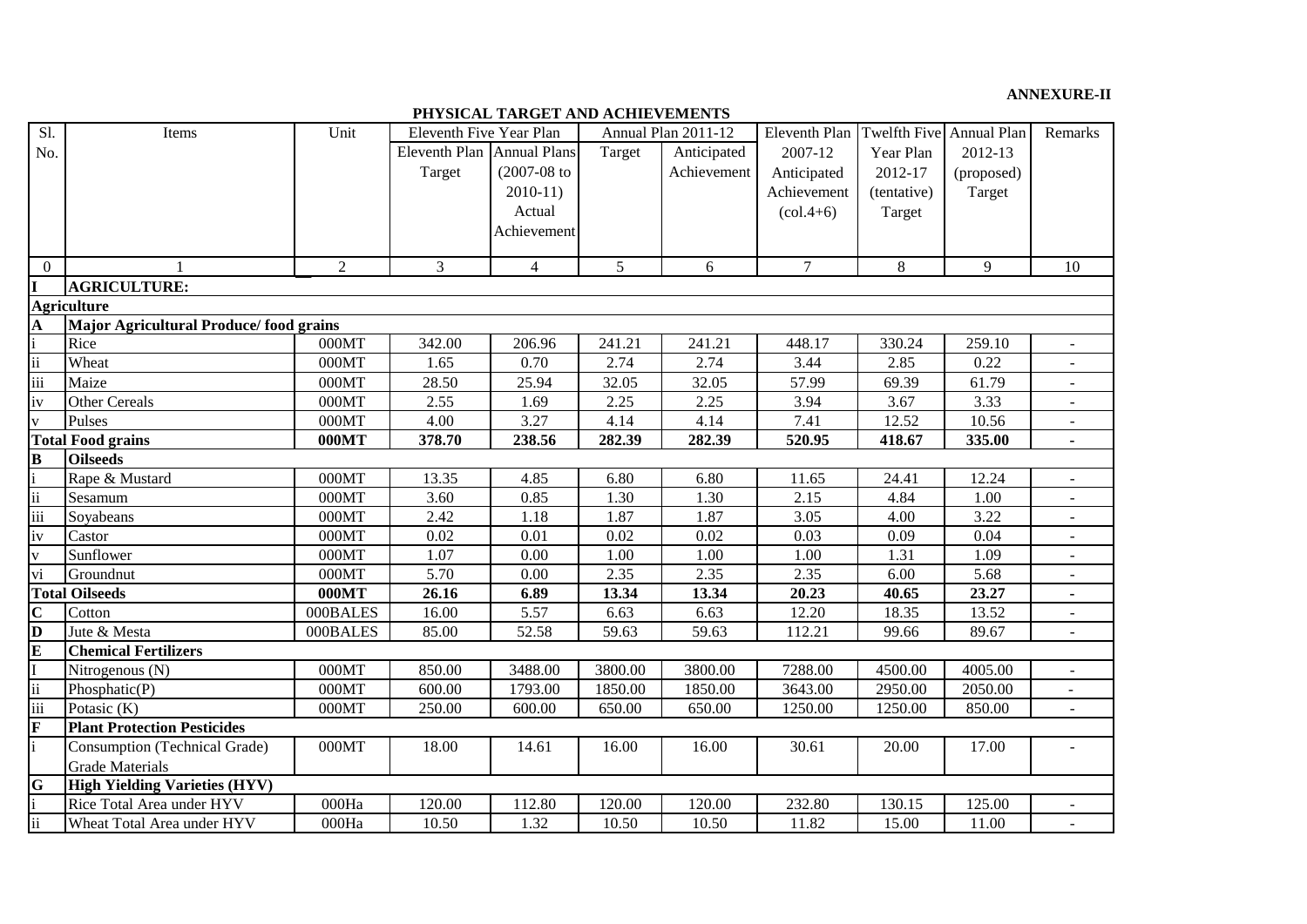**ANNEXURE-II**

**PHYSICAL TARGET AND ACHIEVEMENTS**

| Sl. No. | Items | Unit | Eleventh Five Year Plan | | Annual Plan 2011-12 | | Eleventh Plan 2007-12 Anticipated Achievement (col.4+6) | Twelfth Five Year Plan 2012-17 (tentative) Target | Annual Plan 2012-13 (proposed) Target | Remarks |
|---|---|---|---|---|---|---|---|---|---|---|
| | | | Eleventh Plan Target | Annual Plans (2007-08 to 2010-11) Actual Achievement | Target | Anticipated Achievement | | | | |
| 0 | 1 | 2 | 3 | 4 | 5 | 6 | 7 | 8 | 9 | 10 |
| **I** | **AGRICULTURE:** | | | | | | | | | |
| **Agriculture** | | | | | | | | | | |
| **A** | **Major Agricultural Produce/ food grains** | | | | | | | | | |
| i | Rice | 000MT | 342.00 | 206.96 | 241.21 | 241.21 | 448.17 | 330.24 | 259.10 | - |
| ii | Wheat | 000MT | 1.65 | 0.70 | 2.74 | 2.74 | 3.44 | 2.85 | 0.22 | - |
| iii | Maize | 000MT | 28.50 | 25.94 | 32.05 | 32.05 | 57.99 | 69.39 | 61.79 | - |
| iv | Other Cereals | 000MT | 2.55 | 1.69 | 2.25 | 2.25 | 3.94 | 3.67 | 3.33 | - |
| v | Pulses | 000MT | 4.00 | 3.27 | 4.14 | 4.14 | 7.41 | 12.52 | 10.56 | - |
| **Total Food grains** | | **000MT** | **378.70** | **238.56** | **282.39** | **282.39** | **520.95** | **418.67** | **335.00** | **-** |
| **B** | **Oilseeds** | | | | | | | | | |
| i | Rape & Mustard | 000MT | 13.35 | 4.85 | 6.80 | 6.80 | 11.65 | 24.41 | 12.24 | - |
| ii | Sesamum | 000MT | 3.60 | 0.85 | 1.30 | 1.30 | 2.15 | 4.84 | 1.00 | - |
| iii | Soyabeans | 000MT | 2.42 | 1.18 | 1.87 | 1.87 | 3.05 | 4.00 | 3.22 | - |
| iv | Castor | 000MT | 0.02 | 0.01 | 0.02 | 0.02 | 0.03 | 0.09 | 0.04 | - |
| v | Sunflower | 000MT | 1.07 | 0.00 | 1.00 | 1.00 | 1.00 | 1.31 | 1.09 | - |
| vi | Groundnut | 000MT | 5.70 | 0.00 | 2.35 | 2.35 | 2.35 | 6.00 | 5.68 | - |
| **Total Oilseeds** | | **000MT** | **26.16** | **6.89** | **13.34** | **13.34** | **20.23** | **40.65** | **23.27** | **-** |
| **C** | Cotton | 000BALES | 16.00 | 5.57 | 6.63 | 6.63 | 12.20 | 18.35 | 13.52 | - |
| **D** | Jute & Mesta | 000BALES | 85.00 | 52.58 | 59.63 | 59.63 | 112.21 | 99.66 | 89.67 | - |
| **E** | **Chemical Fertilizers** | | | | | | | | | |
| I | Nitrogenous (N) | 000MT | 850.00 | 3488.00 | 3800.00 | 3800.00 | 7288.00 | 4500.00 | 4005.00 | - |
| ii | Phosphatic(P) | 000MT | 600.00 | 1793.00 | 1850.00 | 1850.00 | 3643.00 | 2950.00 | 2050.00 | - |
| iii | Potasic (K) | 000MT | 250.00 | 600.00 | 650.00 | 650.00 | 1250.00 | 1250.00 | 850.00 | - |
| **F** | **Plant Protection Pesticides** | | | | | | | | | |
| i | Consumption (Technical Grade) Grade Materials | 000MT | 18.00 | 14.61 | 16.00 | 16.00 | 30.61 | 20.00 | 17.00 | - |
| **G** | **High Yielding Varieties (HYV)** | | | | | | | | | |
| i | Rice Total Area under HYV | 000Ha | 120.00 | 112.80 | 120.00 | 120.00 | 232.80 | 130.15 | 125.00 | - |
| ii | Wheat Total Area under HYV | 000Ha | 10.50 | 1.32 | 10.50 | 10.50 | 11.82 | 15.00 | 11.00 | - |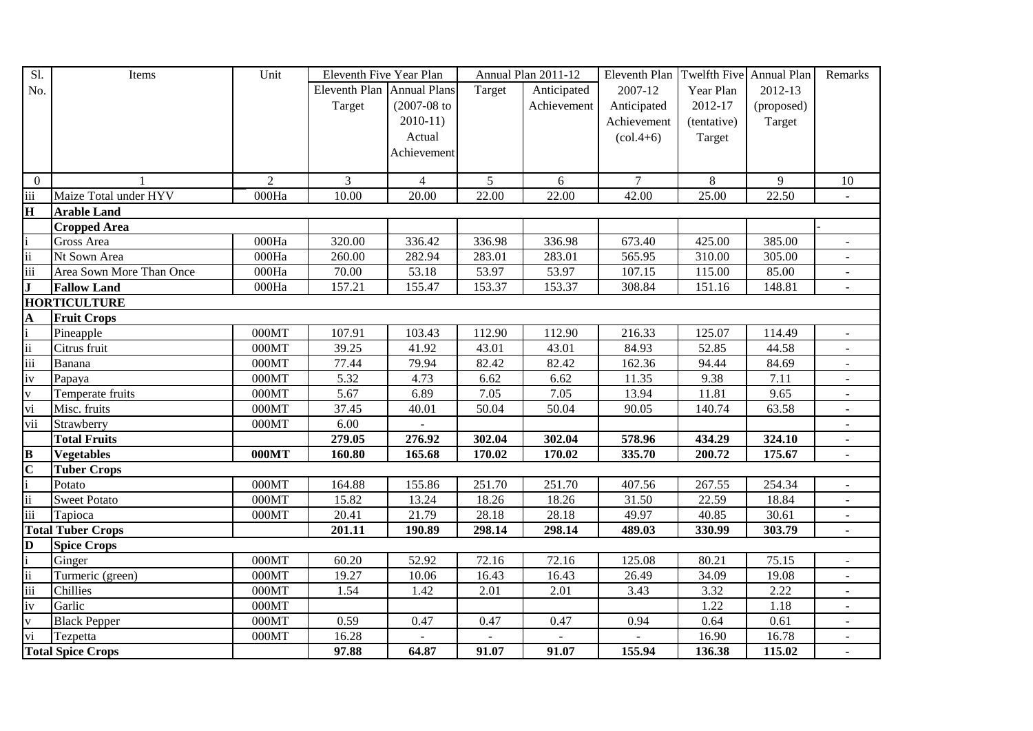| Sl. No. | Items | Unit | Eleventh Five Year Plan | | Annual Plan 2011-12 | | Eleventh Plan 2007-12 Anticipated Achievement (col.4+6) | Twelfth Five Year Plan 2012-17 (tentative) Target | Annual Plan 2012-13 (proposed) Target | Remarks |
|---|---|---|---|---|---|---|---|---|---|---|
| | | | Eleventh Plan Target | Annual Plans (2007-08 to 2010-11) Actual Achievement | Target | Anticipated Achievement | | | | |
| 0 | 1 | 2 | 3 | 4 | 5 | 6 | 7 | 8 | 9 | 10 |
| iii | Maize Total under HYV | 000Ha | 10.00 | 20.00 | 22.00 | 22.00 | 42.00 | 25.00 | 22.50 | - |
| **H** | **Arable Land** | | | | | | | | | |
| | **Cropped Area** | | | | | | | | | - |
| i | Gross Area | 000Ha | 320.00 | 336.42 | 336.98 | 336.98 | 673.40 | 425.00 | 385.00 | - |
| ii | Nt Sown Area | 000Ha | 260.00 | 282.94 | 283.01 | 283.01 | 565.95 | 310.00 | 305.00 | - |
| iii | Area Sown More Than Once | 000Ha | 70.00 | 53.18 | 53.97 | 53.97 | 107.15 | 115.00 | 85.00 | - |
| **J** | **Fallow Land** | 000Ha | 157.21 | 155.47 | 153.37 | 153.37 | 308.84 | 151.16 | 148.81 | - |
| | **HORTICULTURE** | | | | | | | | | |
| **A** | **Fruit Crops** | | | | | | | | | |
| i | Pineapple | 000MT | 107.91 | 103.43 | 112.90 | 112.90 | 216.33 | 125.07 | 114.49 | - |
| ii | Citrus fruit | 000MT | 39.25 | 41.92 | 43.01 | 43.01 | 84.93 | 52.85 | 44.58 | - |
| iii | Banana | 000MT | 77.44 | 79.94 | 82.42 | 82.42 | 162.36 | 94.44 | 84.69 | - |
| iv | Papaya | 000MT | 5.32 | 4.73 | 6.62 | 6.62 | 11.35 | 9.38 | 7.11 | - |
| v | Temperate fruits | 000MT | 5.67 | 6.89 | 7.05 | 7.05 | 13.94 | 11.81 | 9.65 | - |
| vi | Misc. fruits | 000MT | 37.45 | 40.01 | 50.04 | 50.04 | 90.05 | 140.74 | 63.58 | - |
| vii | Strawberry | 000MT | 6.00 | - | | | | | | - |
| | **Total Fruits** | | **279.05** | **276.92** | **302.04** | **302.04** | **578.96** | **434.29** | **324.10** | **-** |
| **B** | **Vegetables** | **000MT** | **160.80** | **165.68** | **170.02** | **170.02** | **335.70** | **200.72** | **175.67** | **-** |
| **C** | **Tuber Crops** | | | | | | | | | |
| i | Potato | 000MT | 164.88 | 155.86 | 251.70 | 251.70 | 407.56 | 267.55 | 254.34 | - |
| ii | Sweet Potato | 000MT | 15.82 | 13.24 | 18.26 | 18.26 | 31.50 | 22.59 | 18.84 | - |
| iii | Tapioca | 000MT | 20.41 | 21.79 | 28.18 | 28.18 | 49.97 | 40.85 | 30.61 | - |
| | **Total Tuber Crops** | | **201.11** | **190.89** | **298.14** | **298.14** | **489.03** | **330.99** | **303.79** | **-** |
| **D** | **Spice Crops** | | | | | | | | | |
| i | Ginger | 000MT | 60.20 | 52.92 | 72.16 | 72.16 | 125.08 | 80.21 | 75.15 | - |
| ii | Turmeric (green) | 000MT | 19.27 | 10.06 | 16.43 | 16.43 | 26.49 | 34.09 | 19.08 | - |
| iii | Chillies | 000MT | 1.54 | 1.42 | 2.01 | 2.01 | 3.43 | 3.32 | 2.22 | - |
| iv | Garlic | 000MT | | | | | | 1.22 | 1.18 | - |
| v | Black Pepper | 000MT | 0.59 | 0.47 | 0.47 | 0.47 | 0.94 | 0.64 | 0.61 | - |
| vi | Tezpetta | 000MT | 16.28 | - | - | - | - | 16.90 | 16.78 | - |
| | **Total Spice Crops** | | **97.88** | **64.87** | **91.07** | **91.07** | **155.94** | **136.38** | **115.02** | **-** |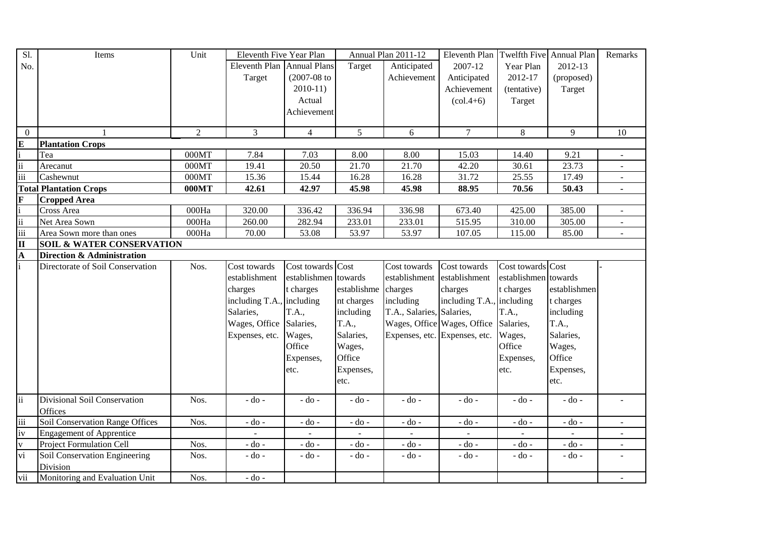| Sl. No. | Items | Unit | Eleventh Five Year Plan | | Annual Plan 2011-12 | | Eleventh Plan 2007-12 Anticipated Achievement (col.4+6) | Twelfth Five Year Plan 2012-17 (tentative) Target | Annual Plan 2012-13 (proposed) Target | Remarks |
|---|---|---|---|---|---|---|---|---|---|---|
| | | | Eleventh Plan Target | Annual Plans (2007-08 to 2010-11) Actual Achievement | Target | Anticipated Achievement | | | | |
| 0 | 1 | 2 | 3 | 4 | 5 | 6 | 7 | 8 | 9 | 10 |
| **E** | **Plantation Crops** | | | | | | | | | |
| i | Tea | 000MT | 7.84 | 7.03 | 8.00 | 8.00 | 15.03 | 14.40 | 9.21 | - |
| ii | Arecanut | 000MT | 19.41 | 20.50 | 21.70 | 21.70 | 42.20 | 30.61 | 23.73 | - |
| iii | Cashewnut | 000MT | 15.36 | 15.44 | 16.28 | 16.28 | 31.72 | 25.55 | 17.49 | - |
| | **Total Plantation Crops** | **000MT** | **42.61** | **42.97** | **45.98** | **45.98** | **88.95** | **70.56** | **50.43** | **-** |
| **F** | **Cropped Area** | | | | | | | | | |
| i | Cross Area | 000Ha | 320.00 | 336.42 | 336.94 | 336.98 | 673.40 | 425.00 | 385.00 | - |
| ii | Net Area Sown | 000Ha | 260.00 | 282.94 | 233.01 | 233.01 | 515.95 | 310.00 | 305.00 | - |
| iii | Area Sown more than ones | 000Ha | 70.00 | 53.08 | 53.97 | 53.97 | 107.05 | 115.00 | 85.00 | - |
| **II** | **SOIL & WATER CONSERVATION** | | | | | | | | | |
| **A** | **Direction & Administration** | | | | | | | | | |
| i | Directorate of Soil Conservation | Nos. | Cost towards establishment charges including T.A., Salaries, Wages, Office Expenses, etc. | Cost towards establishment charges including T.A., Salaries, Wages, Office Expenses, etc. | Cost towards establishment charges including T.A., Salaries, Wages, Office Expenses, etc. | Cost towards establishment charges including T.A., Salaries, Wages, Office Expenses, etc. | Cost towards establishment charges including T.A., Salaries, Wages, Office Expenses, etc. | Cost towards establishment charges including T.A., Salaries, Wages, Office Expenses, etc. | Cost towards establishment charges including T.A., Salaries, Wages, Office Expenses, etc. | - |
| ii | Divisional Soil Conservation Offices | Nos. | - do - | - do - | - do - | - do - | - do - | - do - | - do - | - |
| iii | Soil Conservation Range Offices | Nos. | - do - | - do - | - do - | - do - | - do - | - do - | - do - | - |
| iv | Engagement of Apprentice | | - | - | - | - | - | - | - | - |
| v | Project Formulation Cell | Nos. | - do - | - do - | - do - | - do - | - do - | - do - | - do - | - |
| vi | Soil Conservation Engineering Division | Nos. | - do - | - do - | - do - | - do - | - do - | - do - | - do - | - |
| vii | Monitoring and Evaluation Unit | Nos. | - do - | | | | | | | - |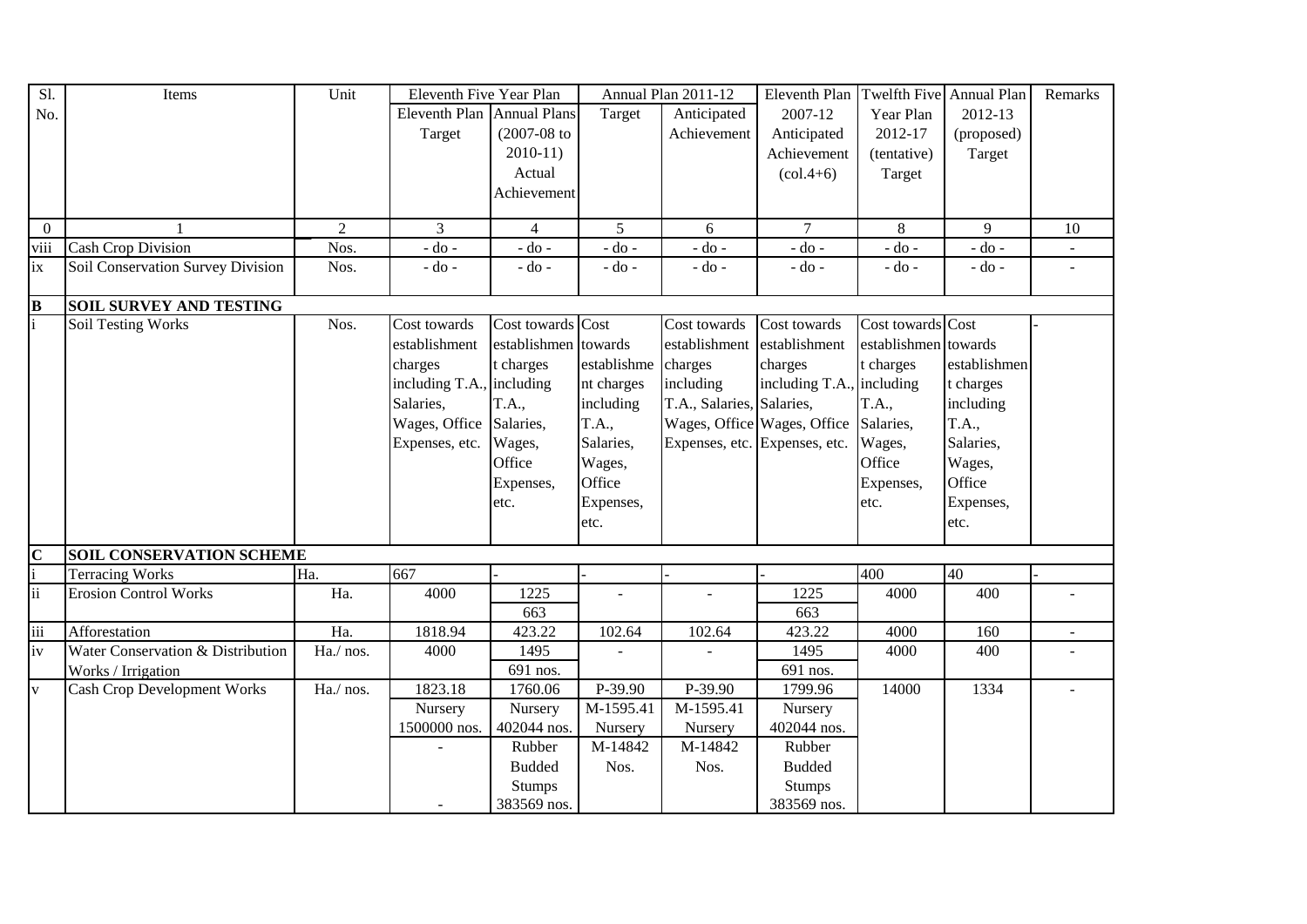| Sl. No. | Items | Unit | Eleventh Five Year Plan | | Annual Plan 2011-12 | | Eleventh Plan 2007-12 Anticipated Achievement (col.4+6) | Twelfth Five Year Plan 2012-17 (tentative) Target | Annual Plan 2012-13 (proposed) Target | Remarks |
|---|---|---|---|---|---|---|---|---|---|---|
| | | | Eleventh Plan Target | Annual Plans (2007-08 to 2010-11) Actual Achievement | Target | Anticipated Achievement | | | | |
| 0 | 1 | 2 | 3 | 4 | 5 | 6 | 7 | 8 | 9 | 10 |
| viii | Cash Crop Division | Nos. | - do - | - do - | - do - | - do - | - do - | - do - | - do - | - |
| ix | Soil Conservation Survey Division | Nos. | - do - | - do - | - do - | - do - | - do - | - do - | - do - | - |
| **B** | **SOIL SURVEY AND TESTING** | | | | | | | | | |
| i | Soil Testing Works | Nos. | Cost towards establishment charges including T.A., Salaries, Wages, Office Expenses, etc. | Cost towards establishment charges including T.A., Salaries, Wages, Office Expenses, etc. | Cost towards establishment charges including T.A., Salaries, Wages, Office Expenses, etc. | Cost towards establishment charges including T.A., Salaries, Wages, Office Expenses, etc. | Cost towards establishment charges including T.A., Salaries, Wages, Office Expenses, etc. | Cost towards establishment charges including T.A., Salaries, Wages, Office Expenses, etc. | Cost towards establishment charges including T.A., Salaries, Wages, Office Expenses, etc. | - |
| **C** | **SOIL CONSERVATION SCHEME** | | | | | | | | | |
| i | Terracing Works | Ha. | 667 | - | - | - | - | 400 | 40 | - |
| ii | Erosion Control Works | Ha. | 4000 | 1225<br>663 | - | - | 1225<br>663 | 4000 | 400 | - |
| iii | Afforestation | Ha. | 1818.94 | 423.22 | 102.64 | 102.64 | 423.22 | 4000 | 160 | - |
| iv | Water Conservation & Distribution Works / Irrigation | Ha./ nos. | 4000 | 1495<br>691 nos. | - | - | 1495<br>691 nos. | 4000 | 400 | - |
| v | Cash Crop Development Works | Ha./ nos. | 1823.18<br>Nursery 1500000 nos.<br>-<br>- | 1760.06<br>Nursery 402044 nos.<br>Rubber Budded Stumps 383569 nos. | P-39.90<br>M-1595.41<br>Nursery M-14842 Nos. | P-39.90<br>M-1595.41<br>Nursery M-14842 Nos. | 1799.96<br>Nursery 402044 nos.<br>Rubber Budded Stumps 383569 nos. | 14000 | 1334 | - |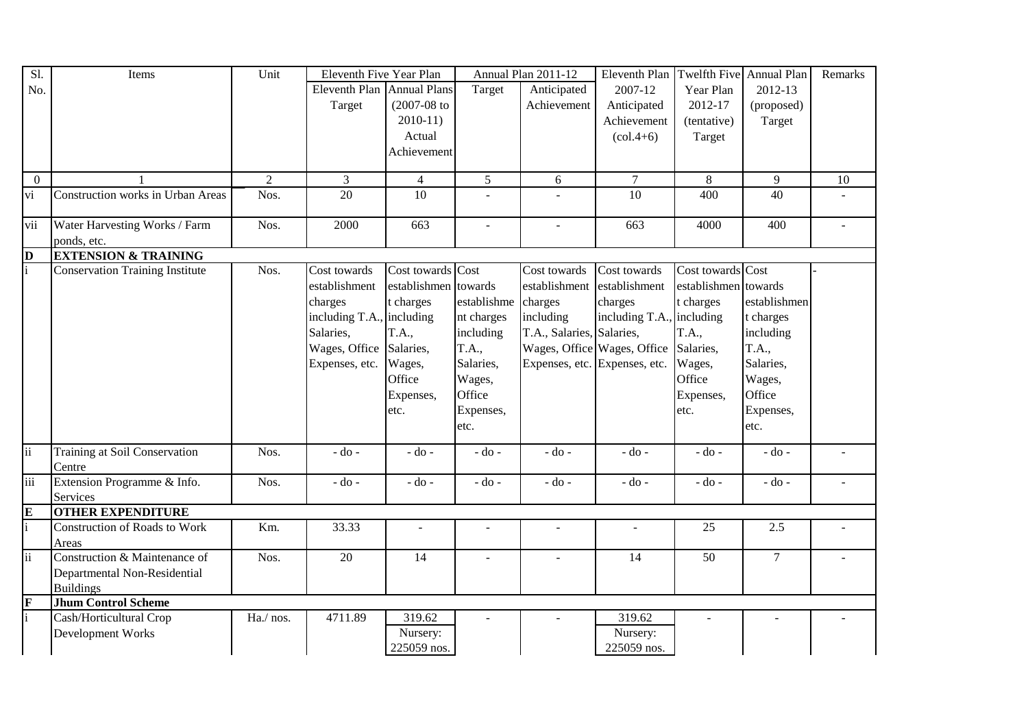| Sl. No. | Items | Unit | Eleventh Five Year Plan | | Annual Plan 2011-12 | | Eleventh Plan 2007-12 Anticipated Achievement (col.4+6) | Twelfth Five Year Plan 2012-17 (tentative) Target | Annual Plan 2012-13 (proposed) Target | Remarks |
|---|---|---|---|---|---|---|---|---|---|---|
| | | | Eleventh Plan Target | Annual Plans (2007-08 to 2010-11) Actual Achievement | Target | Anticipated Achievement | | | | |
| 0 | 1 | 2 | 3 | 4 | 5 | 6 | 7 | 8 | 9 | 10 |
| vi | Construction works in Urban Areas | Nos. | 20 | 10 | - | - | 10 | 400 | 40 | - |
| vii | Water Harvesting Works / Farm ponds, etc. | Nos. | 2000 | 663 | - | - | 663 | 4000 | 400 | - |
| **D** | **EXTENSION & TRAINING** | | | | | | | | | |
| i | Conservation Training Institute | Nos. | Cost towards establishment charges including T.A., Salaries, Wages, Office Expenses, etc. | Cost towards establishment charges including T.A., Salaries, Wages, Office Expenses, etc. | Cost towards establishment charges including T.A., Salaries, Wages, Office Expenses, etc. | Cost towards establishment charges including T.A., Salaries, Wages, Office Expenses, etc. | Cost towards establishment charges including T.A., Salaries, Wages, Office Expenses, etc. | Cost towards establishment charges including T.A., Salaries, Wages, Office Expenses, etc. | Cost towards establishment charges including T.A., Salaries, Wages, Office Expenses, etc. | - |
| ii | Training at Soil Conservation Centre | Nos. | - do - | - do - | - do - | - do - | - do - | - do - | - do - | - |
| iii | Extension Programme & Info. Services | Nos. | - do - | - do - | - do - | - do - | - do - | - do - | - do - | - |
| **E** | **OTHER EXPENDITURE** | | | | | | | | | |
| i | Construction of Roads to Work Areas | Km. | 33.33 | - | - | - | - | 25 | 2.5 | - |
| ii | Construction & Maintenance of Departmental Non-Residential Buildings | Nos. | 20 | 14 | - | - | 14 | 50 | 7 | - |
| **F** | **Jhum Control Scheme** | | | | | | | | | |
| i | Cash/Horticultural Crop Development Works | Ha./ nos. | 4711.89 | 319.62 Nursery: 225059 nos. | - | - | 319.62 Nursery: 225059 nos. | - | - | - |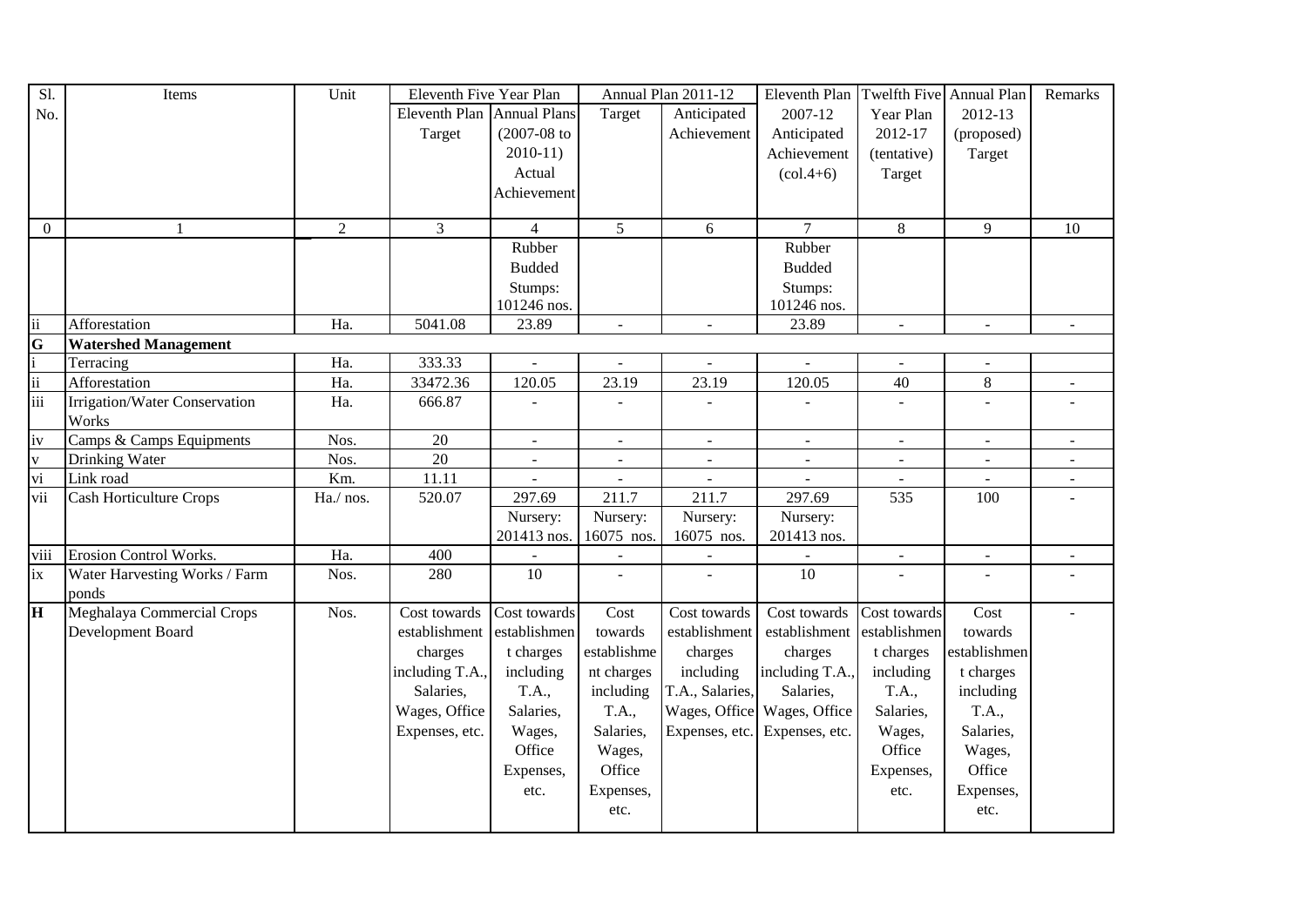| Sl. No. | Items | Unit | Eleventh Five Year Plan | | Annual Plan 2011-12 | | Eleventh Plan 2007-12 Anticipated Achievement (col.4+6) | Twelfth Five Year Plan 2012-17 (tentative) Target | Annual Plan 2012-13 (proposed) Target | Remarks |
|---|---|---|---|---|---|---|---|---|---|---|
| | | | Eleventh Plan Target | Annual Plans (2007-08 to 2010-11) Actual Achievement | Target | Anticipated Achievement | | | | |
| 0 | 1 | 2 | 3 | 4 | 5 | 6 | 7 | 8 | 9 | 10 |
| | | | | Rubber Budded Stumps: 101246 nos. | | | Rubber Budded Stumps: 101246 nos. | | | |
| ii | Afforestation | Ha. | 5041.08 | 23.89 | - | - | 23.89 | - | - | - |
| **G** | **Watershed Management** | | | | | | | | | |
| i | Terracing | Ha. | 333.33 | - | - | - | - | - | - | |
| ii | Afforestation | Ha. | 33472.36 | 120.05 | 23.19 | 23.19 | 120.05 | 40 | 8 | - |
| iii | Irrigation/Water Conservation Works | Ha. | 666.87 | - | - | - | - | - | - | - |
| iv | Camps & Camps Equipments | Nos. | 20 | - | - | - | - | - | - | - |
| v | Drinking Water | Nos. | 20 | - | - | - | - | - | - | - |
| vi | Link road | Km. | 11.11 | - | - | - | - | - | - | - |
| vii | Cash Horticulture Crops | Ha./ nos. | 520.07 | 297.69 Nursery: 201413 nos. | 211.7 Nursery: 16075 nos. | 211.7 Nursery: 16075 nos. | 297.69 Nursery: 201413 nos. | 535 | 100 | - |
| viii | Erosion Control Works. | Ha. | 400 | - | - | - | - | - | - | - |
| ix | Water Harvesting Works / Farm ponds | Nos. | 280 | 10 | - | - | 10 | - | - | - |
| **H** | Meghalaya Commercial Crops Development Board | Nos. | Cost towards establishment charges including T.A., Salaries, Wages, Office Expenses, etc. | Cost towards establishment charges including T.A., Salaries, Wages, Office Expenses, etc. | Cost towards establishment charges including T.A., Salaries, Wages, Office Expenses, etc. | Cost towards establishment charges including T.A., Salaries, Wages, Office Expenses, etc. | Cost towards establishment charges including T.A., Salaries, Wages, Office Expenses, etc. | Cost towards establishment charges including T.A., Salaries, Wages, Office Expenses, etc. | Cost towards establishment charges including T.A., Salaries, Wages, Office Expenses, etc. | - |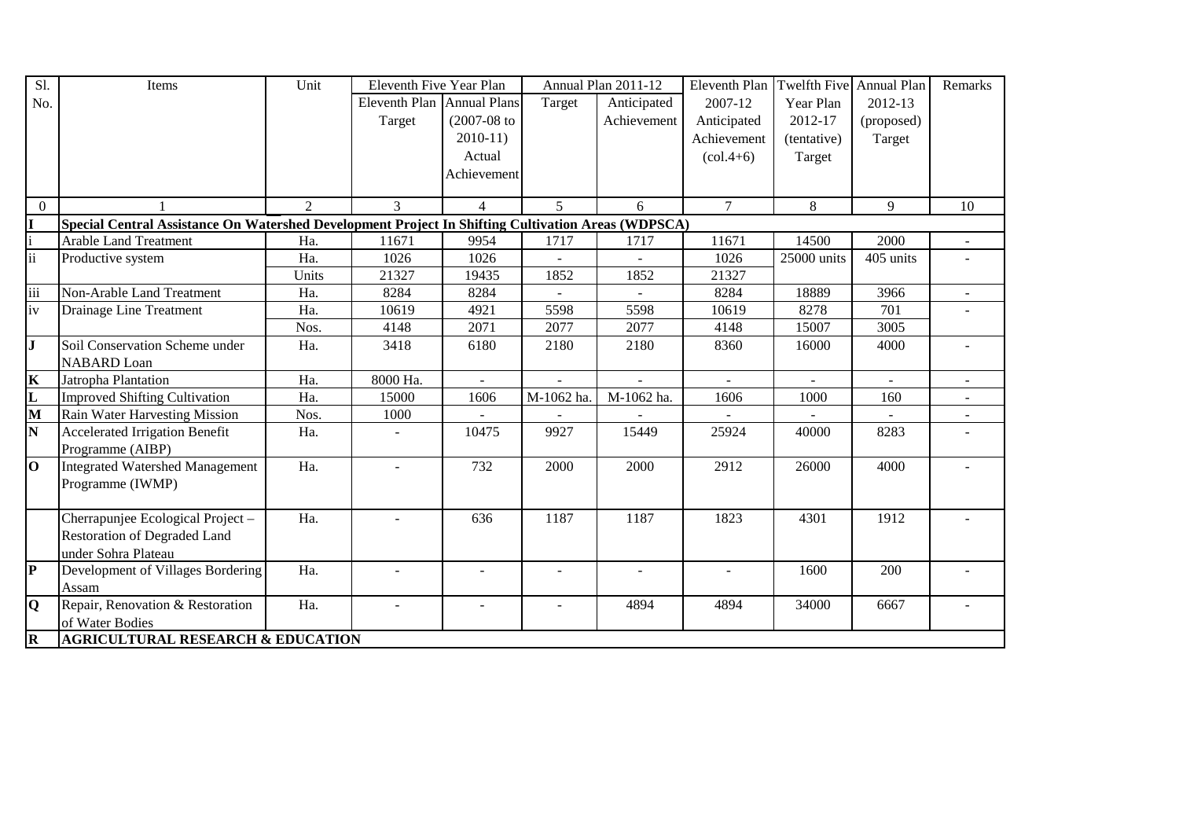| Sl. No. | Items | Unit | Eleventh Five Year Plan | | Annual Plan 2011-12 | | Eleventh Plan 2007-12 Anticipated Achievement (col.4+6) | Twelfth Five Year Plan 2012-17 (tentative) Target | Annual Plan 2012-13 (proposed) Target | Remarks |
|---|---|---|---|---|---|---|---|---|---|---|
| | | | Eleventh Plan Target | Annual Plans (2007-08 to 2010-11) Actual Achievement | Target | Anticipated Achievement | | | | |
| 0 | 1 | 2 | 3 | 4 | 5 | 6 | 7 | 8 | 9 | 10 |
| **I** | **Special Central Assistance On Watershed Development Project In Shifting Cultivation Areas (WDPSCA)** | | | | | | | | | |
| i | Arable Land Treatment | Ha. | 11671 | 9954 | 1717 | 1717 | 11671 | 14500 | 2000 | - |
| ii | Productive system | Ha. | 1026 | 1026 | - | - | 1026 | 25000 units | 405 units | - |
| | | Units | 21327 | 19435 | 1852 | 1852 | 21327 | | | |
| iii | Non-Arable Land Treatment | Ha. | 8284 | 8284 | - | - | 8284 | 18889 | 3966 | - |
| iv | Drainage Line Treatment | Ha. | 10619 | 4921 | 5598 | 5598 | 10619 | 8278 | 701 | - |
| | | Nos. | 4148 | 2071 | 2077 | 2077 | 4148 | 15007 | 3005 | |
| **J** | Soil Conservation Scheme under NABARD Loan | Ha. | 3418 | 6180 | 2180 | 2180 | 8360 | 16000 | 4000 | - |
| **K** | Jatropha Plantation | Ha. | 8000 Ha. | - | - | - | - | - | - | - |
| **L** | Improved Shifting Cultivation | Ha. | 15000 | 1606 | M-1062 ha. | M-1062 ha. | 1606 | 1000 | 160 | - |
| **M** | Rain Water Harvesting Mission | Nos. | 1000 | - | - | - | - | - | - | - |
| **N** | Accelerated Irrigation Benefit Programme (AIBP) | Ha. | - | 10475 | 9927 | 15449 | 25924 | 40000 | 8283 | - |
| **O** | Integrated Watershed Management Programme (IWMP) | Ha. | - | 732 | 2000 | 2000 | 2912 | 26000 | 4000 | - |
| | Cherrapunjee Ecological Project – Restoration of Degraded Land under Sohra Plateau | Ha. | - | 636 | 1187 | 1187 | 1823 | 4301 | 1912 | - |
| **P** | Development of Villages Bordering Assam | Ha. | - | - | - | - | - | 1600 | 200 | - |
| **Q** | Repair, Renovation & Restoration of Water Bodies | Ha. | - | - | - | 4894 | 4894 | 34000 | 6667 | - |
| **R** | **AGRICULTURAL RESEARCH & EDUCATION** | | | | | | | | | |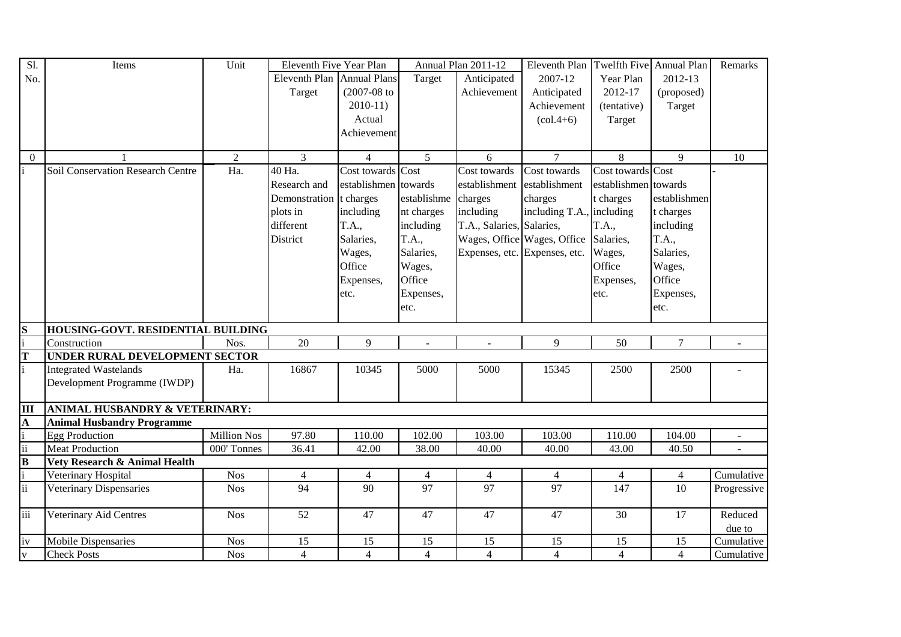| Sl. No. | Items | Unit | Eleventh Five Year Plan | | Annual Plan 2011-12 | | Eleventh Plan 2007-12 Anticipated Achievement (col.4+6) | Twelfth Five Year Plan 2012-17 (tentative) Target | Annual Plan 2012-13 (proposed) Target | Remarks |
|---|---|---|---|---|---|---|---|---|---|---|
| | | | Eleventh Plan Target | Annual Plans (2007-08 to 2010-11) Actual Achievement | Target | Anticipated Achievement | | | | |
| 0 | 1 | 2 | 3 | 4 | 5 | 6 | 7 | 8 | 9 | 10 |
| i | Soil Conservation Research Centre | Ha. | 40 Ha. Research and Demonstration plots in different District | Cost towards establishment charges including T.A., Salaries, Wages, Office Expenses, etc. | Cost towards establishment charges including T.A., Salaries, Wages, Office Expenses, etc. | Cost towards establishment charges including T.A., Salaries, Wages, Office Expenses, etc. | Cost towards establishment charges including T.A., Salaries, Wages, Office Expenses, etc. | Cost towards establishment charges including T.A., Salaries, Wages, Office Expenses, etc. | Cost towards establishment charges including T.A., Salaries, Wages, Office Expenses, etc. | - |
| **S** | **HOUSING-GOVT. RESIDENTIAL BUILDING** | | | | | | | | | |
| i | Construction | Nos. | 20 | 9 | - | - | 9 | 50 | 7 | - |
| **T** | **UNDER RURAL DEVELOPMENT SECTOR** | | | | | | | | | |
| i | Integrated Wastelands Development Programme (IWDP) | Ha. | 16867 | 10345 | 5000 | 5000 | 15345 | 2500 | 2500 | - |
| **III** | **ANIMAL HUSBANDRY & VETERINARY:** | | | | | | | | | |
| **A** | **Animal Husbandry Programme** | | | | | | | | | |
| i | Egg Production | Million Nos | 97.80 | 110.00 | 102.00 | 103.00 | 103.00 | 110.00 | 104.00 | - |
| ii | Meat Production | 000' Tonnes | 36.41 | 42.00 | 38.00 | 40.00 | 40.00 | 43.00 | 40.50 | - |
| **B** | **Vety Research & Animal Health** | | | | | | | | | |
| i | Veterinary Hospital | Nos | 4 | 4 | 4 | 4 | 4 | 4 | 4 | Cumulative |
| ii | Veterinary Dispensaries | Nos | 94 | 90 | 97 | 97 | 97 | 147 | 10 | Progressive |
| iii | Veterinary Aid Centres | Nos | 52 | 47 | 47 | 47 | 47 | 30 | 17 | Reduced due to |
| iv | Mobile Dispensaries | Nos | 15 | 15 | 15 | 15 | 15 | 15 | 15 | Cumulative |
| v | Check Posts | Nos | 4 | 4 | 4 | 4 | 4 | 4 | 4 | Cumulative |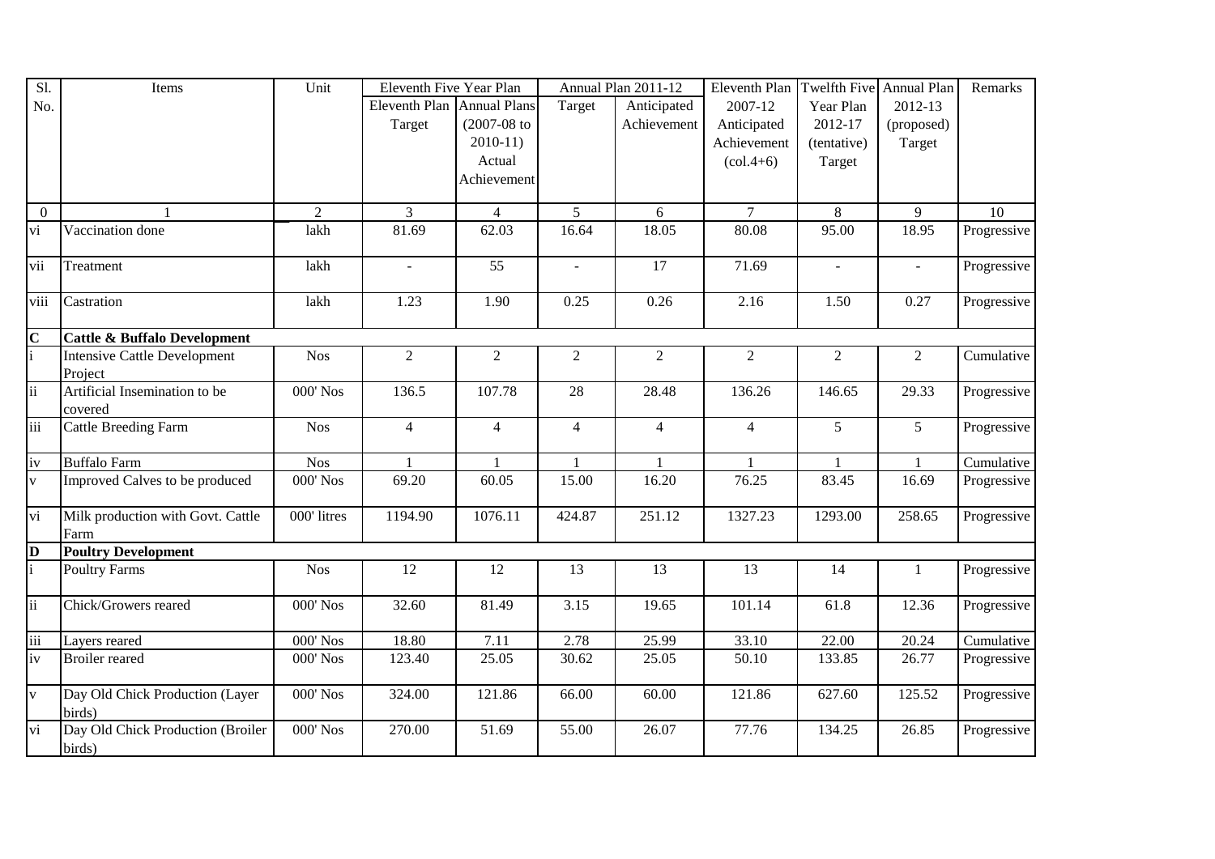| Sl. No. | Items | Unit | Eleventh Five Year Plan | | Annual Plan 2011-12 | | Eleventh Plan 2007-12 Anticipated Achievement (col.4+6) | Twelfth Five Year Plan 2012-17 (tentative) Target | Annual Plan 2012-13 (proposed) Target | Remarks |
|---|---|---|---|---|---|---|---|---|---|---|
| | | | Eleventh Plan Target | Annual Plans (2007-08 to 2010-11) Actual Achievement | Target | Anticipated Achievement | | | | |
| 0 | 1 | 2 | 3 | 4 | 5 | 6 | 7 | 8 | 9 | 10 |
| vi | Vaccination done | lakh | 81.69 | 62.03 | 16.64 | 18.05 | 80.08 | 95.00 | 18.95 | Progressive |
| vii | Treatment | lakh | - | 55 | - | 17 | 71.69 | - | - | Progressive |
| viii | Castration | lakh | 1.23 | 1.90 | 0.25 | 0.26 | 2.16 | 1.50 | 0.27 | Progressive |
| **C** | **Cattle & Buffalo Development** | | | | | | | | | |
| i | Intensive Cattle Development Project | Nos | 2 | 2 | 2 | 2 | 2 | 2 | 2 | Cumulative |
| ii | Artificial Insemination to be covered | 000' Nos | 136.5 | 107.78 | 28 | 28.48 | 136.26 | 146.65 | 29.33 | Progressive |
| iii | Cattle Breeding Farm | Nos | 4 | 4 | 4 | 4 | 4 | 5 | 5 | Progressive |
| iv | Buffalo Farm | Nos | 1 | 1 | 1 | 1 | 1 | 1 | 1 | Cumulative |
| v | Improved Calves to be produced | 000' Nos | 69.20 | 60.05 | 15.00 | 16.20 | 76.25 | 83.45 | 16.69 | Progressive |
| vi | Milk production with Govt. Cattle Farm | 000' litres | 1194.90 | 1076.11 | 424.87 | 251.12 | 1327.23 | 1293.00 | 258.65 | Progressive |
| **D** | **Poultry Development** | | | | | | | | | |
| i | Poultry Farms | Nos | 12 | 12 | 13 | 13 | 13 | 14 | 1 | Progressive |
| ii | Chick/Growers reared | 000' Nos | 32.60 | 81.49 | 3.15 | 19.65 | 101.14 | 61.8 | 12.36 | Progressive |
| iii | Layers reared | 000' Nos | 18.80 | 7.11 | 2.78 | 25.99 | 33.10 | 22.00 | 20.24 | Cumulative |
| iv | Broiler reared | 000' Nos | 123.40 | 25.05 | 30.62 | 25.05 | 50.10 | 133.85 | 26.77 | Progressive |
| v | Day Old Chick Production (Layer birds) | 000' Nos | 324.00 | 121.86 | 66.00 | 60.00 | 121.86 | 627.60 | 125.52 | Progressive |
| vi | Day Old Chick Production (Broiler birds) | 000' Nos | 270.00 | 51.69 | 55.00 | 26.07 | 77.76 | 134.25 | 26.85 | Progressive |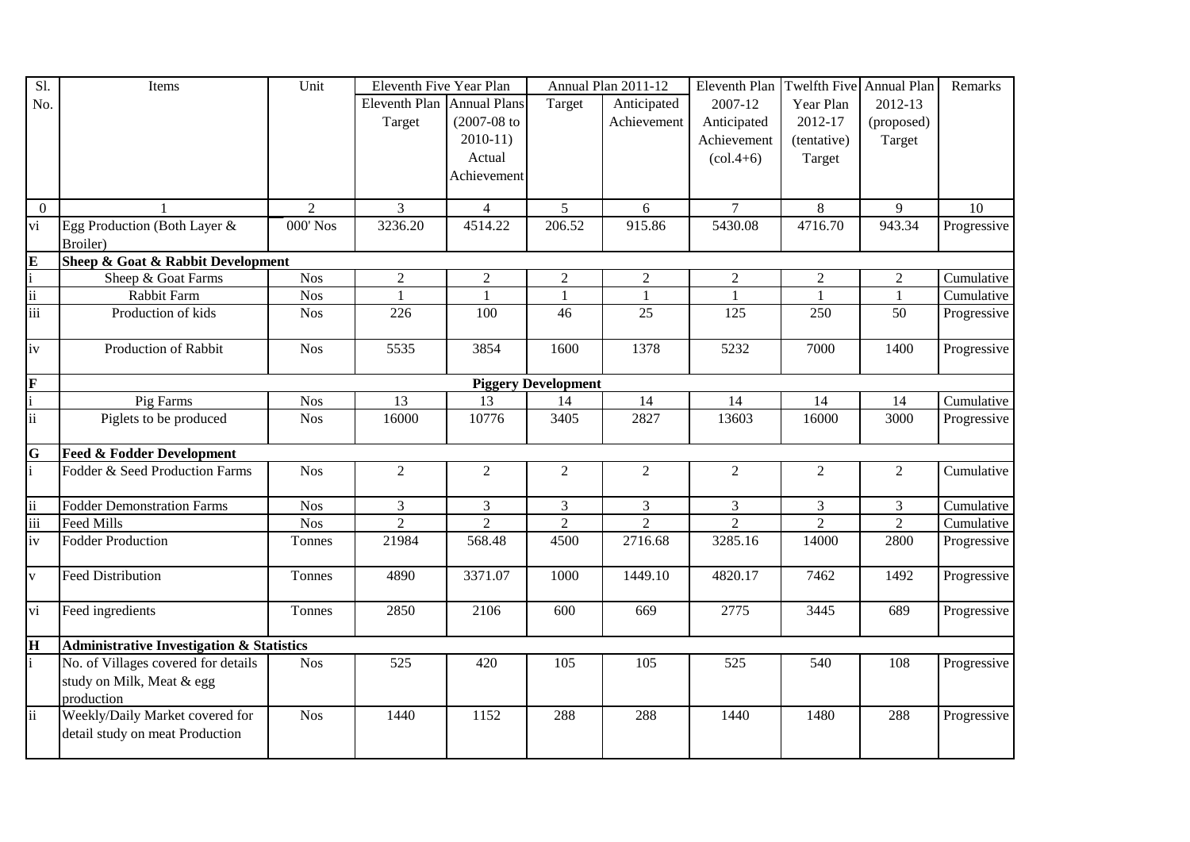| Sl. No. | Items | Unit | Eleventh Five Year Plan | | Annual Plan 2011-12 | | Eleventh Plan 2007-12 Anticipated Achievement (col.4+6) | Twelfth Five Year Plan 2012-17 (tentative) Target | Annual Plan 2012-13 (proposed) Target | Remarks |
|---|---|---|---|---|---|---|---|---|---|---|
| | | | Eleventh Plan Target | Annual Plans (2007-08 to 2010-11) Actual Achievement | Target | Anticipated Achievement | | | | |
| 0 | 1 | 2 | 3 | 4 | 5 | 6 | 7 | 8 | 9 | 10 |
| vi | Egg Production (Both Layer & Broiler) | 000' Nos | 3236.20 | 4514.22 | 206.52 | 915.86 | 5430.08 | 4716.70 | 943.34 | Progressive |
| **E** | **Sheep & Goat & Rabbit Development** | | | | | | | | | |
| i | Sheep & Goat Farms | Nos | 2 | 2 | 2 | 2 | 2 | 2 | 2 | Cumulative |
| ii | Rabbit Farm | Nos | 1 | 1 | 1 | 1 | 1 | 1 | 1 | Cumulative |
| iii | Production of kids | Nos | 226 | 100 | 46 | 25 | 125 | 250 | 50 | Progressive |
| iv | Production of Rabbit | Nos | 5535 | 3854 | 1600 | 1378 | 5232 | 7000 | 1400 | Progressive |
| **F** | **Piggery Development** | | | | | | | | | |
| i | Pig Farms | Nos | 13 | 13 | 14 | 14 | 14 | 14 | 14 | Cumulative |
| ii | Piglets to be produced | Nos | 16000 | 10776 | 3405 | 2827 | 13603 | 16000 | 3000 | Progressive |
| **G** | **Feed & Fodder Development** | | | | | | | | | |
| i | Fodder & Seed Production Farms | Nos | 2 | 2 | 2 | 2 | 2 | 2 | 2 | Cumulative |
| ii | Fodder Demonstration Farms | Nos | 3 | 3 | 3 | 3 | 3 | 3 | 3 | Cumulative |
| iii | Feed Mills | Nos | 2 | 2 | 2 | 2 | 2 | 2 | 2 | Cumulative |
| iv | Fodder Production | Tonnes | 21984 | 568.48 | 4500 | 2716.68 | 3285.16 | 14000 | 2800 | Progressive |
| v | Feed Distribution | Tonnes | 4890 | 3371.07 | 1000 | 1449.10 | 4820.17 | 7462 | 1492 | Progressive |
| vi | Feed ingredients | Tonnes | 2850 | 2106 | 600 | 669 | 2775 | 3445 | 689 | Progressive |
| **H** | **Administrative Investigation & Statistics** | | | | | | | | | |
| i | No. of Villages covered for details study on Milk, Meat & egg production | Nos | 525 | 420 | 105 | 105 | 525 | 540 | 108 | Progressive |
| ii | Weekly/Daily Market covered for detail study on meat Production | Nos | 1440 | 1152 | 288 | 288 | 1440 | 1480 | 288 | Progressive |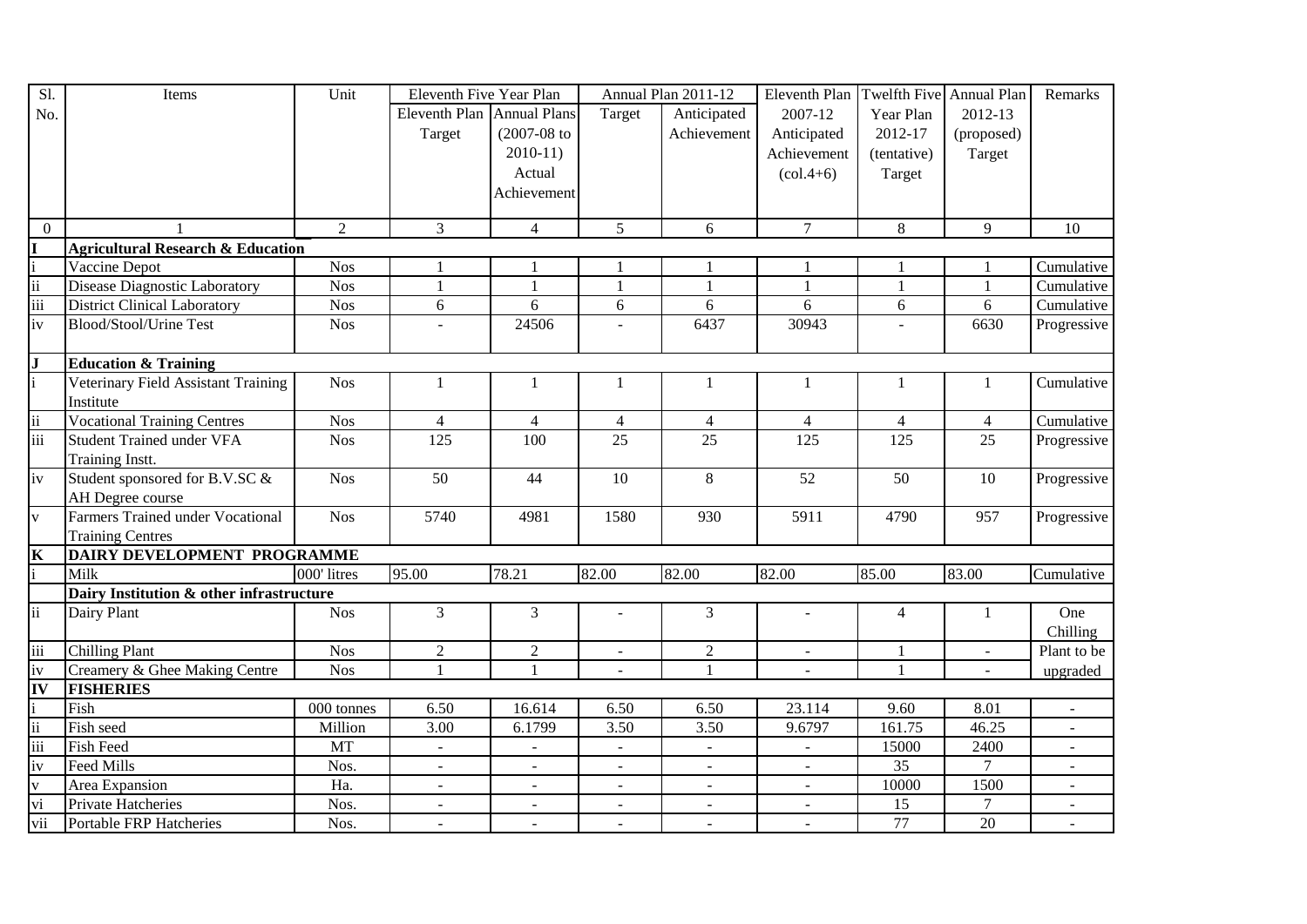| Sl. No. | Items | Unit | Eleventh Five Year Plan | | Annual Plan 2011-12 | | Eleventh Plan 2007-12 Anticipated Achievement (col.4+6) | Twelfth Five Year Plan 2012-17 (tentative) Target | Annual Plan 2012-13 (proposed) Target | Remarks |
|---|---|---|---|---|---|---|---|---|---|---|
| | | | Eleventh Plan Target | Annual Plans (2007-08 to 2010-11) Actual Achievement | Target | Anticipated Achievement | | | | |
| 0 | 1 | 2 | 3 | 4 | 5 | 6 | 7 | 8 | 9 | 10 |
| **I** | **Agricultural Research & Education** | | | | | | | | | |
| i | Vaccine Depot | Nos | 1 | 1 | 1 | 1 | 1 | 1 | 1 | Cumulative |
| ii | Disease Diagnostic Laboratory | Nos | 1 | 1 | 1 | 1 | 1 | 1 | 1 | Cumulative |
| iii | District Clinical Laboratory | Nos | 6 | 6 | 6 | 6 | 6 | 6 | 6 | Cumulative |
| iv | Blood/Stool/Urine Test | Nos | - | 24506 | - | 6437 | 30943 | - | 6630 | Progressive |
| **J** | **Education & Training** | | | | | | | | | |
| i | Veterinary Field Assistant Training Institute | Nos | 1 | 1 | 1 | 1 | 1 | 1 | 1 | Cumulative |
| ii | Vocational Training Centres | Nos | 4 | 4 | 4 | 4 | 4 | 4 | 4 | Cumulative |
| iii | Student Trained under VFA Training Instt. | Nos | 125 | 100 | 25 | 25 | 125 | 125 | 25 | Progressive |
| iv | Student sponsored for B.V.SC & AH Degree course | Nos | 50 | 44 | 10 | 8 | 52 | 50 | 10 | Progressive |
| v | Farmers Trained under Vocational Training Centres | Nos | 5740 | 4981 | 1580 | 930 | 5911 | 4790 | 957 | Progressive |
| **K** | **DAIRY DEVELOPMENT PROGRAMME** | | | | | | | | | |
| i | Milk | 000' litres | 95.00 | 78.21 | 82.00 | 82.00 | 82.00 | 85.00 | 83.00 | Cumulative |
| | **Dairy Institution & other infrastructure** | | | | | | | | | |
| ii | Dairy Plant | Nos | 3 | 3 | - | 3 | - | 4 | 1 | One Chilling |
| iii | Chilling Plant | Nos | 2 | 2 | - | 2 | - | 1 | - | Plant to be |
| iv | Creamery & Ghee Making Centre | Nos | 1 | 1 | - | 1 | - | 1 | - | upgraded |
| **IV** | **FISHERIES** | | | | | | | | | |
| i | Fish | 000 tonnes | 6.50 | 16.614 | 6.50 | 6.50 | 23.114 | 9.60 | 8.01 | - |
| ii | Fish seed | Million | 3.00 | 6.1799 | 3.50 | 3.50 | 9.6797 | 161.75 | 46.25 | - |
| iii | Fish Feed | MT | - | - | - | - | - | 15000 | 2400 | - |
| iv | Feed Mills | Nos. | - | - | - | - | - | 35 | 7 | - |
| v | Area Expansion | Ha. | - | - | - | - | - | 10000 | 1500 | - |
| vi | Private Hatcheries | Nos. | - | - | - | - | - | 15 | 7 | - |
| vii | Portable FRP Hatcheries | Nos. | - | - | - | - | - | 77 | 20 | - |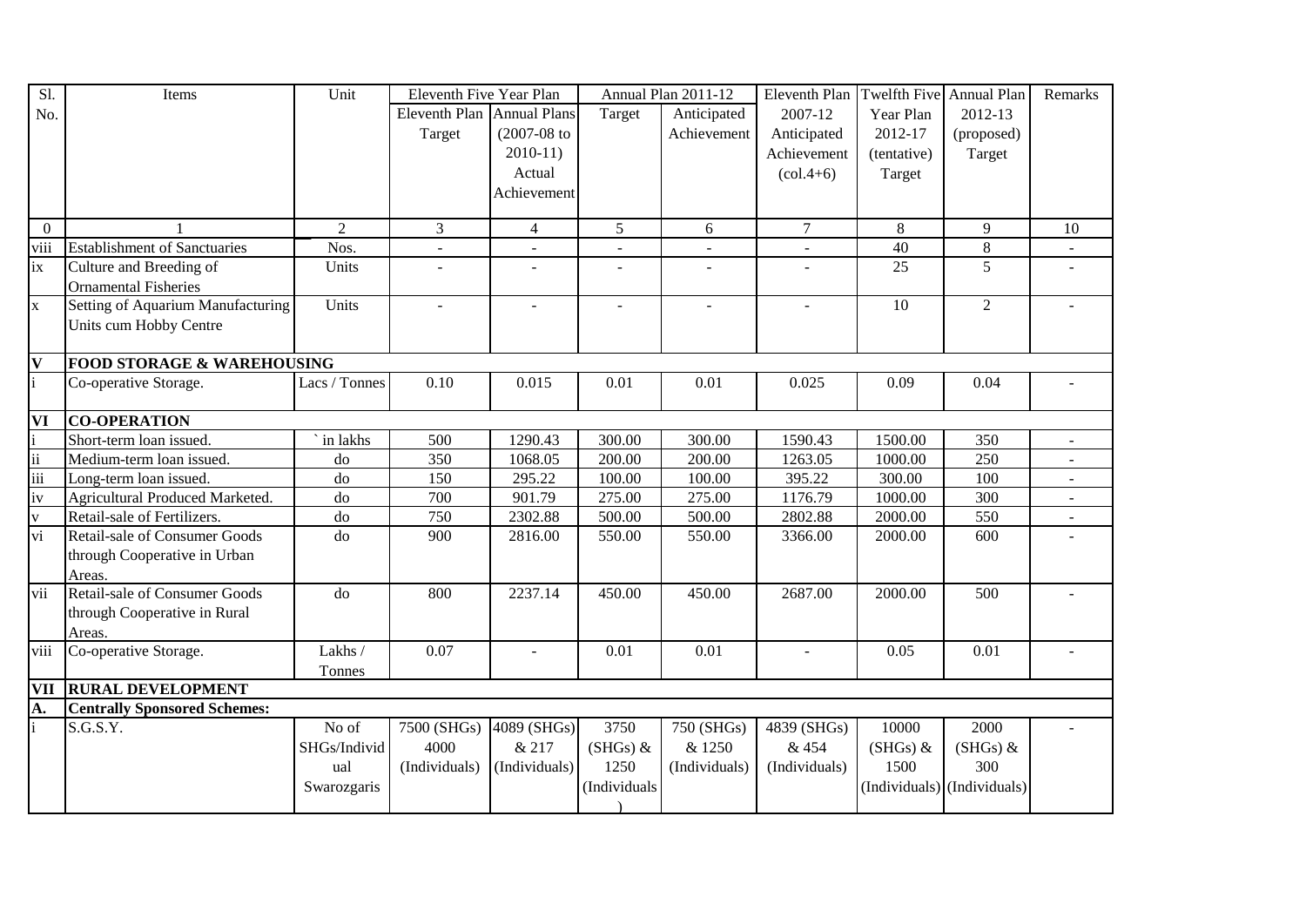| Sl. No. | Items | Unit | Eleventh Five Year Plan | | Annual Plan 2011-12 | | Eleventh Plan 2007-12 Anticipated Achievement (col.4+6) | Twelfth Five Year Plan 2012-17 (tentative) Target | Annual Plan 2012-13 (proposed) Target | Remarks |
|---|---|---|---|---|---|---|---|---|---|---|
| | | | Eleventh Plan Target | Annual Plans (2007-08 to 2010-11) Actual Achievement | Target | Anticipated Achievement | | | | |
| 0 | 1 | 2 | 3 | 4 | 5 | 6 | 7 | 8 | 9 | 10 |
| viii | Establishment of Sanctuaries | Nos. | - | - | - | - | - | 40 | 8 | - |
| ix | Culture and Breeding of Ornamental Fisheries | Units | - | - | - | - | - | 25 | 5 | - |
| x | Setting of Aquarium Manufacturing Units cum Hobby Centre | Units | - | - | - | - | - | 10 | 2 | - |
| **V** | **FOOD STORAGE & WAREHOUSING** | | | | | | | | | |
| i | Co-operative Storage. | Lacs / Tonnes | 0.10 | 0.015 | 0.01 | 0.01 | 0.025 | 0.09 | 0.04 | - |
| **VI** | **CO-OPERATION** | | | | | | | | | |
| i | Short-term loan issued. | ` in lakhs | 500 | 1290.43 | 300.00 | 300.00 | 1590.43 | 1500.00 | 350 | - |
| ii | Medium-term loan issued. | do | 350 | 1068.05 | 200.00 | 200.00 | 1263.05 | 1000.00 | 250 | - |
| iii | Long-term loan issued. | do | 150 | 295.22 | 100.00 | 100.00 | 395.22 | 300.00 | 100 | - |
| iv | Agricultural Produced Marketed. | do | 700 | 901.79 | 275.00 | 275.00 | 1176.79 | 1000.00 | 300 | - |
| v | Retail-sale of Fertilizers. | do | 750 | 2302.88 | 500.00 | 500.00 | 2802.88 | 2000.00 | 550 | - |
| vi | Retail-sale of Consumer Goods through Cooperative in Urban Areas. | do | 900 | 2816.00 | 550.00 | 550.00 | 3366.00 | 2000.00 | 600 | - |
| vii | Retail-sale of Consumer Goods through Cooperative in Rural Areas. | do | 800 | 2237.14 | 450.00 | 450.00 | 2687.00 | 2000.00 | 500 | - |
| viii | Co-operative Storage. | Lakhs / Tonnes | 0.07 | - | 0.01 | 0.01 | - | 0.05 | 0.01 | - |
| **VII** | **RURAL DEVELOPMENT** | | | | | | | | | |
| **A.** | **Centrally Sponsored Schemes:** | | | | | | | | | |
| i | S.G.S.Y. | No of SHGs/Individual Swarozgaris | 7500 (SHGs) 4000 (Individuals) | 4089 (SHGs) & 217 (Individuals) | 3750 (SHGs) & 1250 (Individuals) | 750 (SHGs) & 1250 (Individuals) | 4839 (SHGs) & 454 (Individuals) | 10000 (SHGs) & 1500 (Individuals) | 2000 (SHGs) & 300 (Individuals) | - |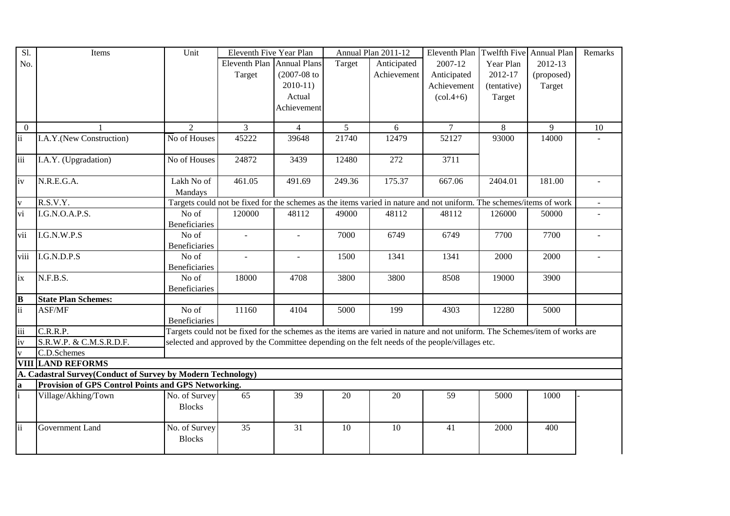| Sl. No. | Items | Unit | Eleventh Five Year Plan | | Annual Plan 2011-12 | | Eleventh Plan 2007-12 Anticipated Achievement (col.4+6) | Twelfth Five Year Plan 2012-17 (tentative) Target | Annual Plan 2012-13 (proposed) Target | Remarks |
|---|---|---|---|---|---|---|---|---|---|---|
| | | | Eleventh Plan Target | Annual Plans (2007-08 to 2010-11) Actual Achievement | Target | Anticipated Achievement | | | | |
| 0 | 1 | 2 | 3 | 4 | 5 | 6 | 7 | 8 | 9 | 10 |
| ii | I.A.Y.(New Construction) | No of Houses | 45222 | 39648 | 21740 | 12479 | 52127 | 93000 | 14000 | - |
| iii | I.A.Y. (Upgradation) | No of Houses | 24872 | 3439 | 12480 | 272 | 3711 | | | |
| iv | N.R.E.G.A. | Lakh No of Mandays | 461.05 | 491.69 | 249.36 | 175.37 | 667.06 | 2404.01 | 181.00 | - |
| v | R.S.V.Y. | | Targets could not be fixed for the schemes as the items varied in nature and not uniform. The schemes/items of work | | | | | | | - |
| vi | I.G.N.O.A.P.S. | No of Beneficiaries | 120000 | 48112 | 49000 | 48112 | 48112 | 126000 | 50000 | - |
| vii | I.G.N.W.P.S | No of Beneficiaries | - | - | 7000 | 6749 | 6749 | 7700 | 7700 | - |
| viii | I.G.N.D.P.S | No of Beneficiaries | - | - | 1500 | 1341 | 1341 | 2000 | 2000 | - |
| ix | N.F.B.S. | No of Beneficiaries | 18000 | 4708 | 3800 | 3800 | 8508 | 19000 | 3900 | |
| **B** | **State Plan Schemes:** | | | | | | | | | |
| ii | ASF/MF | No of Beneficiaries | 11160 | 4104 | 5000 | 199 | 4303 | 12280 | 5000 | |
| iii | C.R.R.P. | | Targets could not be fixed for the schemes as the items are varied in nature and not uniform. The Schemes/item of works are selected and approved by the Committee depending on the felt needs of the people/villages etc. | | | | | | | |
| iv | S.R.W.P. & C.M.S.R.D.F. | | | | | | | | | |
| v | C.D.Schemes | | | | | | | | | |
| **VIII** | **LAND REFORMS** | | | | | | | | | |
| **A. Cadastral Survey(Conduct of Survey by Modern Technology)** | | | | | | | | | | |
| **a** | **Provision of GPS Control Points and GPS Networking.** | | | | | | | | | |
| i | Village/Akhing/Town | No. of Survey Blocks | 65 | 39 | 20 | 20 | 59 | 5000 | 1000 | - |
| ii | Government Land | No. of Survey Blocks | 35 | 31 | 10 | 10 | 41 | 2000 | 400 | |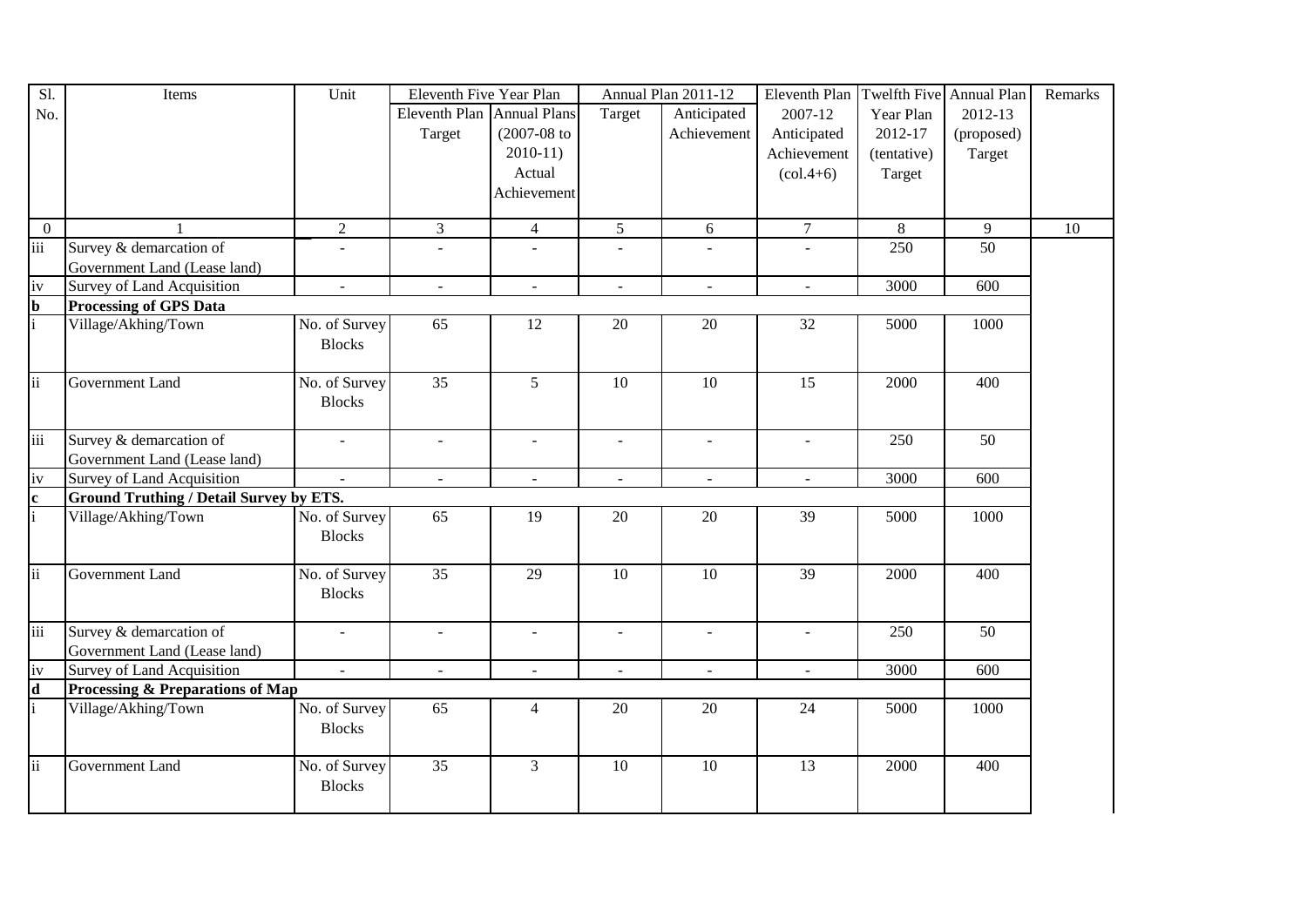| Sl. No. | Items | Unit | Eleventh Five Year Plan | | Annual Plan 2011-12 | | Eleventh Plan 2007-12 Anticipated Achievement (col.4+6) | Twelfth Five Year Plan 2012-17 (tentative) Target | Annual Plan 2012-13 (proposed) Target | Remarks |
|---|---|---|---|---|---|---|---|---|---|---|
| | | | Eleventh Plan Target | Annual Plans (2007-08 to 2010-11) Actual Achievement | Target | Anticipated Achievement | | | | |
| 0 | 1 | 2 | 3 | 4 | 5 | 6 | 7 | 8 | 9 | 10 |
| iii | Survey & demarcation of Government Land (Lease land) | - | - | - | - | - | - | 250 | 50 | |
| iv | Survey of Land Acquisition | - | - | - | - | - | - | 3000 | 600 | |
| **b** | **Processing of GPS Data** | | | | | | | | | |
| i | Village/Akhing/Town | No. of Survey Blocks | 65 | 12 | 20 | 20 | 32 | 5000 | 1000 | |
| ii | Government Land | No. of Survey Blocks | 35 | 5 | 10 | 10 | 15 | 2000 | 400 | |
| iii | Survey & demarcation of Government Land (Lease land) | - | - | - | - | - | - | 250 | 50 | |
| iv | Survey of Land Acquisition | - | - | - | - | - | - | 3000 | 600 | |
| **c** | **Ground Truthing / Detail Survey by ETS.** | | | | | | | | | |
| i | Village/Akhing/Town | No. of Survey Blocks | 65 | 19 | 20 | 20 | 39 | 5000 | 1000 | |
| ii | Government Land | No. of Survey Blocks | 35 | 29 | 10 | 10 | 39 | 2000 | 400 | |
| iii | Survey & demarcation of Government Land (Lease land) | - | - | - | - | - | - | 250 | 50 | |
| iv | Survey of Land Acquisition | - | - | - | - | - | - | 3000 | 600 | |
| **d** | **Processing & Preparations of Map** | | | | | | | | | |
| i | Village/Akhing/Town | No. of Survey Blocks | 65 | 4 | 20 | 20 | 24 | 5000 | 1000 | |
| ii | Government Land | No. of Survey Blocks | 35 | 3 | 10 | 10 | 13 | 2000 | 400 | |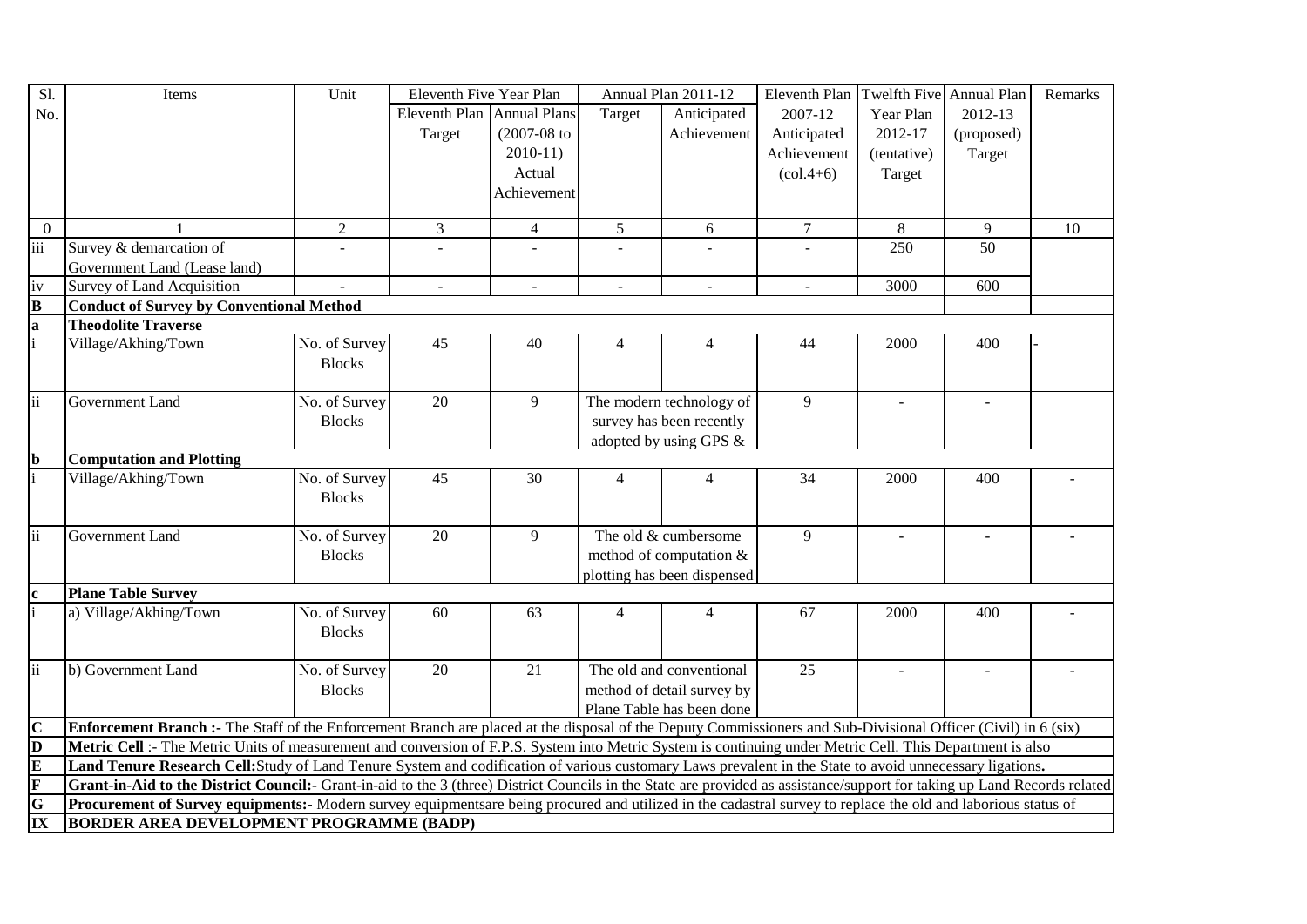| Sl. No. | Items | Unit | Eleventh Five Year Plan | | Annual Plan 2011-12 | | Eleventh Plan 2007-12 Anticipated Achievement (col.4+6) | Twelfth Five Year Plan 2012-17 (tentative) Target | Annual Plan 2012-13 (proposed) Target | Remarks |
|---|---|---|---|---|---|---|---|---|---|---|
| | | | Eleventh Plan Target | Annual Plans (2007-08 to 2010-11) Actual Achievement | Target | Anticipated Achievement | | | | |
| 0 | 1 | 2 | 3 | 4 | 5 | 6 | 7 | 8 | 9 | 10 |
| iii | Survey & demarcation of Government Land (Lease land) | - | - | - | - | - | - | 250 | 50 | |
| iv | Survey of Land Acquisition | - | - | - | - | - | - | 3000 | 600 | |
| **B** | **Conduct of Survey by Conventional Method** | | | | | | | | | |
| **a** | **Theodolite Traverse** | | | | | | | | | |
| i | Village/Akhing/Town | No. of Survey Blocks | 45 | 40 | 4 | 4 | 44 | 2000 | 400 | - |
| ii | Government Land | No. of Survey Blocks | 20 | 9 | The modern technology of survey has been recently adopted by using GPS & | | 9 | - | - | |
| **b** | **Computation and Plotting** | | | | | | | | | |
| i | Village/Akhing/Town | No. of Survey Blocks | 45 | 30 | 4 | 4 | 34 | 2000 | 400 | - |
| ii | Government Land | No. of Survey Blocks | 20 | 9 | The old & cumbersome method of computation & plotting has been dispensed | | 9 | - | - | - |
| **c** | **Plane Table Survey** | | | | | | | | | |
| i | a) Village/Akhing/Town | No. of Survey Blocks | 60 | 63 | 4 | 4 | 67 | 2000 | 400 | - |
| ii | b) Government Land | No. of Survey Blocks | 20 | 21 | The old and conventional method of detail survey by Plane Table has been done | | 25 | - | - | - |
| **C** | **Enforcement Branch :-** The Staff of the Enforcement Branch are placed at the disposal of the Deputy Commissioners and Sub-Divisional Officer (Civil) in 6 (six) | | | | | | | | | |
| **D** | **Metric Cell** :- The Metric Units of measurement and conversion of F.P.S. System into Metric System is continuing under Metric Cell. This Department is also | | | | | | | | | |
| **E** | **Land Tenure Research Cell:** Study of Land Tenure System and codification of various customary Laws prevalent in the State to avoid unnecessary ligations**.** | | | | | | | | | |
| **F** | **Grant-in-Aid to the District Council:-** Grant-in-aid to the 3 (three) District Councils in the State are provided as assistance/support for taking up Land Records related | | | | | | | | | |
| **G** | **Procurement of Survey equipments:-** Modern survey equipmentsare being procured and utilized in the cadastral survey to replace the old and laborious status of | | | | | | | | | |
| **IX** | **BORDER AREA DEVELOPMENT PROGRAMME (BADP)** | | | | | | | | | |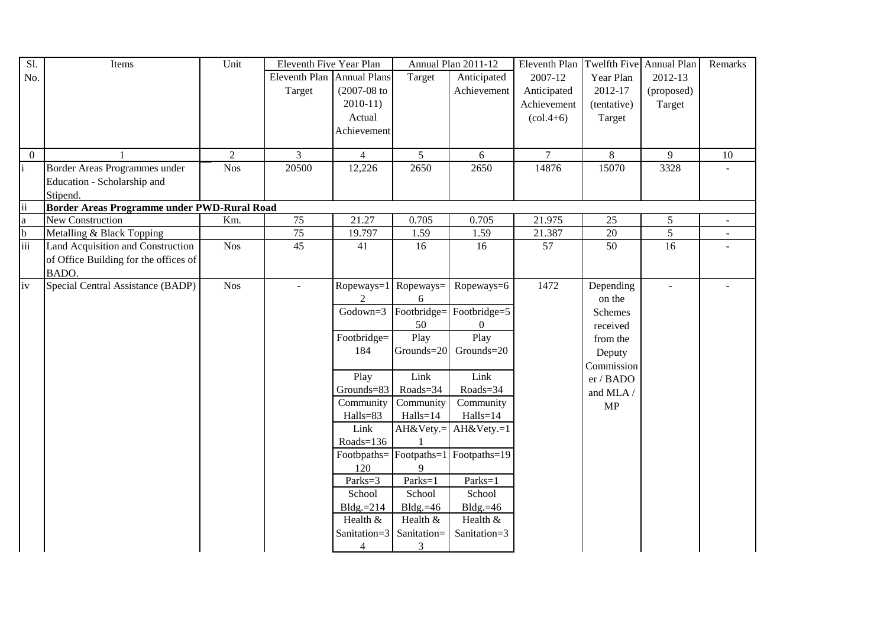| Sl. No. | Items | Unit | Eleventh Five Year Plan | | Annual Plan 2011-12 | | Eleventh Plan 2007-12 Anticipated Achievement (col.4+6) | Twelfth Five Year Plan 2012-17 (tentative) Target | Annual Plan 2012-13 (proposed) Target | Remarks |
|---|---|---|---|---|---|---|---|---|---|---|
| | | | Eleventh Plan Target | Annual Plans (2007-08 to 2010-11) Actual Achievement | Target | Anticipated Achievement | | | | |
| 0 | 1 | 2 | 3 | 4 | 5 | 6 | 7 | 8 | 9 | 10 |
| i | Border Areas Programmes under Education - Scholarship and Stipend. | Nos | 20500 | 12,226 | 2650 | 2650 | 14876 | 15070 | 3328 | - |
| ii | **Border Areas Programme under PWD-Rural Road** | | | | | | | | | |
| a | New Construction | Km. | 75 | 21.27 | 0.705 | 0.705 | 21.975 | 25 | 5 | - |
| b | Metalling & Black Topping | | 75 | 19.797 | 1.59 | 1.59 | 21.387 | 20 | 5 | - |
| iii | Land Acquisition and Construction of Office Building for the offices of BADO. | Nos | 45 | 41 | 16 | 16 | 57 | 50 | 16 | - |
| iv | Special Central Assistance (BADP) | Nos | - | Ropeways=12 | Ropeways=6 | Ropeways=6 | 1472 | Depending on the Schemes received from the Deputy Commissioner / BADO and MLA / MP | - | - |
| | | | | Godown=3 | Footbridge=50 | Footbridge=50 | | | | |
| | | | | Footbridge=184 | Play Grounds=20 | Play Grounds=20 | | | | |
| | | | | Play Grounds=83 | Link Roads=34 | Link Roads=34 | | | | |
| | | | | Community Halls=83 | Community Halls=14 | Community Halls=14 | | | | |
| | | | | Link Roads=136 | AH&Vety.=1 | AH&Vety.=1 | | | | |
| | | | | Footbpaths=120 | Footpaths=19 | Footpaths=19 | | | | |
| | | | | Parks=3 | Parks=1 | Parks=1 | | | | |
| | | | | School Bldg.=214 | School Bldg.=46 | School Bldg.=46 | | | | |
| | | | | Health & Sanitation=34 | Health & Sanitation=3 | Health & Sanitation=3 | | | | |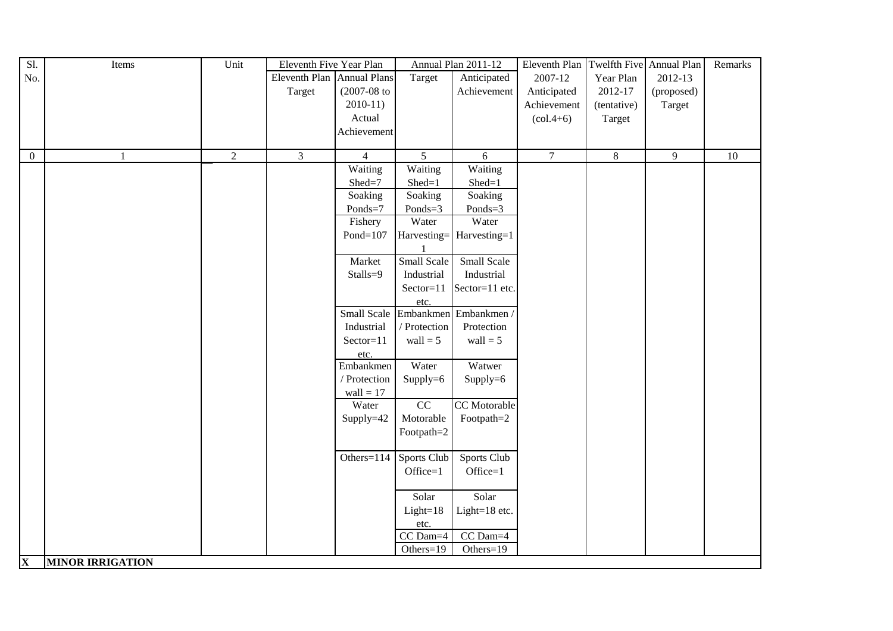| Sl. No. | Items | Unit | Eleventh Five Year Plan | | Annual Plan 2011-12 | | Eleventh Plan 2007-12 Anticipated Achievement (col.4+6) | Twelfth Five Year Plan 2012-17 (tentative) Target | Annual Plan 2012-13 (proposed) Target | Remarks |
|---|---|---|---|---|---|---|---|---|---|---|
| | | | Eleventh Plan Target | Annual Plans (2007-08 to 2010-11) Actual Achievement | Target | Anticipated Achievement | | | | |
| 0 | 1 | 2 | 3 | 4 | 5 | 6 | 7 | 8 | 9 | 10 |
| | | | | Waiting Shed=7 | Waiting Shed=1 | Waiting Shed=1 | | | | |
| | | | | Soaking Ponds=7 | Soaking Ponds=3 | Soaking Ponds=3 | | | | |
| | | | | Fishery Pond=107 | Water Harvesting=1 | Water Harvesting=1 | | | | |
| | | | | Market Stalls=9 | Small Scale Industrial Sector=11 etc. | Small Scale Industrial Sector=11 etc. | | | | |
| | | | | Small Scale Industrial Sector=11 etc. | Embankmen / Protection wall = 5 | Embankmen / Protection wall = 5 | | | | |
| | | | | Embankmen / Protection wall = 17 | Water Supply=6 | Watwer Supply=6 | | | | |
| | | | | Water Supply=42 | CC Motorable Footpath=2 | CC Motorable Footpath=2 | | | | |
| | | | | Others=114 | Sports Club Office=1 | Sports Club Office=1 | | | | |
| | | | | | Solar Light=18 etc. | Solar Light=18 etc. | | | | |
| | | | | | CC Dam=4 | CC Dam=4 | | | | |
| | | | | | Others=19 | Others=19 | | | | |
| **X** | **MINOR IRRIGATION** | | | | | | | | | |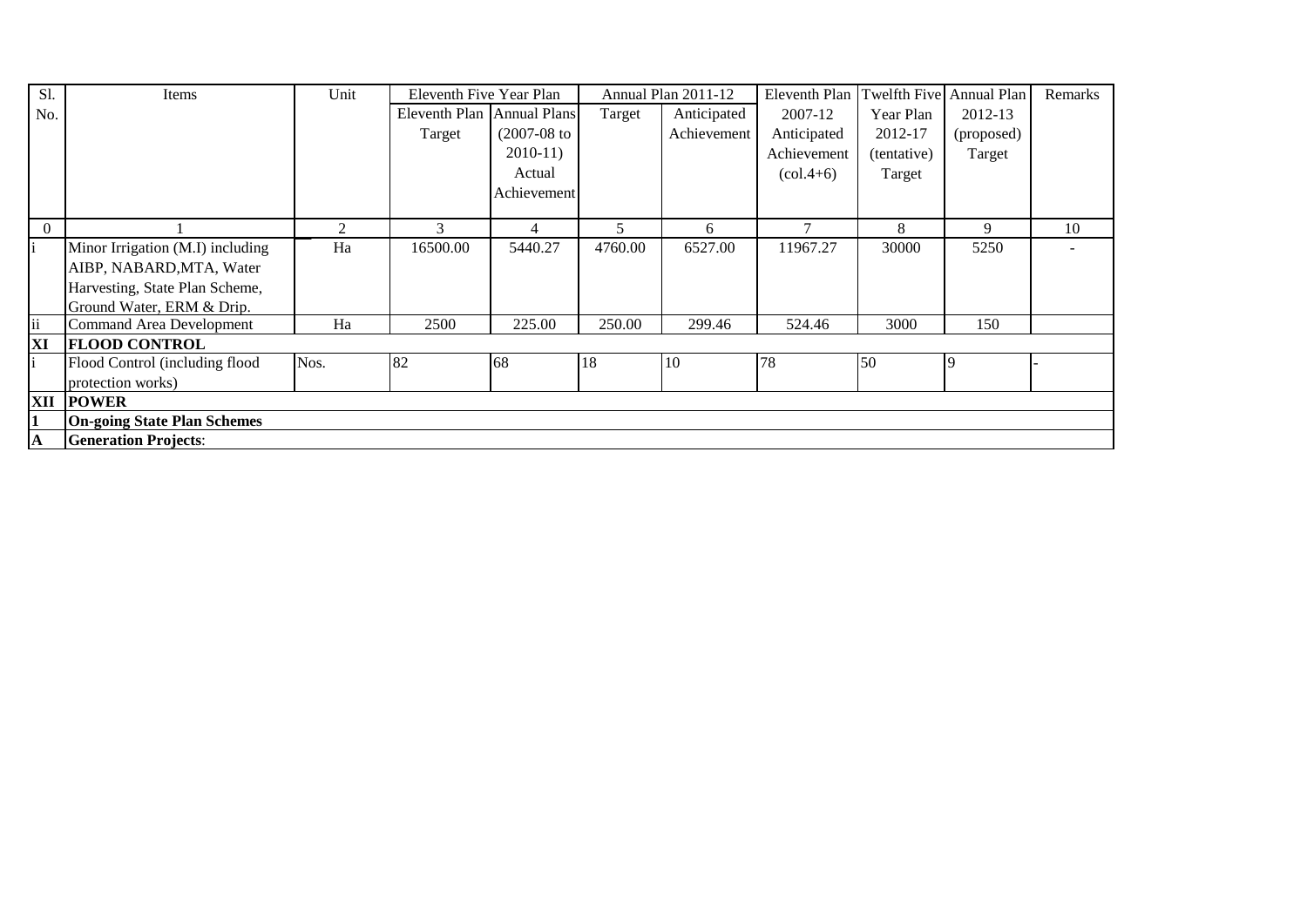| Sl. No. | Items | Unit | Eleventh Five Year Plan | | Annual Plan 2011-12 | | Eleventh Plan 2007-12 Anticipated Achievement (col.4+6) | Twelfth Five Year Plan 2012-17 (tentative) Target | Annual Plan 2012-13 (proposed) Target | Remarks |
|---|---|---|---|---|---|---|---|---|---|---|
| | | | Eleventh Plan Target | Annual Plans (2007-08 to 2010-11) Actual Achievement | Target | Anticipated Achievement | | | | |
| 0 | 1 | 2 | 3 | 4 | 5 | 6 | 7 | 8 | 9 | 10 |
| i | Minor Irrigation (M.I) including AIBP, NABARD,MTA, Water Harvesting, State Plan Scheme, Ground Water, ERM & Drip. | Ha | 16500.00 | 5440.27 | 4760.00 | 6527.00 | 11967.27 | 30000 | 5250 | - |
| ii | Command Area Development | Ha | 2500 | 225.00 | 250.00 | 299.46 | 524.46 | 3000 | 150 | |
| **XI** | **FLOOD CONTROL** | | | | | | | | | |
| i | Flood Control (including flood protection works) | Nos. | 82 | 68 | 18 | 10 | 78 | 50 | 9 | - |
| **XII** | **POWER** | | | | | | | | | |
| **1** | **On-going State Plan Schemes** | | | | | | | | | |
| **A** | **Generation Projects**: | | | | | | | | | |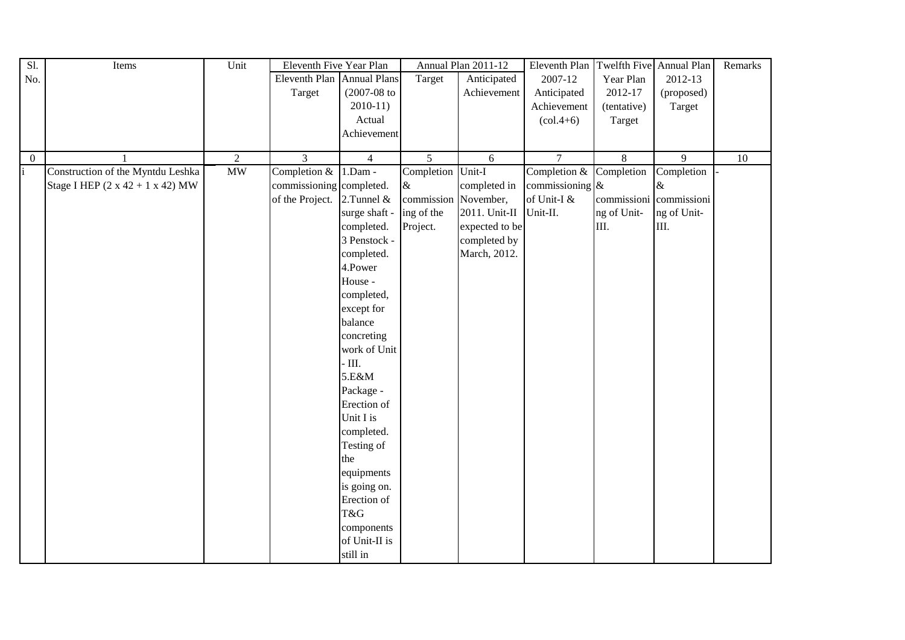| Sl. No. | Items | Unit | Eleventh Five Year Plan | | Annual Plan 2011-12 | | Eleventh Plan 2007-12 Anticipated Achievement (col.4+6) | Twelfth Five Year Plan 2012-17 (tentative) Target | Annual Plan 2012-13 (proposed) Target | Remarks |
|---|---|---|---|---|---|---|---|---|---|---|
| | | | Eleventh Plan Target | Annual Plans (2007-08 to 2010-11) Actual Achievement | Target | Anticipated Achievement | | | | |
| 0 | 1 | 2 | 3 | 4 | 5 | 6 | 7 | 8 | 9 | 10 |
| i | Construction of the Myntdu Leshka Stage I HEP (2 x 42 + 1 x 42) MW | MW | Completion & commissioning of the Project. | 1.Dam - completed. 2.Tunnel & surge shaft - completed. 3 Penstock - completed. 4.Power House - completed, except for balance concreting work of Unit - III. 5.E&M Package - Erection of Unit I is completed. Testing of the equipments is going on. Erection of T&G components of Unit-II is still in | Completion & commissioning of the Project. | Unit-I completed in November, 2011. Unit-II expected to be completed by March, 2012. | Completion & commissioning of Unit-I & Unit-II. | Completion & commissioning of Unit-III. | Completion & commissioning of Unit-III. | - |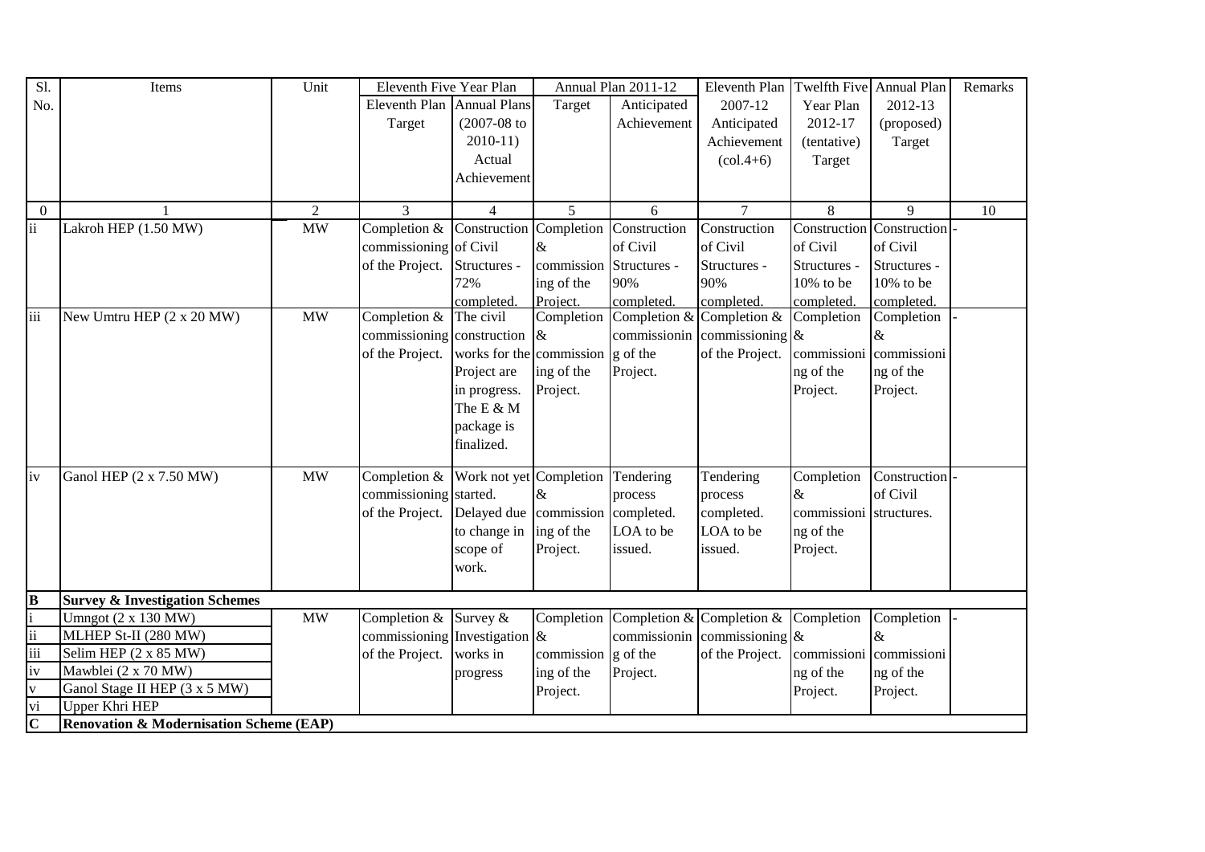| Sl. No. | Items | Unit | Eleventh Five Year Plan | | Annual Plan 2011-12 | | Eleventh Plan 2007-12 Anticipated Achievement (col.4+6) | Twelfth Five Year Plan 2012-17 (tentative) Target | Annual Plan 2012-13 (proposed) Target | Remarks |
|---|---|---|---|---|---|---|---|---|---|---|
| | | | Eleventh Plan Target | Annual Plans (2007-08 to 2010-11) Actual Achievement | Target | Anticipated Achievement | | | | |
| 0 | 1 | 2 | 3 | 4 | 5 | 6 | 7 | 8 | 9 | 10 |
| ii | Lakroh HEP (1.50 MW) | MW | Completion & commissioning of the Project. | Construction of Civil Structures - 72% completed. | Completion & commissioning of the Project. | Construction of Civil Structures - 90% completed. | Construction of Civil Structures - 90% completed. | Construction of Civil Structures - 10% to be completed. | Construction of Civil Structures - 10% to be completed. | - |
| iii | New Umtru HEP (2 x 20 MW) | MW | Completion & commissioning of the Project. | The civil construction works for the Project are in progress. The E & M package is finalized. | Completion & commissioning of the Project. | Completion & commissioning of the Project. | Completion & commissioning of the Project. | Completion & commissioning of the Project. | Completion & commissioning of the Project. | - |
| iv | Ganol HEP (2 x 7.50 MW) | MW | Completion & commissioning of the Project. | Work not yet started. Delayed due to change in scope of work. | Completion & commissioning of the Project. | Tendering process completed. LOA to be issued. | Tendering process completed. LOA to be issued. | Completion & commissioning of the Project. | Construction of Civil structures. | - |
| **B** | **Survey & Investigation Schemes** | | | | | | | | | |
| i | Umngot (2 x 130 MW) | MW | Completion & commissioning of the Project. | Survey & Investigation works in progress | Completion & commissioning of the Project. | Completion & commissioning of the Project. | Completion & commissioning of the Project. | Completion & commissioning of the Project. | Completion & commissioning of the Project. | - |
| ii | MLHEP St-II (280 MW) | | | | | | | | | |
| iii | Selim HEP (2 x 85 MW) | | | | | | | | | |
| iv | Mawblei (2 x 70 MW) | | | | | | | | | |
| v | Ganol Stage II HEP (3 x 5 MW) | | | | | | | | | |
| vi | Upper Khri HEP | | | | | | | | | |
| **C** | **Renovation & Modernisation Scheme (EAP)** | | | | | | | | | |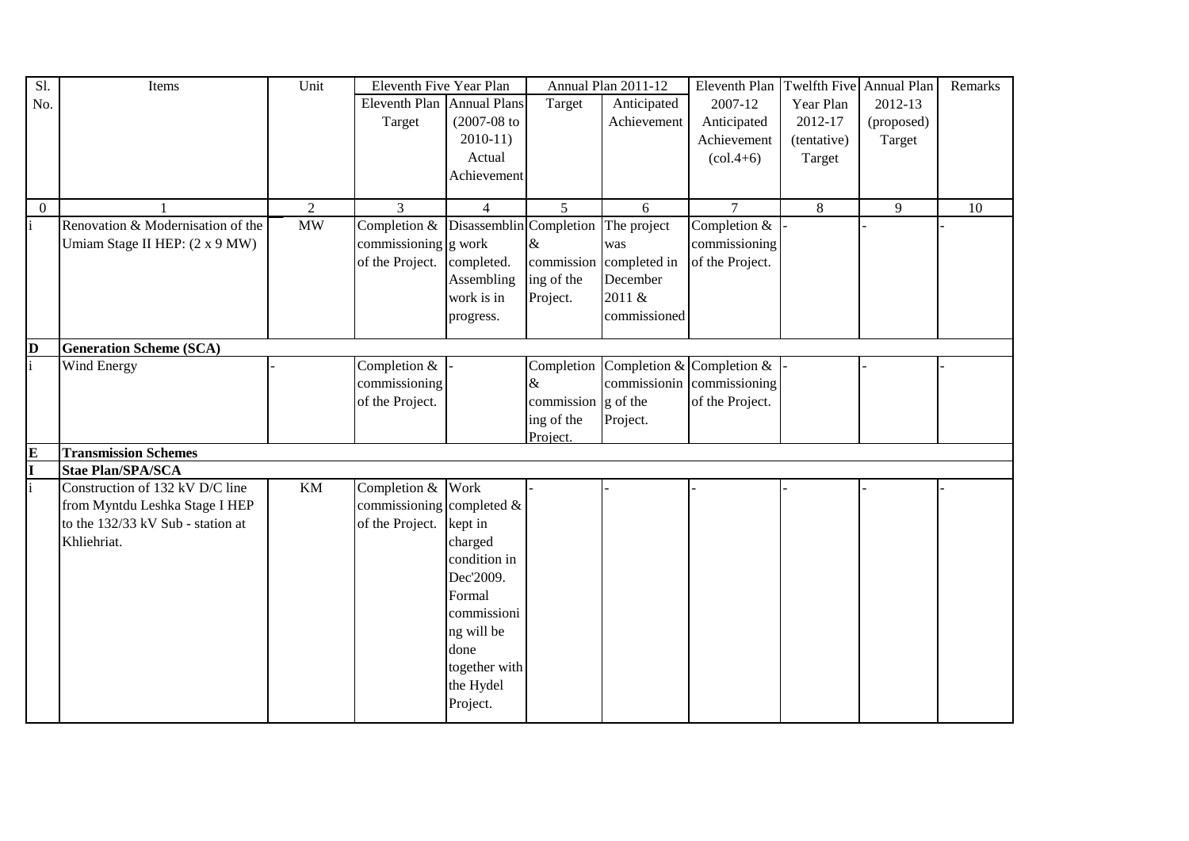| Sl. No. | Items | Unit | Eleventh Five Year Plan | | Annual Plan 2011-12 | | Eleventh Plan 2007-12 Anticipated Achievement (col.4+6) | Twelfth Five Year Plan 2012-17 (tentative) Target | Annual Plan 2012-13 (proposed) Target | Remarks |
|---|---|---|---|---|---|---|---|---|---|---|
| | | | Eleventh Plan Target | Annual Plans (2007-08 to 2010-11) Actual Achievement | Target | Anticipated Achievement | | | | |
| 0 | 1 | 2 | 3 | 4 | 5 | 6 | 7 | 8 | 9 | 10 |
| i | Renovation & Modernisation of the Umiam Stage II HEP: (2 x 9 MW) | MW | Completion & commissioning of the Project. | Disassembling work completed. Assembling work is in progress. | Completion & commissioning of the Project. | The project was completed in December 2011 & commissioned | Completion & commissioning of the Project. | - | - | - |
| **D** | **Generation Scheme (SCA)** | | | | | | | | | |
| i | Wind Energy | - | Completion & commissioning of the Project. | - | Completion & commissioning of the Project. | Completion & commissioning of the Project. | Completion & commissioning of the Project. | - | - | - |
| **E** | **Transmission Schemes** | | | | | | | | | |
| **I** | **Stae Plan/SPA/SCA** | | | | | | | | | |
| i | Construction of 132 kV D/C line from Myntdu Leshka Stage I HEP to the 132/33 kV Sub - station at Khliehriat. | KM | Completion & commissioning of the Project. | Work completed & kept in charged condition in Dec'2009. Formal commissioning will be done together with the Hydel Project. | - | - | - | - | - | - |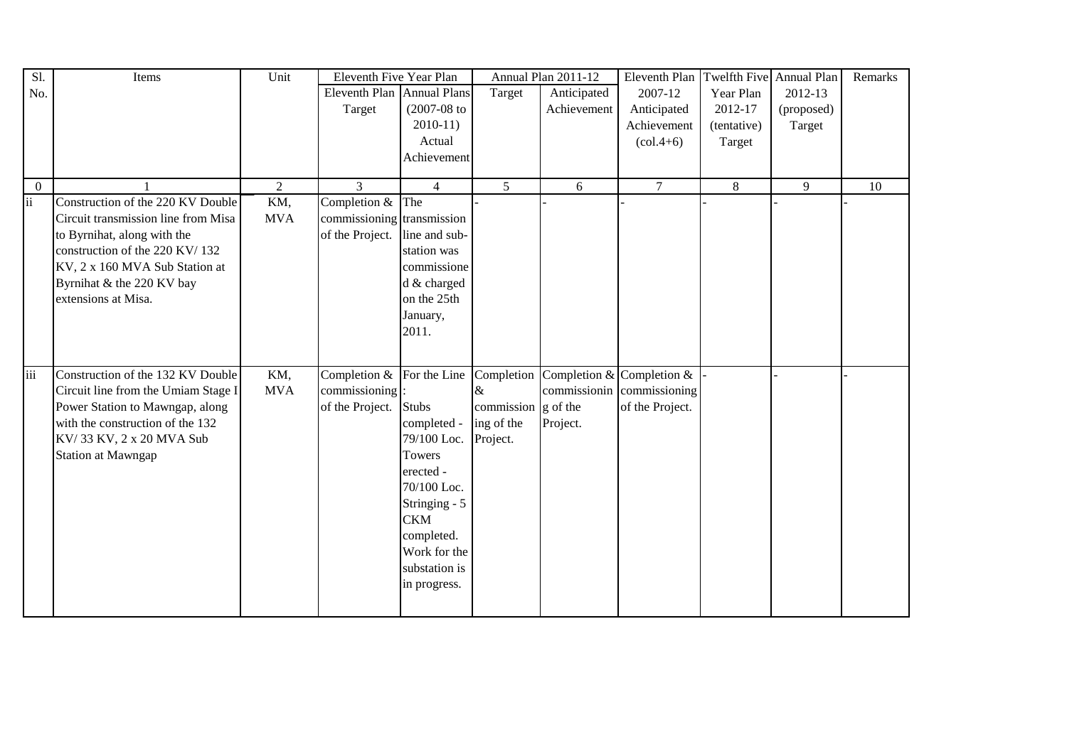| Sl. No. | Items | Unit | Eleventh Five Year Plan | | Annual Plan 2011-12 | | Eleventh Plan 2007-12 Anticipated Achievement (col.4+6) | Twelfth Five Year Plan 2012-17 (tentative) Target | Annual Plan 2012-13 (proposed) Target | Remarks |
|---|---|---|---|---|---|---|---|---|---|---|
| | | | Eleventh Plan Target | Annual Plans (2007-08 to 2010-11) Actual Achievement | Target | Anticipated Achievement | | | | |
| 0 | 1 | 2 | 3 | 4 | 5 | 6 | 7 | 8 | 9 | 10 |
| ii | Construction of the 220 KV Double Circuit transmission line from Misa to Byrnihat, along with the construction of the 220 KV/ 132 KV, 2 x 160 MVA Sub Station at Byrnihat & the 220 KV bay extensions at Misa. | KM, MVA | Completion & commissioning of the Project. | The transmission line and sub-station was commissioned & charged on the 25th January, 2011. | - | - | - | - | - | - |
| iii | Construction of the 132 KV Double Circuit line from the Umiam Stage I Power Station to Mawngap, along with the construction of the 132 KV/ 33 KV, 2 x 20 MVA Sub Station at Mawngap | KM, MVA | Completion & commissioning of the Project. | For the Line : Stubs completed - 79/100 Loc. Towers erected - 70/100 Loc. Stringing - 5 CKM completed. Work for the substation is in progress. | Completion & commissioning of the Project. | Completion & commissioning of the Project. | Completion & commissioning of the Project. | - | - | - |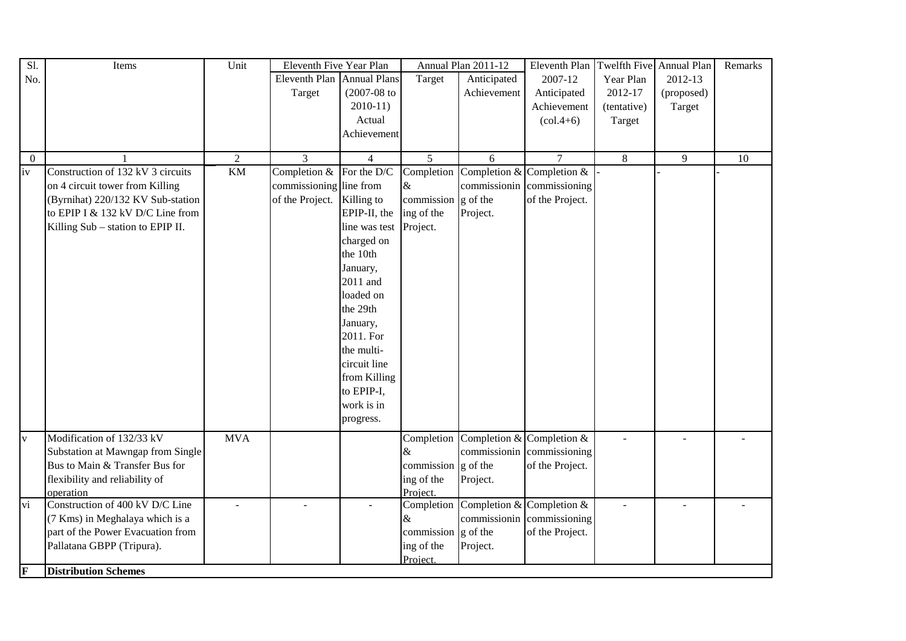| Sl. No. | Items | Unit | Eleventh Five Year Plan | | Annual Plan 2011-12 | | Eleventh Plan 2007-12 Anticipated Achievement (col.4+6) | Twelfth Five Year Plan 2012-17 (tentative) Target | Annual Plan 2012-13 (proposed) Target | Remarks |
|---|---|---|---|---|---|---|---|---|---|---|
| | | | Eleventh Plan Target | Annual Plans (2007-08 to 2010-11) Actual Achievement | Target | Anticipated Achievement | | | | |
| 0 | 1 | 2 | 3 | 4 | 5 | 6 | 7 | 8 | 9 | 10 |
| iv | Construction of 132 kV 3 circuits on 4 circuit tower from Killing (Byrnihat) 220/132 KV Sub-station to EPIP I & 132 kV D/C Line from Killing Sub – station to EPIP II. | KM | Completion & commissioning of the Project. | For the D/C line from Killing to EPIP-II, the line was test charged on the 10th January, 2011 and loaded on the 29th January, 2011. For the multi-circuit line from Killing to EPIP-I, work is in progress. | Completion & commissioning of the Project. | Completion & commissioning of the Project. | Completion & commissioning of the Project. | - | - | - |
| v | Modification of 132/33 kV Substation at Mawngap from Single Bus to Main & Transfer Bus for flexibility and reliability of operation | MVA | | | Completion & commissioning of the Project. | Completion & commissioning of the Project. | Completion & commissioning of the Project. | - | - | - |
| vi | Construction of 400 kV D/C Line (7 Kms) in Meghalaya which is a part of the Power Evacuation from Pallatana GBPP (Tripura). | - | - | - | Completion & commissioning of the Project. | Completion & commissioning of the Project. | Completion & commissioning of the Project. | - | - | - |
| **F** | **Distribution Schemes** | | | | | | | | | |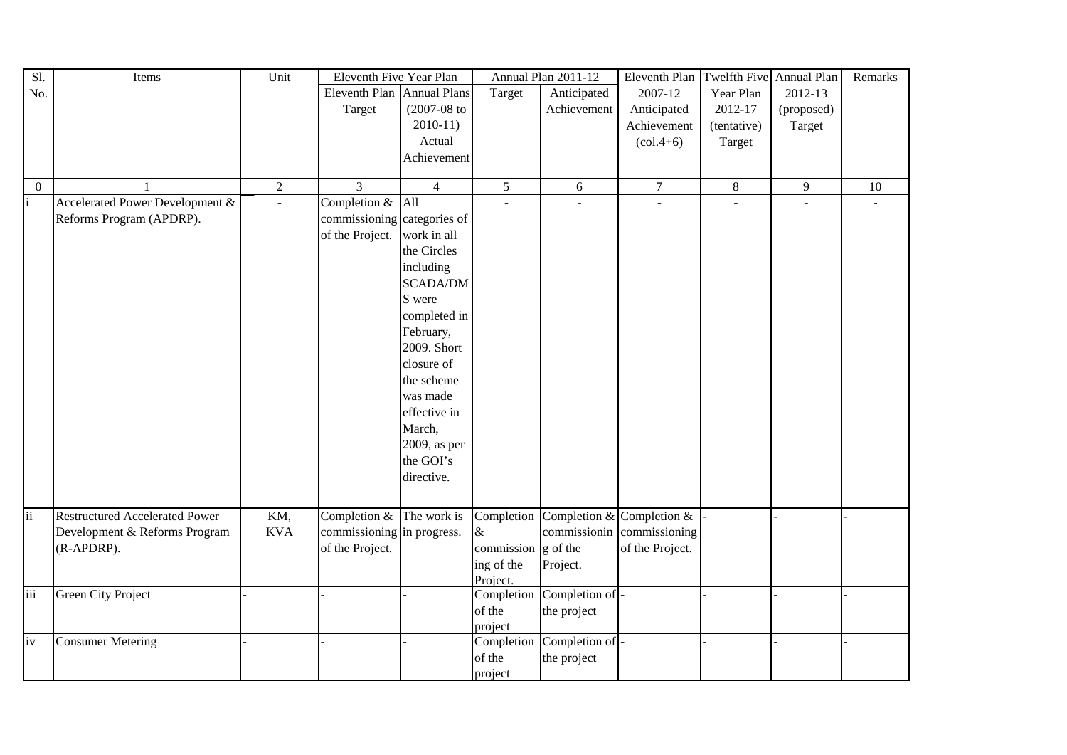| Sl. No. | Items | Unit | Eleventh Five Year Plan | | Annual Plan 2011-12 | | Eleventh Plan 2007-12 Anticipated Achievement (col.4+6) | Twelfth Five Year Plan 2012-17 (tentative) Target | Annual Plan 2012-13 (proposed) Target | Remarks |
|---|---|---|---|---|---|---|---|---|---|---|
| | | | Eleventh Plan Target | Annual Plans (2007-08 to 2010-11) Actual Achievement | Target | Anticipated Achievement | | | | |
| 0 | 1 | 2 | 3 | 4 | 5 | 6 | 7 | 8 | 9 | 10 |
| i | Accelerated Power Development & Reforms Program (APDRP). | - | Completion & commissioning of the Project. | All categories of work in all the Circles including SCADA/DMS were completed in February, 2009. Short closure of the scheme was made effective in March, 2009, as per the GOI's directive. | - | - | - | - | - | - |
| ii | Restructured Accelerated Power Development & Reforms Program (R-APDRP). | KM, KVA | Completion & commissioning of the Project. | The work is in progress. | Completion & commissioning of the Project. | Completion & commissioning of the Project. | Completion & commissioning of the Project. | - | - | - |
| iii | Green City Project | - | - | - | Completion of the project | Completion of the project | - | - | - | - |
| iv | Consumer Metering | - | - | - | Completion of the project | Completion of the project | - | - | - | - |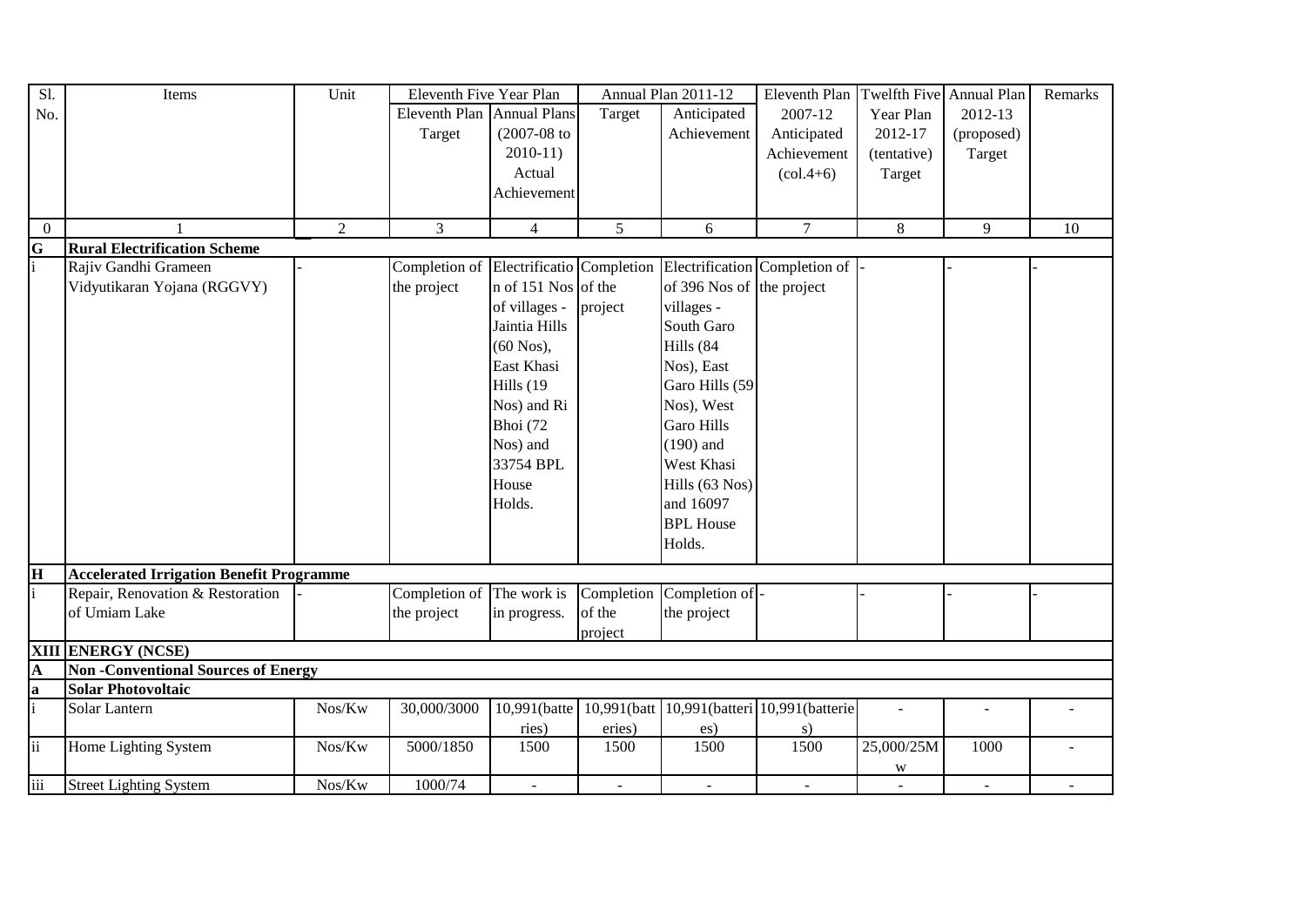| Sl. No. | Items | Unit | Eleventh Five Year Plan | | Annual Plan 2011-12 | | Eleventh Plan 2007-12 Anticipated Achievement (col.4+6) | Twelfth Five Year Plan 2012-17 (tentative) Target | Annual Plan 2012-13 (proposed) Target | Remarks |
|---|---|---|---|---|---|---|---|---|---|---|
| | | | Eleventh Plan Target | Annual Plans (2007-08 to 2010-11) Actual Achievement | Target | Anticipated Achievement | | | | |
| 0 | 1 | 2 | 3 | 4 | 5 | 6 | 7 | 8 | 9 | 10 |
| **G** | **Rural Electrification Scheme** | | | | | | | | | |
| i | Rajiv Gandhi Grameen Vidyutikaran Yojana (RGGVY) | - | Completion of the project | Electrification of 151 Nos of villages - Jaintia Hills (60 Nos), East Khasi Hills (19 Nos) and Ri Bhoi (72 Nos) and 33754 BPL House Holds. | Completion of the project | Electrification of 396 Nos of villages - South Garo Hills (84 Nos), East Garo Hills (59 Nos), West Garo Hills (190) and West Khasi Hills (63 Nos) and 16097 BPL House Holds. | Completion of the project | - | - | - |
| **H** | **Accelerated Irrigation Benefit Programme** | | | | | | | | | |
| i | Repair, Renovation & Restoration of Umiam Lake | - | Completion of the project | The work is in progress. | Completion of the project | Completion of the project | - | - | - | - |
| **XIII** | **ENERGY (NCSE)** | | | | | | | | | |
| **A** | **Non -Conventional Sources of Energy** | | | | | | | | | |
| **a** | **Solar Photovoltaic** | | | | | | | | | |
| i | Solar Lantern | Nos/Kw | 30,000/3000 | 10,991(batteries) | 10,991(batteries) | 10,991(batteries) | 10,991(batteries) | - | - | - |
| ii | Home Lighting System | Nos/Kw | 5000/1850 | 1500 | 1500 | 1500 | 1500 | 25,000/25Mw | 1000 | - |
| iii | Street Lighting System | Nos/Kw | 1000/74 | - | - | - | - | - | - | - |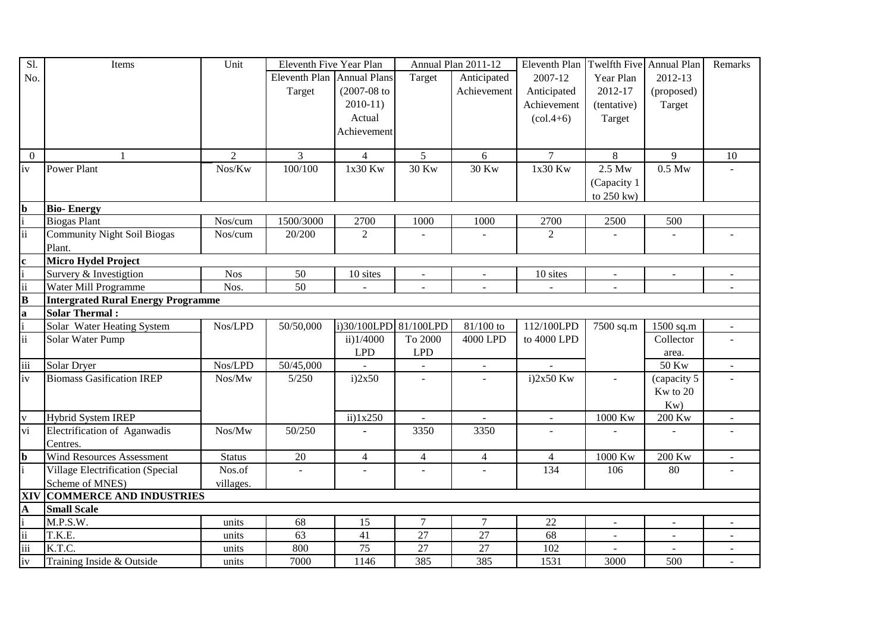| Sl. No. | Items | Unit | Eleventh Five Year Plan | | Annual Plan 2011-12 | | Eleventh Plan 2007-12 Anticipated Achievement (col.4+6) | Twelfth Five Year Plan 2012-17 (tentative) Target | Annual Plan 2012-13 (proposed) Target | Remarks |
|---|---|---|---|---|---|---|---|---|---|---|
| | | | Eleventh Plan Target | Annual Plans (2007-08 to 2010-11) Actual Achievement | Target | Anticipated Achievement | | | | |
| 0 | 1 | 2 | 3 | 4 | 5 | 6 | 7 | 8 | 9 | 10 |
| iv | Power Plant | Nos/Kw | 100/100 | 1x30 Kw | 30 Kw | 30 Kw | 1x30 Kw | 2.5 Mw (Capacity 1 to 250 kw) | 0.5 Mw | - |
| **b** | **Bio- Energy** | | | | | | | | | |
| i | Biogas Plant | Nos/cum | 1500/3000 | 2700 | 1000 | 1000 | 2700 | 2500 | 500 | |
| ii | Community Night Soil Biogas Plant. | Nos/cum | 20/200 | 2 | - | - | 2 | - | - | - |
| **c** | **Micro Hydel Project** | | | | | | | | | |
| i | Survery & Investigtion | Nos | 50 | 10 sites | - | - | 10 sites | - | - | - |
| ii | Water Mill Programme | Nos. | 50 | - | - | - | - | - | | - |
| **B** | **Intergrated Rural Energy Programme** | | | | | | | | | |
| **a** | **Solar Thermal :** | | | | | | | | | |
| i | Solar Water Heating System | Nos/LPD | 50/50,000 | i)30/100LPD | 81/100LPD | 81/100 to | 112/100LPD | 7500 sq.m | 1500 sq.m | - |
| ii | Solar Water Pump | | | ii)1/4000 LPD | To 2000 LPD | 4000 LPD | to 4000 LPD | | Collector area. | - |
| iii | Solar Dryer | Nos/LPD | 50/45,000 | - | - | - | - | | 50 Kw | - |
| iv | Biomass Gasification IREP | Nos/Mw | 5/250 | i)2x50 | - | - | i)2x50 Kw | - | (capacity 5 Kw to 20 Kw) | - |
| v | Hybrid System IREP | | | ii)1x250 | - | - | - | 1000 Kw | 200 Kw | - |
| vi | Electrification of Aganwadis Centres. | Nos/Mw | 50/250 | - | 3350 | 3350 | - | - | - | - |
| **b** | Wind Resources Assessment | Status | 20 | 4 | 4 | 4 | 4 | 1000 Kw | 200 Kw | - |
| i | Village Electrification (Special Scheme of MNES) | Nos.of villages. | - | - | - | - | 134 | 106 | 80 | - |
| **XIV** | **COMMERCE AND INDUSTRIES** | | | | | | | | | |
| **A** | **Small Scale** | | | | | | | | | |
| i | M.P.S.W. | units | 68 | 15 | 7 | 7 | 22 | - | - | - |
| ii | T.K.E. | units | 63 | 41 | 27 | 27 | 68 | - | - | - |
| iii | K.T.C. | units | 800 | 75 | 27 | 27 | 102 | - | - | - |
| iv | Training Inside & Outside | units | 7000 | 1146 | 385 | 385 | 1531 | 3000 | 500 | - |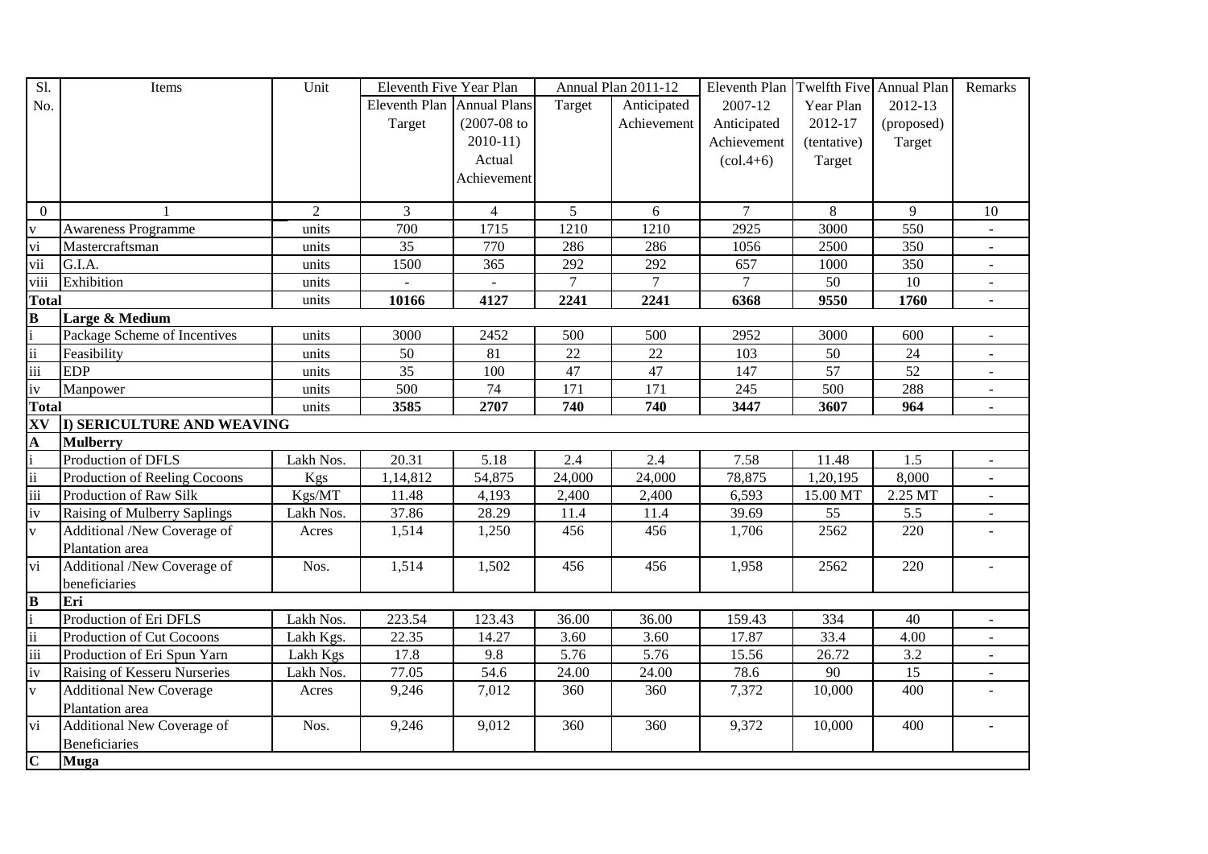| Sl. No. | Items | Unit | Eleventh Five Year Plan | | Annual Plan 2011-12 | | Eleventh Plan 2007-12 Anticipated Achievement (col.4+6) | Twelfth Five Year Plan 2012-17 (tentative) Target | Annual Plan 2012-13 (proposed) Target | Remarks |
|---|---|---|---|---|---|---|---|---|---|---|
| | | | Eleventh Plan Target | Annual Plans (2007-08 to 2010-11) Actual Achievement | Target | Anticipated Achievement | | | | |
| 0 | 1 | 2 | 3 | 4 | 5 | 6 | 7 | 8 | 9 | 10 |
| v | Awareness Programme | units | 700 | 1715 | 1210 | 1210 | 2925 | 3000 | 550 | - |
| vi | Mastercraftsman | units | 35 | 770 | 286 | 286 | 1056 | 2500 | 350 | - |
| vii | G.I.A. | units | 1500 | 365 | 292 | 292 | 657 | 1000 | 350 | - |
| viii | Exhibition | units | - | - | 7 | 7 | 7 | 50 | 10 | - |
| **Total** | | units | **10166** | **4127** | **2241** | **2241** | **6368** | **9550** | **1760** | - |
| **B** | **Large & Medium** | | | | | | | | | |
| i | Package Scheme of Incentives | units | 3000 | 2452 | 500 | 500 | 2952 | 3000 | 600 | - |
| ii | Feasibility | units | 50 | 81 | 22 | 22 | 103 | 50 | 24 | - |
| iii | EDP | units | 35 | 100 | 47 | 47 | 147 | 57 | 52 | - |
| iv | Manpower | units | 500 | 74 | 171 | 171 | 245 | 500 | 288 | - |
| **Total** | | units | **3585** | **2707** | **740** | **740** | **3447** | **3607** | **964** | - |
| **XV** | **I) SERICULTURE AND WEAVING** | | | | | | | | | |
| **A** | **Mulberry** | | | | | | | | | |
| i | Production of DFLS | Lakh Nos. | 20.31 | 5.18 | 2.4 | 2.4 | 7.58 | 11.48 | 1.5 | - |
| ii | Production of Reeling Cocoons | Kgs | 1,14,812 | 54,875 | 24,000 | 24,000 | 78,875 | 1,20,195 | 8,000 | - |
| iii | Production of Raw Silk | Kgs/MT | 11.48 | 4,193 | 2,400 | 2,400 | 6,593 | 15.00 MT | 2.25 MT | - |
| iv | Raising of Mulberry Saplings | Lakh Nos. | 37.86 | 28.29 | 11.4 | 11.4 | 39.69 | 55 | 5.5 | - |
| v | Additional /New Coverage of Plantation area | Acres | 1,514 | 1,250 | 456 | 456 | 1,706 | 2562 | 220 | - |
| vi | Additional /New Coverage of beneficiaries | Nos. | 1,514 | 1,502 | 456 | 456 | 1,958 | 2562 | 220 | - |
| **B** | **Eri** | | | | | | | | | |
| i | Production of Eri DFLS | Lakh Nos. | 223.54 | 123.43 | 36.00 | 36.00 | 159.43 | 334 | 40 | - |
| ii | Production of Cut Cocoons | Lakh Kgs. | 22.35 | 14.27 | 3.60 | 3.60 | 17.87 | 33.4 | 4.00 | - |
| iii | Production of Eri Spun Yarn | Lakh Kgs | 17.8 | 9.8 | 5.76 | 5.76 | 15.56 | 26.72 | 3.2 | - |
| iv | Raising of Kesseru Nurseries | Lakh Nos. | 77.05 | 54.6 | 24.00 | 24.00 | 78.6 | 90 | 15 | - |
| v | Additional New Coverage Plantation area | Acres | 9,246 | 7,012 | 360 | 360 | 7,372 | 10,000 | 400 | - |
| vi | Additional New Coverage of Beneficiaries | Nos. | 9,246 | 9,012 | 360 | 360 | 9,372 | 10,000 | 400 | - |
| **C** | **Muga** | | | | | | | | | |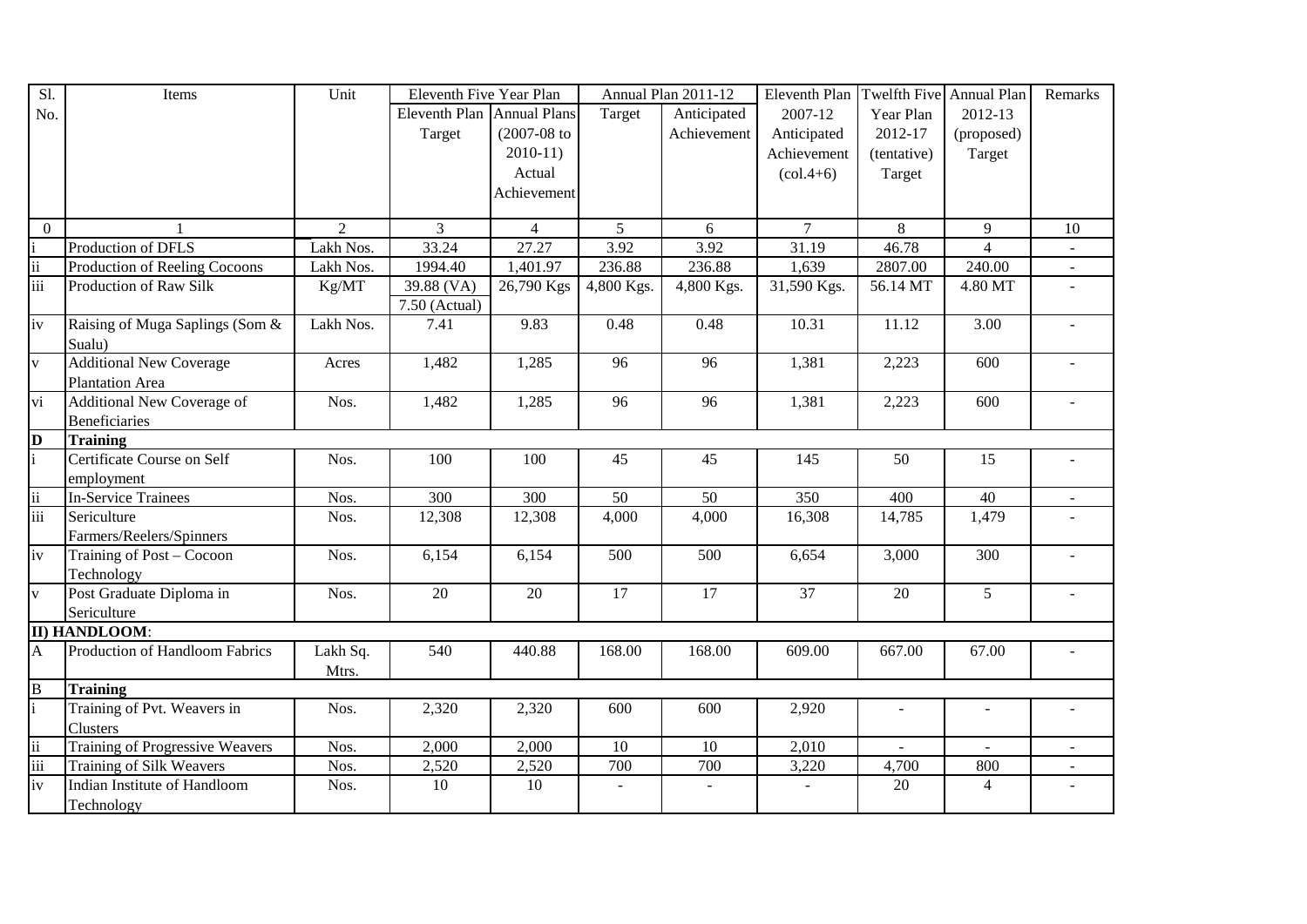| Sl. No. | Items | Unit | Eleventh Five Year Plan | | Annual Plan 2011-12 | | Eleventh Plan 2007-12 Anticipated Achievement (col.4+6) | Twelfth Five Year Plan 2012-17 (tentative) Target | Annual Plan 2012-13 (proposed) Target | Remarks |
|---|---|---|---|---|---|---|---|---|---|---|
| | | | Eleventh Plan Target | Annual Plans (2007-08 to 2010-11) Actual Achievement | Target | Anticipated Achievement | | | | |
| 0 | 1 | 2 | 3 | 4 | 5 | 6 | 7 | 8 | 9 | 10 |
| i | Production of DFLS | Lakh Nos. | 33.24 | 27.27 | 3.92 | 3.92 | 31.19 | 46.78 | 4 | - |
| ii | Production of Reeling Cocoons | Lakh Nos. | 1994.40 | 1,401.97 | 236.88 | 236.88 | 1,639 | 2807.00 | 240.00 | - |
| iii | Production of Raw Silk | Kg/MT | 39.88 (VA) 7.50 (Actual) | 26,790 Kgs | 4,800 Kgs. | 4,800 Kgs. | 31,590 Kgs. | 56.14 MT | 4.80 MT | - |
| iv | Raising of Muga Saplings (Som & Sualu) | Lakh Nos. | 7.41 | 9.83 | 0.48 | 0.48 | 10.31 | 11.12 | 3.00 | - |
| v | Additional New Coverage Plantation Area | Acres | 1,482 | 1,285 | 96 | 96 | 1,381 | 2,223 | 600 | - |
| vi | Additional New Coverage of Beneficiaries | Nos. | 1,482 | 1,285 | 96 | 96 | 1,381 | 2,223 | 600 | - |
| **D** | **Training** | | | | | | | | | |
| i | Certificate Course on Self employment | Nos. | 100 | 100 | 45 | 45 | 145 | 50 | 15 | - |
| ii | In-Service Trainees | Nos. | 300 | 300 | 50 | 50 | 350 | 400 | 40 | - |
| iii | Sericulture Farmers/Reelers/Spinners | Nos. | 12,308 | 12,308 | 4,000 | 4,000 | 16,308 | 14,785 | 1,479 | - |
| iv | Training of Post – Cocoon Technology | Nos. | 6,154 | 6,154 | 500 | 500 | 6,654 | 3,000 | 300 | - |
| v | Post Graduate Diploma in Sericulture | Nos. | 20 | 20 | 17 | 17 | 37 | 20 | 5 | - |
| | **II) HANDLOOM**: | | | | | | | | | |
| A | Production of Handloom Fabrics | Lakh Sq. Mtrs. | 540 | 440.88 | 168.00 | 168.00 | 609.00 | 667.00 | 67.00 | - |
| B | **Training** | | | | | | | | | |
| i | Training of Pvt. Weavers in Clusters | Nos. | 2,320 | 2,320 | 600 | 600 | 2,920 | - | - | - |
| ii | Training of Progressive Weavers | Nos. | 2,000 | 2,000 | 10 | 10 | 2,010 | - | - | - |
| iii | Training of Silk Weavers | Nos. | 2,520 | 2,520 | 700 | 700 | 3,220 | 4,700 | 800 | - |
| iv | Indian Institute of Handloom Technology | Nos. | 10 | 10 | - | - | - | 20 | 4 | - |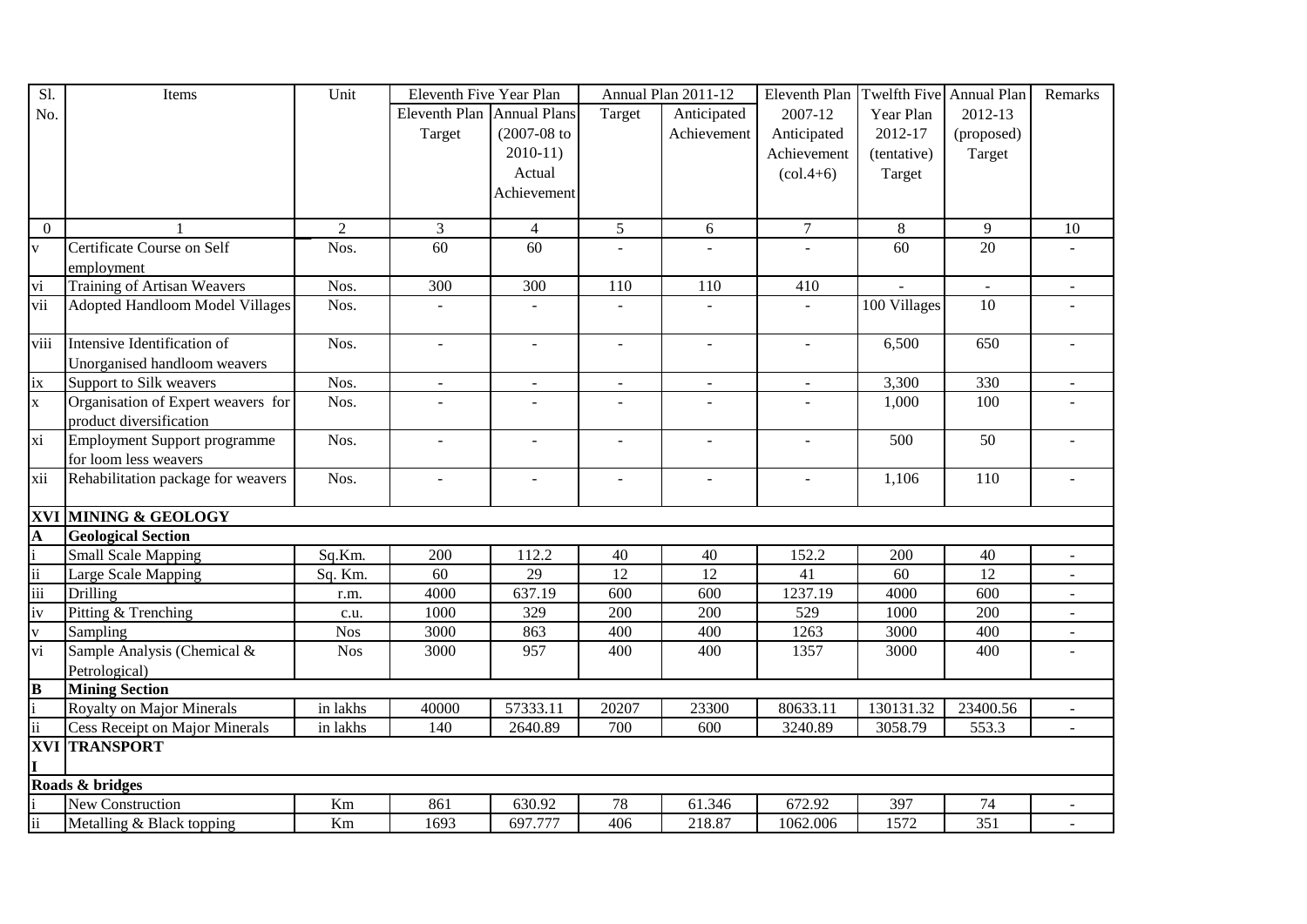| Sl. No. | Items | Unit | Eleventh Five Year Plan | | Annual Plan 2011-12 | | Eleventh Plan 2007-12 Anticipated Achievement (col.4+6) | Twelfth Five Year Plan 2012-17 (tentative) Target | Annual Plan 2012-13 (proposed) Target | Remarks |
|---|---|---|---|---|---|---|---|---|---|---|
| | | | Eleventh Plan Target | Annual Plans (2007-08 to 2010-11) Actual Achievement | Target | Anticipated Achievement | | | | |
| 0 | 1 | 2 | 3 | 4 | 5 | 6 | 7 | 8 | 9 | 10 |
| v | Certificate Course on Self employment | Nos. | 60 | 60 | - | - | - | 60 | 20 | - |
| vi | Training of Artisan Weavers | Nos. | 300 | 300 | 110 | 110 | 410 | - | - | - |
| vii | Adopted Handloom Model Villages | Nos. | - | - | - | - | - | 100 Villages | 10 | - |
| viii | Intensive Identification of Unorganised handloom weavers | Nos. | - | - | - | - | - | 6,500 | 650 | - |
| ix | Support to Silk weavers | Nos. | - | - | - | - | - | 3,300 | 330 | - |
| x | Organisation of Expert weavers for product diversification | Nos. | - | - | - | - | - | 1,000 | 100 | - |
| xi | Employment Support programme for loom less weavers | Nos. | - | - | - | - | - | 500 | 50 | - |
| xii | Rehabilitation package for weavers | Nos. | - | - | - | - | - | 1,106 | 110 | - |
| **XVI** | **MINING & GEOLOGY** | | | | | | | | | |
| **A** | **Geological Section** | | | | | | | | | |
| i | Small Scale Mapping | Sq.Km. | 200 | 112.2 | 40 | 40 | 152.2 | 200 | 40 | - |
| ii | Large Scale Mapping | Sq. Km. | 60 | 29 | 12 | 12 | 41 | 60 | 12 | - |
| iii | Drilling | r.m. | 4000 | 637.19 | 600 | 600 | 1237.19 | 4000 | 600 | - |
| iv | Pitting & Trenching | c.u. | 1000 | 329 | 200 | 200 | 529 | 1000 | 200 | - |
| v | Sampling | Nos | 3000 | 863 | 400 | 400 | 1263 | 3000 | 400 | - |
| vi | Sample Analysis (Chemical & Petrological) | Nos | 3000 | 957 | 400 | 400 | 1357 | 3000 | 400 | - |
| **B** | **Mining Section** | | | | | | | | | |
| i | Royalty on Major Minerals | in lakhs | 40000 | 57333.11 | 20207 | 23300 | 80633.11 | 130131.32 | 23400.56 | - |
| ii | Cess Receipt on Major Minerals | in lakhs | 140 | 2640.89 | 700 | 600 | 3240.89 | 3058.79 | 553.3 | - |
| **XVII** | **TRANSPORT** | | | | | | | | | |
| | **Roads & bridges** | | | | | | | | | |
| i | New Construction | Km | 861 | 630.92 | 78 | 61.346 | 672.92 | 397 | 74 | - |
| ii | Metalling & Black topping | Km | 1693 | 697.777 | 406 | 218.87 | 1062.006 | 1572 | 351 | - |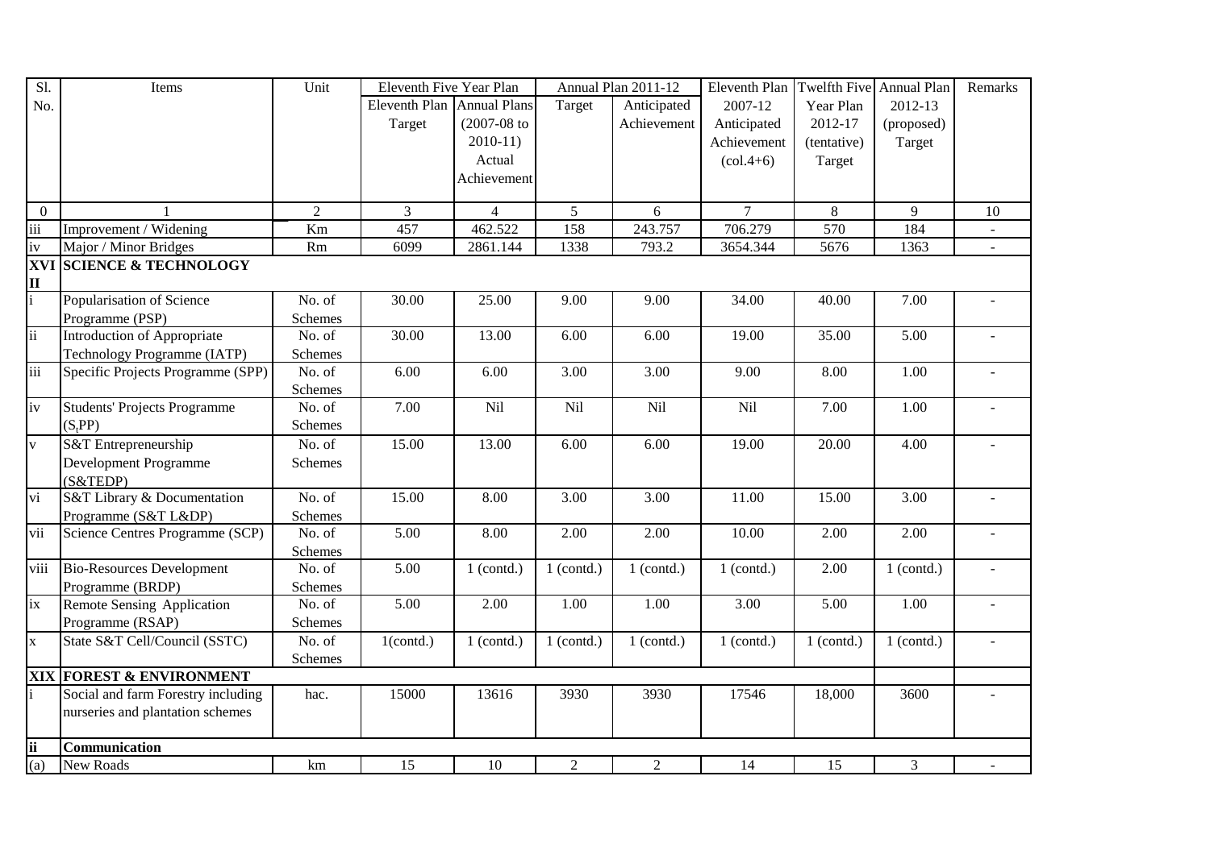| Sl. No. | Items | Unit | Eleventh Five Year Plan | | Annual Plan 2011-12 | | Eleventh Plan 2007-12 Anticipated Achievement (col.4+6) | Twelfth Five Year Plan 2012-17 (tentative) Target | Annual Plan 2012-13 (proposed) Target | Remarks |
|---|---|---|---|---|---|---|---|---|---|---|
| | | | Eleventh Plan Target | Annual Plans (2007-08 to 2010-11) Actual Achievement | Target | Anticipated Achievement | | | | |
| 0 | 1 | 2 | 3 | 4 | 5 | 6 | 7 | 8 | 9 | 10 |
| iii | Improvement / Widening | Km | 457 | 462.522 | 158 | 243.757 | 706.279 | 570 | 184 | - |
| iv | Major / Minor Bridges | Rm | 6099 | 2861.144 | 1338 | 793.2 | 3654.344 | 5676 | 1363 | - |
| **XVI II** | **SCIENCE & TECHNOLOGY** | | | | | | | | | |
| i | Popularisation of Science Programme (PSP) | No. of Schemes | 30.00 | 25.00 | 9.00 | 9.00 | 34.00 | 40.00 | 7.00 | - |
| ii | Introduction of Appropriate Technology Programme (IATP) | No. of Schemes | 30.00 | 13.00 | 6.00 | 6.00 | 19.00 | 35.00 | 5.00 | - |
| iii | Specific Projects Programme (SPP) | No. of Schemes | 6.00 | 6.00 | 3.00 | 3.00 | 9.00 | 8.00 | 1.00 | - |
| iv | Students' Projects Programme ($S_tPP$) | No. of Schemes | 7.00 | Nil | Nil | Nil | Nil | 7.00 | 1.00 | - |
| v | S&T Entrepreneurship Development Programme (S&TEDP) | No. of Schemes | 15.00 | 13.00 | 6.00 | 6.00 | 19.00 | 20.00 | 4.00 | - |
| vi | S&T Library & Documentation Programme (S&T L&DP) | No. of Schemes | 15.00 | 8.00 | 3.00 | 3.00 | 11.00 | 15.00 | 3.00 | - |
| vii | Science Centres Programme (SCP) | No. of Schemes | 5.00 | 8.00 | 2.00 | 2.00 | 10.00 | 2.00 | 2.00 | - |
| viii | Bio-Resources Development Programme (BRDP) | No. of Schemes | 5.00 | 1 (contd.) | 1 (contd.) | 1 (contd.) | 1 (contd.) | 2.00 | 1 (contd.) | - |
| ix | Remote Sensing Application Programme (RSAP) | No. of Schemes | 5.00 | 2.00 | 1.00 | 1.00 | 3.00 | 5.00 | 1.00 | - |
| x | State S&T Cell/Council (SSTC) | No. of Schemes | 1(contd.) | 1 (contd.) | 1 (contd.) | 1 (contd.) | 1 (contd.) | 1 (contd.) | 1 (contd.) | - |
| **XIX** | **FOREST & ENVIRONMENT** | | | | | | | | | |
| i | Social and farm Forestry including nurseries and plantation schemes | hac. | 15000 | 13616 | 3930 | 3930 | 17546 | 18,000 | 3600 | - |
| **ii** | **Communication** | | | | | | | | | |
| (a) | New Roads | km | 15 | 10 | 2 | 2 | 14 | 15 | 3 | - |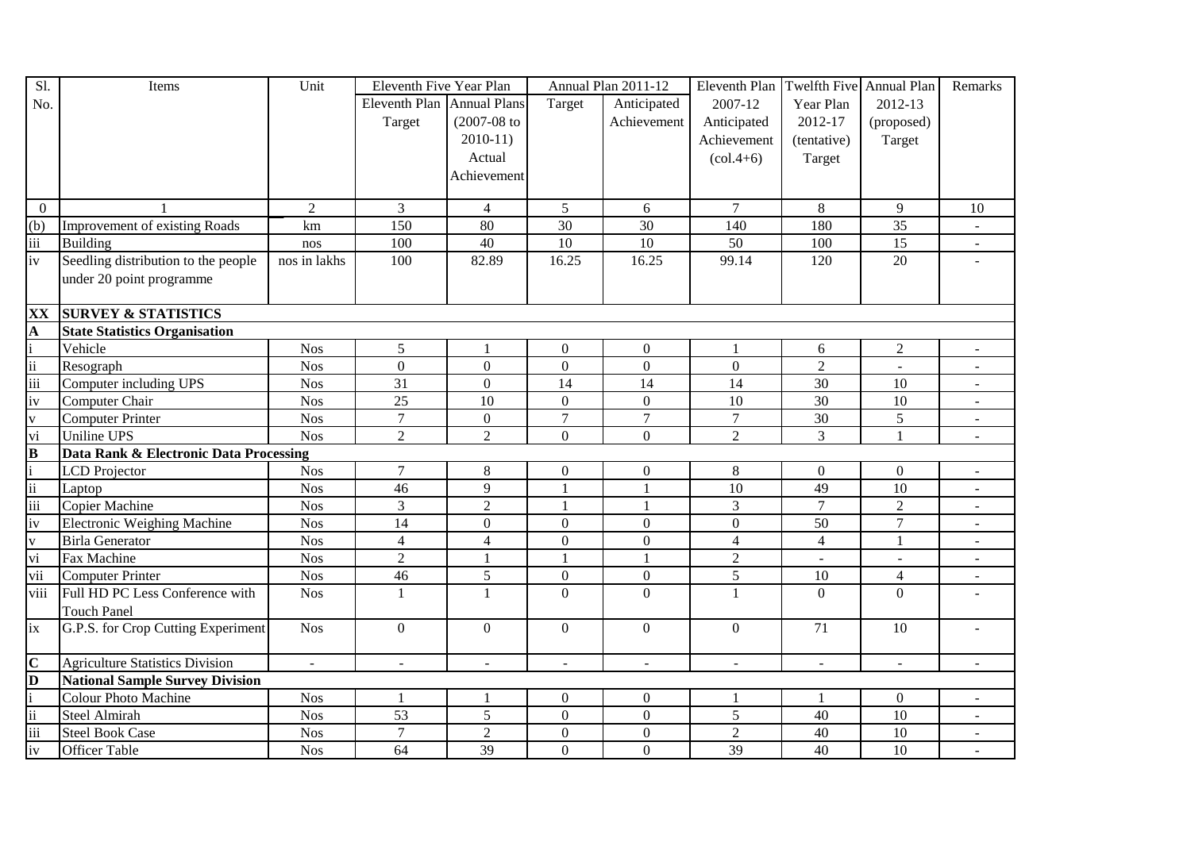| Sl. No. | Items | Unit | Eleventh Five Year Plan | | Annual Plan 2011-12 | | Eleventh Plan 2007-12 Anticipated Achievement (col.4+6) | Twelfth Five Year Plan 2012-17 (tentative) Target | Annual Plan 2012-13 (proposed) Target | Remarks |
|---|---|---|---|---|---|---|---|---|---|---|
| | | | Eleventh Plan Target | Annual Plans (2007-08 to 2010-11) Actual Achievement | Target | Anticipated Achievement | | | | |
| 0 | 1 | 2 | 3 | 4 | 5 | 6 | 7 | 8 | 9 | 10 |
| (b) | Improvement of existing Roads | km | 150 | 80 | 30 | 30 | 140 | 180 | 35 | - |
| iii | Building | nos | 100 | 40 | 10 | 10 | 50 | 100 | 15 | - |
| iv | Seedling distribution to the people under 20 point programme | nos in lakhs | 100 | 82.89 | 16.25 | 16.25 | 99.14 | 120 | 20 | - |
| **XX** | **SURVEY & STATISTICS** | | | | | | | | | |
| **A** | **State Statistics Organisation** | | | | | | | | | |
| i | Vehicle | Nos | 5 | 1 | 0 | 0 | 1 | 6 | 2 | - |
| ii | Resograph | Nos | 0 | 0 | 0 | 0 | 0 | 2 | - | - |
| iii | Computer including UPS | Nos | 31 | 0 | 14 | 14 | 14 | 30 | 10 | - |
| iv | Computer Chair | Nos | 25 | 10 | 0 | 0 | 10 | 30 | 10 | - |
| v | Computer Printer | Nos | 7 | 0 | 7 | 7 | 7 | 30 | 5 | - |
| vi | Uniline UPS | Nos | 2 | 2 | 0 | 0 | 2 | 3 | 1 | - |
| **B** | **Data Rank & Electronic Data Processing** | | | | | | | | | |
| i | LCD Projector | Nos | 7 | 8 | 0 | 0 | 8 | 0 | 0 | - |
| ii | Laptop | Nos | 46 | 9 | 1 | 1 | 10 | 49 | 10 | - |
| iii | Copier Machine | Nos | 3 | 2 | 1 | 1 | 3 | 7 | 2 | - |
| iv | Electronic Weighing Machine | Nos | 14 | 0 | 0 | 0 | 0 | 50 | 7 | - |
| v | Birla Generator | Nos | 4 | 4 | 0 | 0 | 4 | 4 | 1 | - |
| vi | Fax Machine | Nos | 2 | 1 | 1 | 1 | 2 | - | - | - |
| vii | Computer Printer | Nos | 46 | 5 | 0 | 0 | 5 | 10 | 4 | - |
| viii | Full HD PC Less Conference with Touch Panel | Nos | 1 | 1 | 0 | 0 | 1 | 0 | 0 | - |
| ix | G.P.S. for Crop Cutting Experiment | Nos | 0 | 0 | 0 | 0 | 0 | 71 | 10 | - |
| **C** | Agriculture Statistics Division | - | - | - | - | - | - | - | - | - |
| **D** | **National Sample Survey Division** | | | | | | | | | |
| i | Colour Photo Machine | Nos | 1 | 1 | 0 | 0 | 1 | 1 | 0 | - |
| ii | Steel Almirah | Nos | 53 | 5 | 0 | 0 | 5 | 40 | 10 | - |
| iii | Steel Book Case | Nos | 7 | 2 | 0 | 0 | 2 | 40 | 10 | - |
| iv | Officer Table | Nos | 64 | 39 | 0 | 0 | 39 | 40 | 10 | - |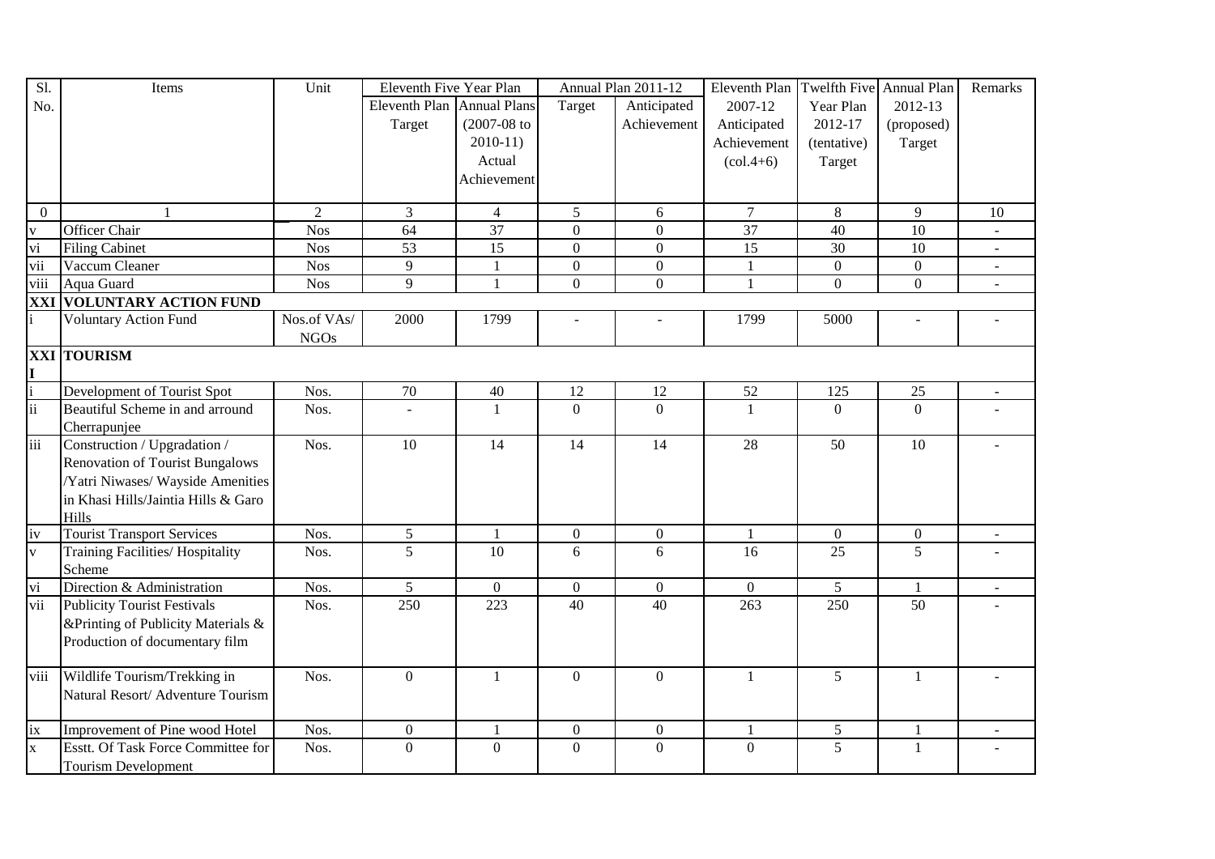| Sl. No. | Items | Unit | Eleventh Five Year Plan | | Annual Plan 2011-12 | | Eleventh Plan 2007-12 Anticipated Achievement (col.4+6) | Twelfth Five Year Plan 2012-17 (tentative) Target | Annual Plan 2012-13 (proposed) Target | Remarks |
|---|---|---|---|---|---|---|---|---|---|---|
| | | | Eleventh Plan Target | Annual Plans (2007-08 to 2010-11) Actual Achievement | Target | Anticipated Achievement | | | | |
| 0 | 1 | 2 | 3 | 4 | 5 | 6 | 7 | 8 | 9 | 10 |
| v | Officer Chair | Nos | 64 | 37 | 0 | 0 | 37 | 40 | 10 | - |
| vi | Filing Cabinet | Nos | 53 | 15 | 0 | 0 | 15 | 30 | 10 | - |
| vii | Vaccum Cleaner | Nos | 9 | 1 | 0 | 0 | 1 | 0 | 0 | - |
| viii | Aqua Guard | Nos | 9 | 1 | 0 | 0 | 1 | 0 | 0 | - |
| **XXI** | **VOLUNTARY ACTION FUND** | | | | | | | | | |
| i | Voluntary Action Fund | Nos.of VAs/ NGOs | 2000 | 1799 | - | - | 1799 | 5000 | - | - |
| **XXII** | **TOURISM** | | | | | | | | | |
| i | Development of Tourist Spot | Nos. | 70 | 40 | 12 | 12 | 52 | 125 | 25 | - |
| ii | Beautiful Scheme in and arround Cherrapunjee | Nos. | - | 1 | 0 | 0 | 1 | 0 | 0 | - |
| iii | Construction / Upgradation / Renovation of Tourist Bungalows /Yatri Niwases/ Wayside Amenities in Khasi Hills/Jaintia Hills & Garo Hills | Nos. | 10 | 14 | 14 | 14 | 28 | 50 | 10 | - |
| iv | Tourist Transport Services | Nos. | 5 | 1 | 0 | 0 | 1 | 0 | 0 | - |
| v | Training Facilities/ Hospitality Scheme | Nos. | 5 | 10 | 6 | 6 | 16 | 25 | 5 | - |
| vi | Direction & Administration | Nos. | 5 | 0 | 0 | 0 | 0 | 5 | 1 | - |
| vii | Publicity Tourist Festivals &Printing of Publicity Materials & Production of documentary film | Nos. | 250 | 223 | 40 | 40 | 263 | 250 | 50 | - |
| viii | Wildlife Tourism/Trekking in Natural Resort/ Adventure Tourism | Nos. | 0 | 1 | 0 | 0 | 1 | 5 | 1 | - |
| ix | Improvement of Pine wood Hotel | Nos. | 0 | 1 | 0 | 0 | 1 | 5 | 1 | - |
| x | Esstt. Of Task Force Committee for Tourism Development | Nos. | 0 | 0 | 0 | 0 | 0 | 5 | 1 | - |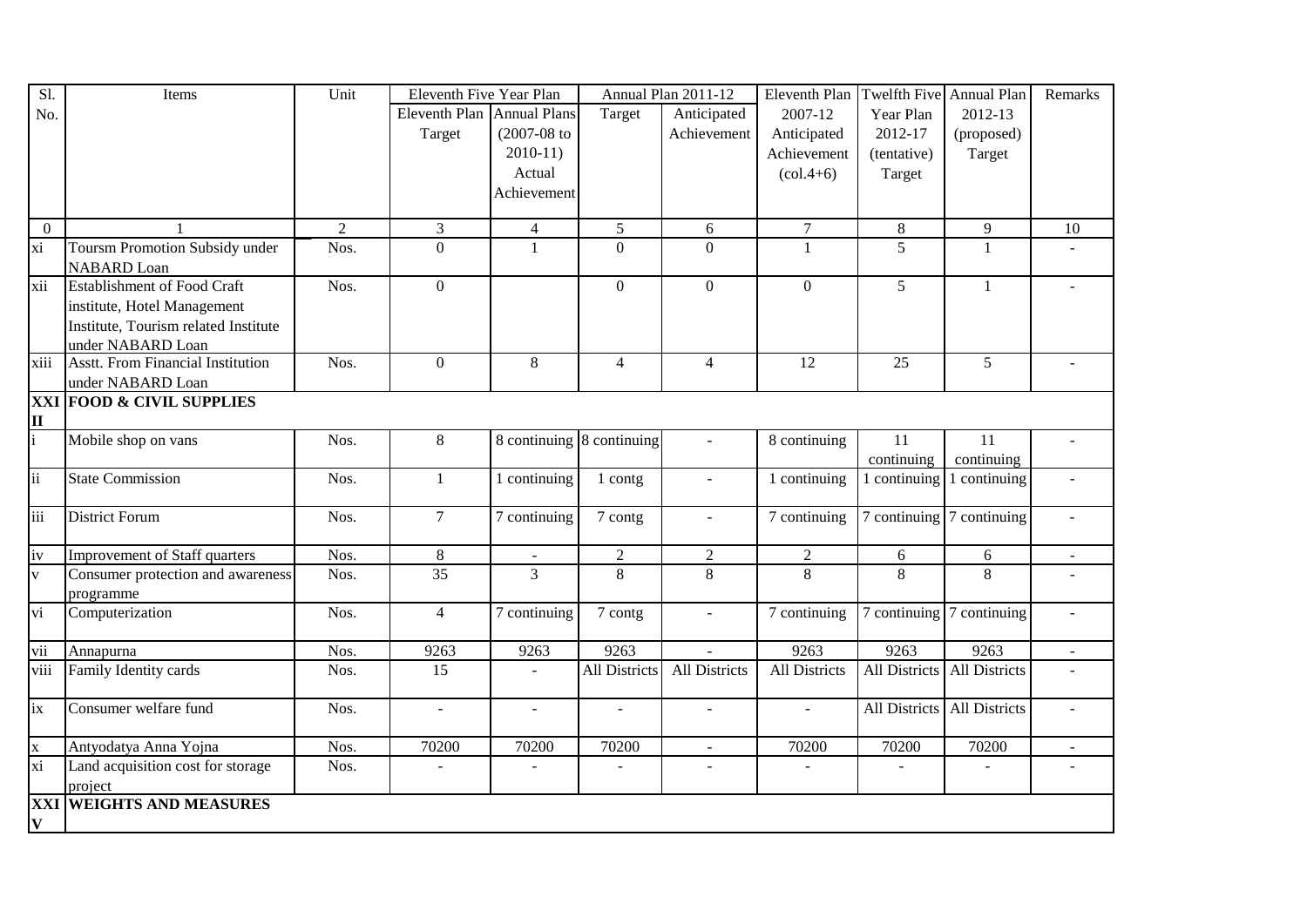| Sl. No. | Items | Unit | Eleventh Five Year Plan | | Annual Plan 2011-12 | | Eleventh Plan 2007-12 Anticipated Achievement (col.4+6) | Twelfth Five Year Plan 2012-17 (tentative) Target | Annual Plan 2012-13 (proposed) Target | Remarks |
|---|---|---|---|---|---|---|---|---|---|---|
| | | | Eleventh Plan Target | Annual Plans (2007-08 to 2010-11) Actual Achievement | Target | Anticipated Achievement | | | | |
| 0 | 1 | 2 | 3 | 4 | 5 | 6 | 7 | 8 | 9 | 10 |
| xi | Toursm Promotion Subsidy under NABARD Loan | Nos. | 0 | 1 | 0 | 0 | 1 | 5 | 1 | - |
| xii | Establishment of Food Craft institute, Hotel Management Institute, Tourism related Institute under NABARD Loan | Nos. | 0 | | 0 | 0 | 0 | 5 | 1 | - |
| xiii | Asstt. From Financial Institution under NABARD Loan | Nos. | 0 | 8 | 4 | 4 | 12 | 25 | 5 | - |
| **XXIII** | **FOOD & CIVIL SUPPLIES** | | | | | | | | | |
| i | Mobile shop on vans | Nos. | 8 | 8 continuing | 8 continuing | - | 8 continuing | 11 continuing | 11 continuing | - |
| ii | State Commission | Nos. | 1 | 1 continuing | 1 contg | - | 1 continuing | 1 continuing | 1 continuing | - |
| iii | District Forum | Nos. | 7 | 7 continuing | 7 contg | - | 7 continuing | 7 continuing | 7 continuing | - |
| iv | Improvement of Staff quarters | Nos. | 8 | - | 2 | 2 | 2 | 6 | 6 | - |
| v | Consumer protection and awareness programme | Nos. | 35 | 3 | 8 | 8 | 8 | 8 | 8 | - |
| vi | Computerization | Nos. | 4 | 7 continuing | 7 contg | - | 7 continuing | 7 continuing | 7 continuing | - |
| vii | Annapurna | Nos. | 9263 | 9263 | 9263 | - | 9263 | 9263 | 9263 | - |
| viii | Family Identity cards | Nos. | 15 | - | All Districts | All Districts | All Districts | All Districts | All Districts | - |
| ix | Consumer welfare fund | Nos. | - | - | - | - | - | All Districts | All Districts | - |
| x | Antyodatya Anna Yojna | Nos. | 70200 | 70200 | 70200 | - | 70200 | 70200 | 70200 | - |
| xi | Land acquisition cost for storage project | Nos. | - | - | - | - | - | - | - | - |
| **XXIV** | **WEIGHTS AND MEASURES** | | | | | | | | | |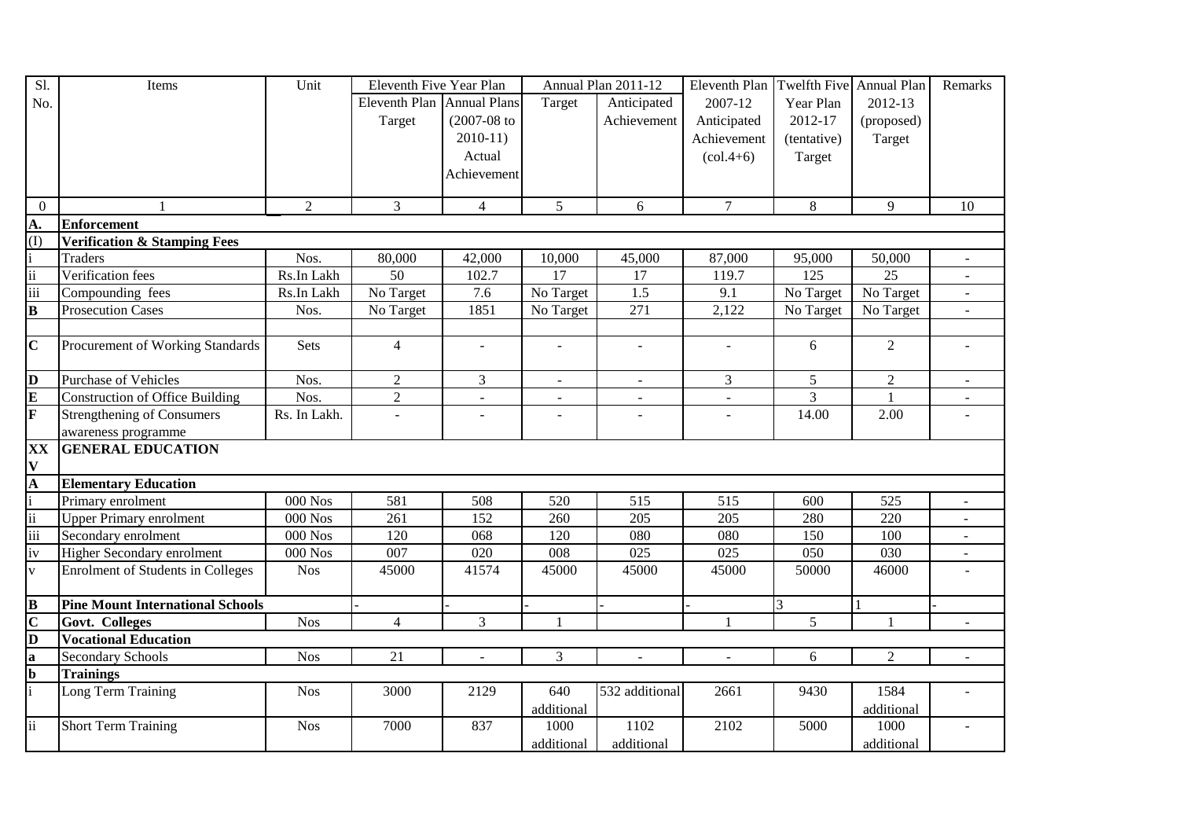| Sl. No. | Items | Unit | Eleventh Five Year Plan | | Annual Plan 2011-12 | | Eleventh Plan 2007-12 Anticipated Achievement (col.4+6) | Twelfth Five Year Plan 2012-17 (tentative) Target | Annual Plan 2012-13 (proposed) Target | Remarks |
|---|---|---|---|---|---|---|---|---|---|---|
| | | | Eleventh Plan Target | Annual Plans (2007-08 to 2010-11) Actual Achievement | Target | Anticipated Achievement | | | | |
| 0 | 1 | 2 | 3 | 4 | 5 | 6 | 7 | 8 | 9 | 10 |
| **A.** | **Enforcement** | | | | | | | | | |
| (I) | **Verification & Stamping Fees** | | | | | | | | | |
| i | Traders | Nos. | 80,000 | 42,000 | 10,000 | 45,000 | 87,000 | 95,000 | 50,000 | - |
| ii | Verification fees | Rs.In Lakh | 50 | 102.7 | 17 | 17 | 119.7 | 125 | 25 | - |
| iii | Compounding fees | Rs.In Lakh | No Target | 7.6 | No Target | 1.5 | 9.1 | No Target | No Target | - |
| **B** | Prosecution Cases | Nos. | No Target | 1851 | No Target | 271 | 2,122 | No Target | No Target | - |
| **C** | Procurement of Working Standards | Sets | 4 | - | - | - | - | 6 | 2 | - |
| **D** | Purchase of Vehicles | Nos. | 2 | 3 | - | - | 3 | 5 | 2 | - |
| **E** | Construction of Office Building | Nos. | 2 | - | - | - | - | 3 | 1 | - |
| **F** | Strengthening of Consumers awareness programme | Rs. In Lakh. | - | - | - | - | - | 14.00 | 2.00 | - |
| **XXV** | **GENERAL EDUCATION** | | | | | | | | | |
| **A** | **Elementary Education** | | | | | | | | | |
| i | Primary enrolment | 000 Nos | 581 | 508 | 520 | 515 | 515 | 600 | 525 | - |
| ii | Upper Primary enrolment | 000 Nos | 261 | 152 | 260 | 205 | 205 | 280 | 220 | - |
| iii | Secondary enrolment | 000 Nos | 120 | 068 | 120 | 080 | 080 | 150 | 100 | - |
| iv | Higher Secondary enrolment | 000 Nos | 007 | 020 | 008 | 025 | 025 | 050 | 030 | - |
| v | Enrolment of Students in Colleges | Nos | 45000 | 41574 | 45000 | 45000 | 45000 | 50000 | 46000 | - |
| **B** | **Pine Mount International Schools** | | - | - | - | - | - | 3 | 1 | - |
| **C** | **Govt. Colleges** | Nos | 4 | 3 | 1 | | 1 | 5 | 1 | - |
| **D** | **Vocational Education** | | | | | | | | | |
| **a** | Secondary Schools | Nos | 21 | - | 3 | - | - | 6 | 2 | - |
| **b** | **Trainings** | | | | | | | | | |
| i | Long Term Training | Nos | 3000 | 2129 | 640 additional | 532 additional | 2661 | 9430 | 1584 additional | - |
| ii | Short Term Training | Nos | 7000 | 837 | 1000 additional | 1102 additional | 2102 | 5000 | 1000 additional | - |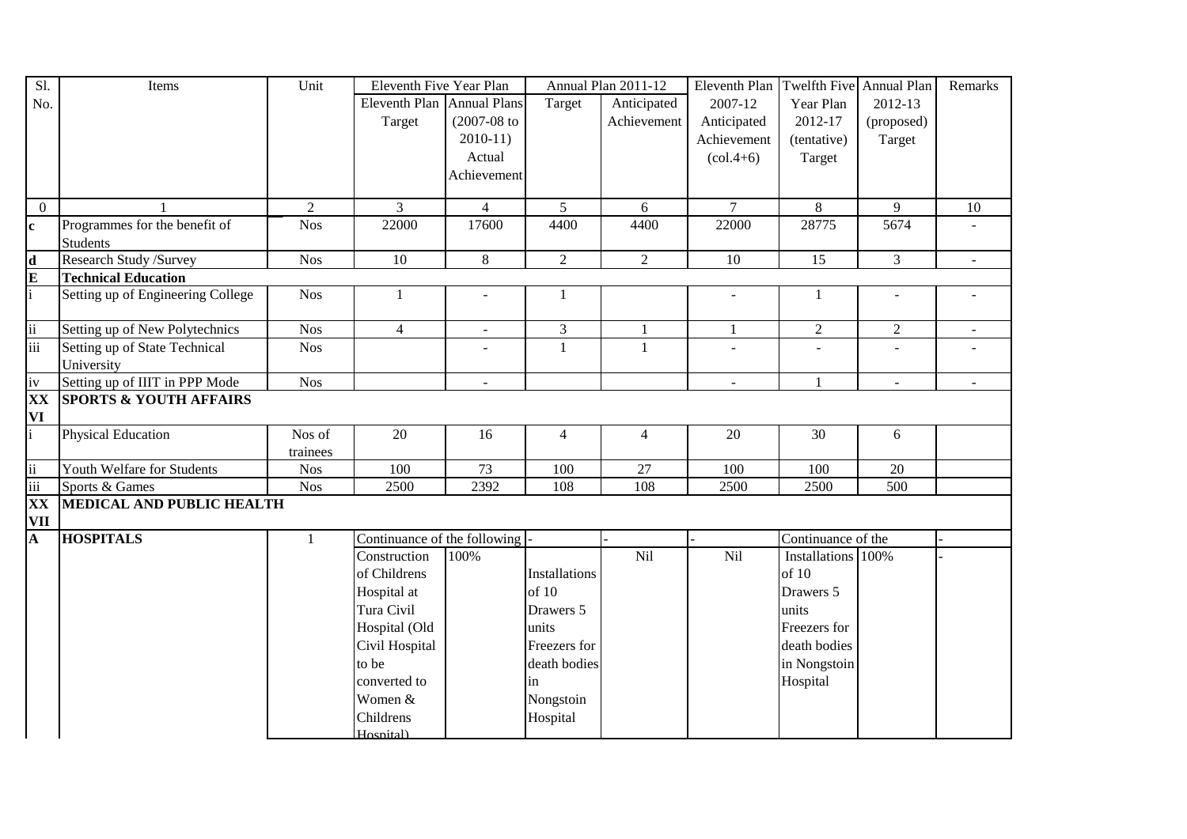| Sl. No. | Items | Unit | Eleventh Five Year Plan | | Annual Plan 2011-12 | | Eleventh Plan 2007-12 Anticipated Achievement (col.4+6) | Twelfth Five Year Plan 2012-17 (tentative) Target | Annual Plan 2012-13 (proposed) Target | Remarks |
|---|---|---|---|---|---|---|---|---|---|---|
| | | | Eleventh Plan Target | Annual Plans (2007-08 to 2010-11) Actual Achievement | Target | Anticipated Achievement | | | | |
| 0 | 1 | 2 | 3 | 4 | 5 | 6 | 7 | 8 | 9 | 10 |
| **c** | Programmes for the benefit of Students | Nos | 22000 | 17600 | 4400 | 4400 | 22000 | 28775 | 5674 | - |
| **d** | Research Study /Survey | Nos | 10 | 8 | 2 | 2 | 10 | 15 | 3 | - |
| **E** | **Technical Education** | | | | | | | | | |
| i | Setting up of Engineering College | Nos | 1 | - | 1 | | - | 1 | - | - |
| ii | Setting up of New Polytechnics | Nos | 4 | - | 3 | 1 | 1 | 2 | 2 | - |
| iii | Setting up of State Technical University | Nos | | - | 1 | 1 | - | - | - | - |
| iv | Setting up of IIIT in PPP Mode | Nos | | - | | | - | 1 | - | - |
| **XXVI** | **SPORTS & YOUTH AFFAIRS** | | | | | | | | | |
| i | Physical Education | Nos of trainees | 20 | 16 | 4 | 4 | 20 | 30 | 6 | |
| ii | Youth Welfare for Students | Nos | 100 | 73 | 100 | 27 | 100 | 100 | 20 | |
| iii | Sports & Games | Nos | 2500 | 2392 | 108 | 108 | 2500 | 2500 | 500 | |
| **XXVII** | **MEDICAL AND PUBLIC HEALTH** | | | | | | | | | |
| **A** | **HOSPITALS** | 1 | Continuance of the following | | - | - | - | Continuance of the | | - |
| | | | Construction of Childrens Hospital at Tura Civil Hospital (Old Civil Hospital to be converted to Women & Childrens Hospital) | 100% | Installations of 10 Drawers 5 units Freezers for death bodies in Nongstoin Hospital | Nil | Nil | Installations of 10 Drawers 5 units Freezers for death bodies in Nongstoin Hospital | 100% | - |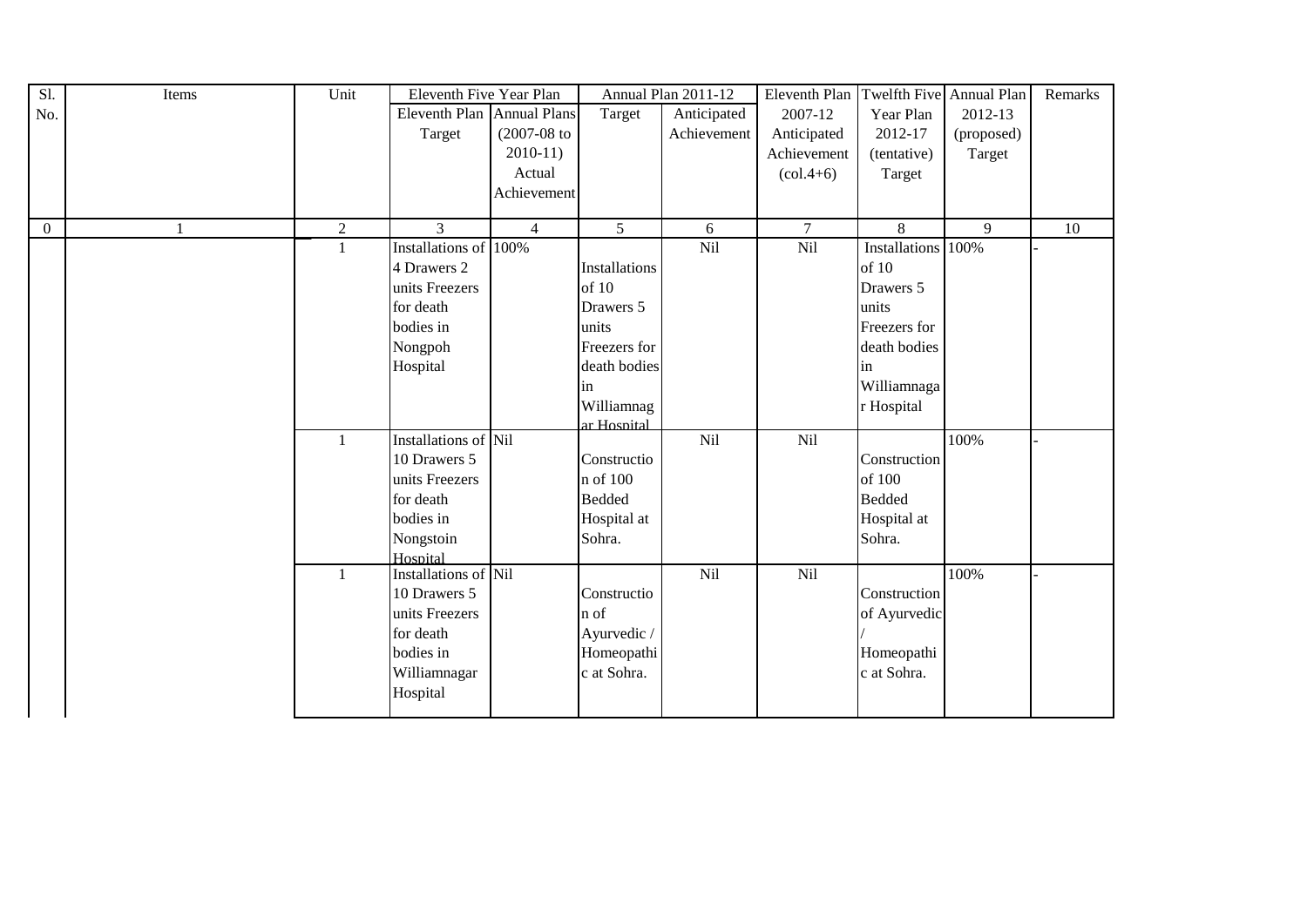| Sl. No. | Items | Unit | Eleventh Five Year Plan | | Annual Plan 2011-12 | | Eleventh Plan 2007-12 Anticipated Achievement (col.4+6) | Twelfth Five Year Plan 2012-17 (tentative) Target | Annual Plan 2012-13 (proposed) Target | Remarks |
|---|---|---|---|---|---|---|---|---|---|---|
| | | | Eleventh Plan Target | Annual Plans (2007-08 to 2010-11) Actual Achievement | Target | Anticipated Achievement | | | | |
| 0 | 1 | 2 | 3 | 4 | 5 | 6 | 7 | 8 | 9 | 10 |
| | | 1 | Installations of 4 Drawers 2 units Freezers for death bodies in Nongpoh Hospital | 100% | Installations of 10 Drawers 5 units Freezers for death bodies in Williamnagar Hospital | Nil | Nil | Installations of 10 Drawers 5 units Freezers for death bodies in Williamnagar Hospital | 100% | - |
| | | 1 | Installations of 10 Drawers 5 units Freezers for death bodies in Nongstoin Hospital | Nil | Construction of 100 Bedded Hospital at Sohra. | Nil | Nil | Construction of 100 Bedded Hospital at Sohra. | 100% | - |
| | | 1 | Installations of 10 Drawers 5 units Freezers for death bodies in Williamnagar Hospital | Nil | Construction of Ayurvedic / Homeopathic at Sohra. | Nil | Nil | Construction of Ayurvedic / Homeopathic at Sohra. | 100% | - |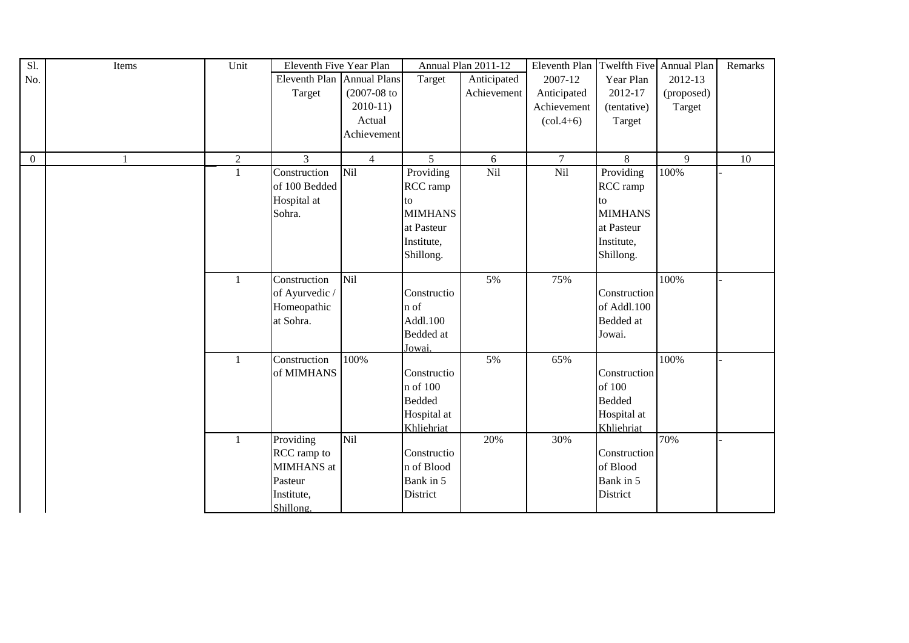| Sl. No. | Items | Unit | Eleventh Five Year Plan | | Annual Plan 2011-12 | | Eleventh Plan 2007-12 Anticipated Achievement (col.4+6) | Twelfth Five Year Plan 2012-17 (tentative) Target | Annual Plan 2012-13 (proposed) Target | Remarks |
|---|---|---|---|---|---|---|---|---|---|---|
| | | | Eleventh Plan Target | Annual Plans (2007-08 to 2010-11) Actual Achievement | Target | Anticipated Achievement | | | | |
| 0 | 1 | 2 | 3 | 4 | 5 | 6 | 7 | 8 | 9 | 10 |
| | | 1 | Construction of 100 Bedded Hospital at Sohra. | Nil | Providing RCC ramp to MIMHANS at Pasteur Institute, Shillong. | Nil | Nil | Providing RCC ramp to MIMHANS at Pasteur Institute, Shillong. | 100% | - |
| | | 1 | Construction of Ayurvedic / Homeopathic at Sohra. | Nil | Construction of Addl.100 Bedded at Jowai. | 5% | 75% | Construction of Addl.100 Bedded at Jowai. | 100% | - |
| | | 1 | Construction of MIMHANS | 100% | Construction of 100 Bedded Hospital at Khliehriat | 5% | 65% | Construction of 100 Bedded Hospital at Khliehriat | 100% | - |
| | | 1 | Providing RCC ramp to MIMHANS at Pasteur Institute, Shillong. | Nil | Construction of Blood Bank in 5 District | 20% | 30% | Construction of Blood Bank in 5 District | 70% | - |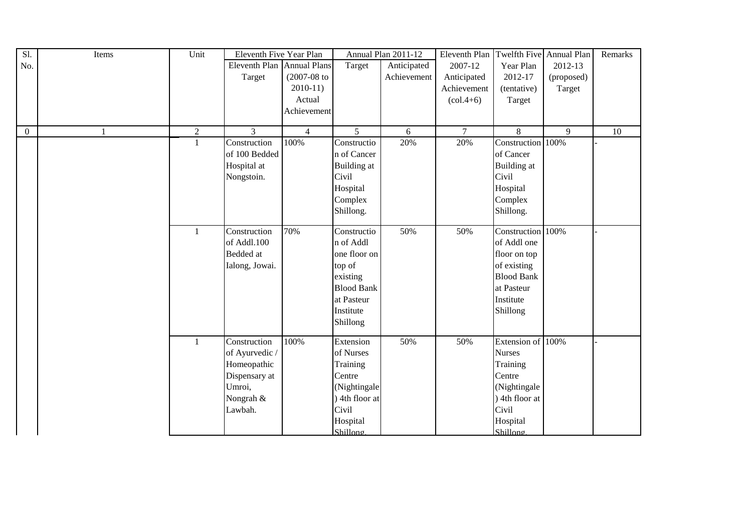| Sl. No. | Items | Unit | Eleventh Five Year Plan | | Annual Plan 2011-12 | | Eleventh Plan 2007-12 Anticipated Achievement (col.4+6) | Twelfth Five Year Plan 2012-17 (tentative) Target | Annual Plan 2012-13 (proposed) Target | Remarks |
|---|---|---|---|---|---|---|---|---|---|---|
| | | | Eleventh Plan Target | Annual Plans (2007-08 to 2010-11) Actual Achievement | Target | Anticipated Achievement | | | | |
| 0 | 1 | 2 | 3 | 4 | 5 | 6 | 7 | 8 | 9 | 10 |
| | | 1 | Construction of 100 Bedded Hospital at Nongstoin. | 100% | Construction of Cancer Building at Civil Hospital Complex Shillong. | 20% | 20% | Construction of Cancer Building at Civil Hospital Complex Shillong. | 100% | - |
| | | 1 | Construction of Addl.100 Bedded at Ialong, Jowai. | 70% | Construction of Addl one floor on top of existing Blood Bank at Pasteur Institute Shillong | 50% | 50% | Construction of Addl one floor on top of existing Blood Bank at Pasteur Institute Shillong | 100% | - |
| | | 1 | Construction of Ayurvedic / Homeopathic Dispensary at Umroi, Nongrah & Lawbah. | 100% | Extension of Nurses Training Centre (Nightingale) 4th floor at Civil Hospital Shillong. | 50% | 50% | Extension of Nurses Training Centre (Nightingale) 4th floor at Civil Hospital Shillong. | 100% | - |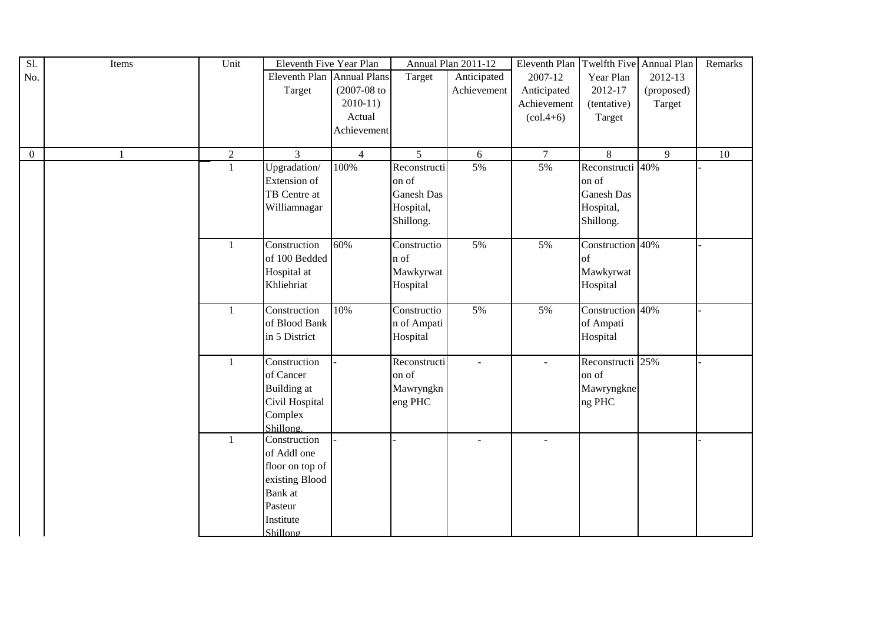| Sl. No. | Items | Unit | Eleventh Five Year Plan | | Annual Plan 2011-12 | | Eleventh Plan 2007-12 Anticipated Achievement (col.4+6) | Twelfth Five Year Plan 2012-17 (tentative) Target | Annual Plan 2012-13 (proposed) Target | Remarks |
|---|---|---|---|---|---|---|---|---|---|---|
| | | | Eleventh Plan Target | Annual Plans (2007-08 to 2010-11) Actual Achievement | Target | Anticipated Achievement | | | | |
| 0 | 1 | 2 | 3 | 4 | 5 | 6 | 7 | 8 | 9 | 10 |
| | | 1 | Upgradation/ Extension of TB Centre at Williamnagar | 100% | Reconstruction of Ganesh Das Hospital, Shillong. | 5% | 5% | Reconstruction of Ganesh Das Hospital, Shillong. | 40% | - |
| | | 1 | Construction of 100 Bedded Hospital at Khliehriat | 60% | Construction of Mawkyrwat Hospital | 5% | 5% | Construction of Mawkyrwat Hospital | 40% | - |
| | | 1 | Construction of Blood Bank in 5 District | 10% | Construction of Ampati Hospital | 5% | 5% | Construction of Ampati Hospital | 40% | - |
| | | 1 | Construction of Cancer Building at Civil Hospital Complex Shillong. | - | Reconstruction of Mawryngkneng PHC | - | - | Reconstruction of Mawryngkneng PHC | 25% | - |
| | | 1 | Construction of Addl one floor on top of existing Blood Bank at Pasteur Institute Shillong | - | - | - | - | | | - |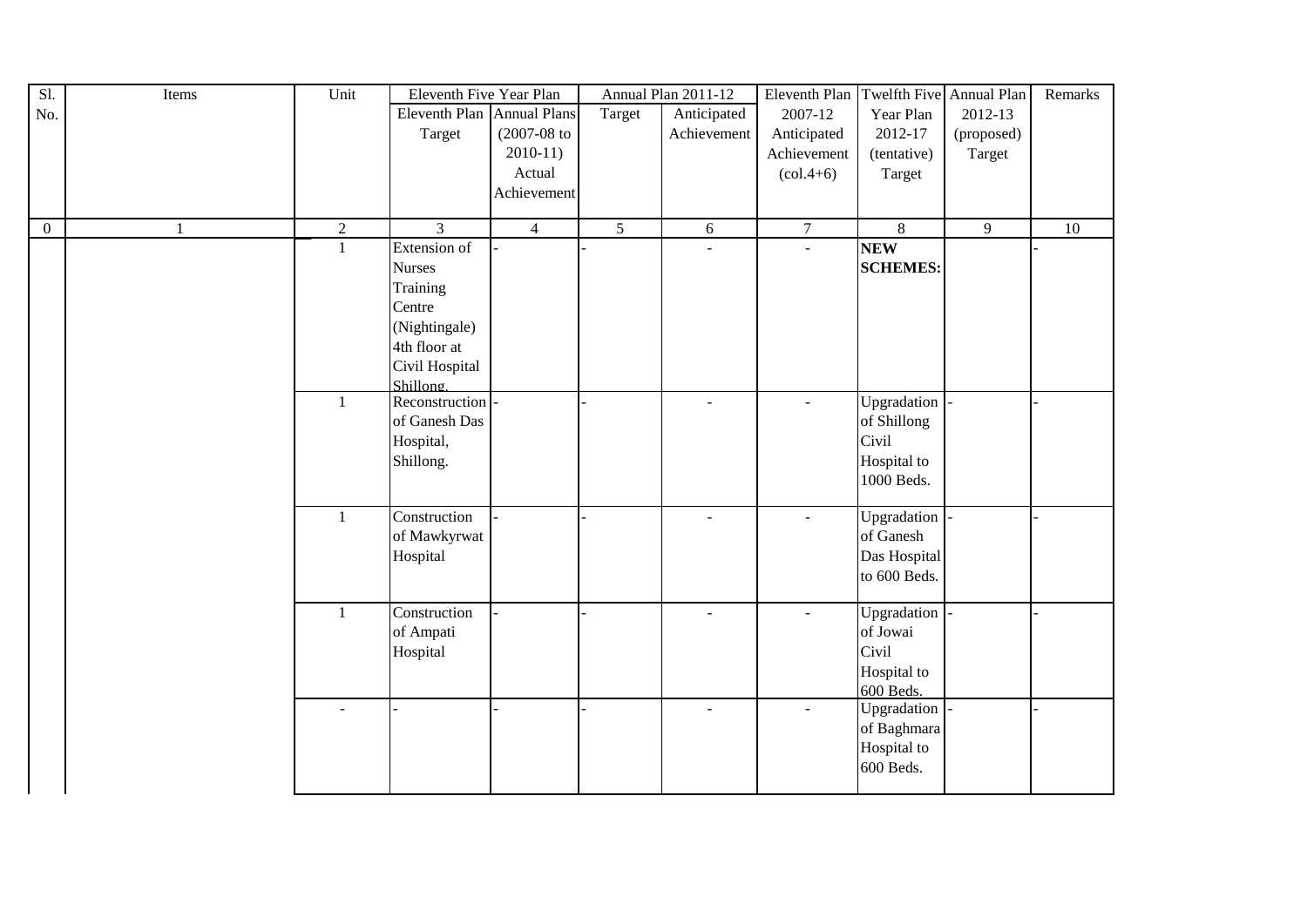| Sl. No. | Items | Unit | Eleventh Five Year Plan | | Annual Plan 2011-12 | | Eleventh Plan 2007-12 Anticipated Achievement (col.4+6) | Twelfth Five Year Plan 2012-17 (tentative) Target | Annual Plan 2012-13 (proposed) Target | Remarks |
|---|---|---|---|---|---|---|---|---|---|---|
| | | | Eleventh Plan Target | Annual Plans (2007-08 to 2010-11) Actual Achievement | Target | Anticipated Achievement | | | | |
| 0 | 1 | 2 | 3 | 4 | 5 | 6 | 7 | 8 | 9 | 10 |
| | | 1 | Extension of Nurses Training Centre (Nightingale) 4th floor at Civil Hospital Shillong. | - | - | - | - | **NEW SCHEMES:** | | - |
| | | 1 | Reconstruction of Ganesh Das Hospital, Shillong. | - | - | - | - | Upgradation of Shillong Civil Hospital to 1000 Beds. | - | - |
| | | 1 | Construction of Mawkyrwat Hospital | - | - | - | - | Upgradation of Ganesh Das Hospital to 600 Beds. | - | - |
| | | 1 | Construction of Ampati Hospital | - | - | - | - | Upgradation of Jowai Civil Hospital to 600 Beds. | - | - |
| | | - | - | - | - | - | - | Upgradation of Baghmara Hospital to 600 Beds. | - | - |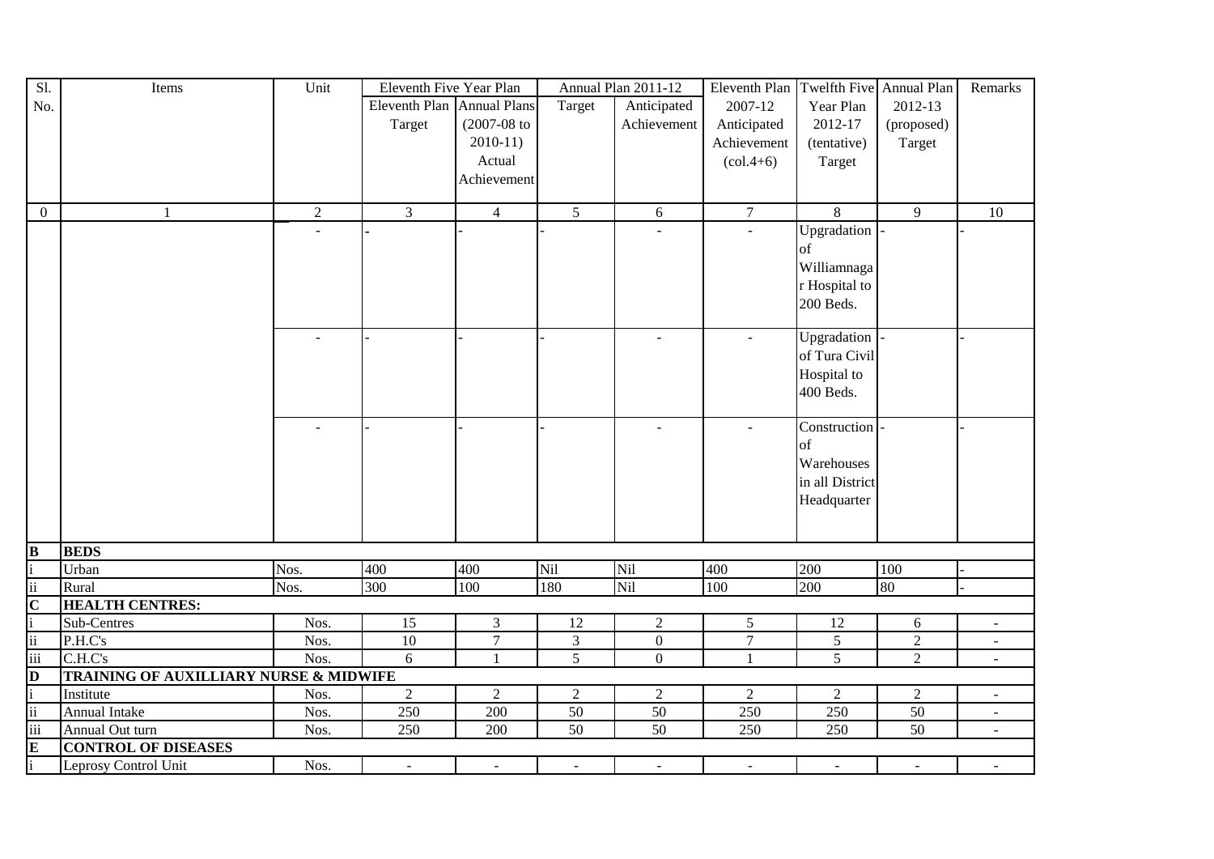| Sl. No. | Items | Unit | Eleventh Five Year Plan | | Annual Plan 2011-12 | | Eleventh Plan 2007-12 Anticipated Achievement (col.4+6) | Twelfth Five Year Plan 2012-17 (tentative) Target | Annual Plan 2012-13 (proposed) Target | Remarks |
|---|---|---|---|---|---|---|---|---|---|---|
| | | | Eleventh Plan Target | Annual Plans (2007-08 to 2010-11) Actual Achievement | Target | Anticipated Achievement | | | | |
| 0 | 1 | 2 | 3 | 4 | 5 | 6 | 7 | 8 | 9 | 10 |
| | | - | - | - | - | - | - | Upgradation of Williamnagar Hospital to 200 Beds. | - | - |
| | | - | - | - | - | - | - | Upgradation of Tura Civil Hospital to 400 Beds. | - | - |
| | | - | - | - | - | - | - | Construction of Warehouses in all District Headquarter | - | - |
| **B** | **BEDS** | | | | | | | | | |
| i | Urban | Nos. | 400 | 400 | Nil | Nil | 400 | 200 | 100 | - |
| ii | Rural | Nos. | 300 | 100 | 180 | Nil | 100 | 200 | 80 | - |
| **C** | **HEALTH CENTRES:** | | | | | | | | | |
| i | Sub-Centres | Nos. | 15 | 3 | 12 | 2 | 5 | 12 | 6 | - |
| ii | P.H.C's | Nos. | 10 | 7 | 3 | 0 | 7 | 5 | 2 | - |
| iii | C.H.C's | Nos. | 6 | 1 | 5 | 0 | 1 | 5 | 2 | - |
| **D** | **TRAINING OF AUXILLIARY NURSE & MIDWIFE** | | | | | | | | | |
| i | Institute | Nos. | 2 | 2 | 2 | 2 | 2 | 2 | 2 | - |
| ii | Annual Intake | Nos. | 250 | 200 | 50 | 50 | 250 | 250 | 50 | - |
| iii | Annual Out turn | Nos. | 250 | 200 | 50 | 50 | 250 | 250 | 50 | - |
| **E** | **CONTROL OF DISEASES** | | | | | | | | | |
| i | Leprosy Control Unit | Nos. | - | - | - | - | - | - | - | - |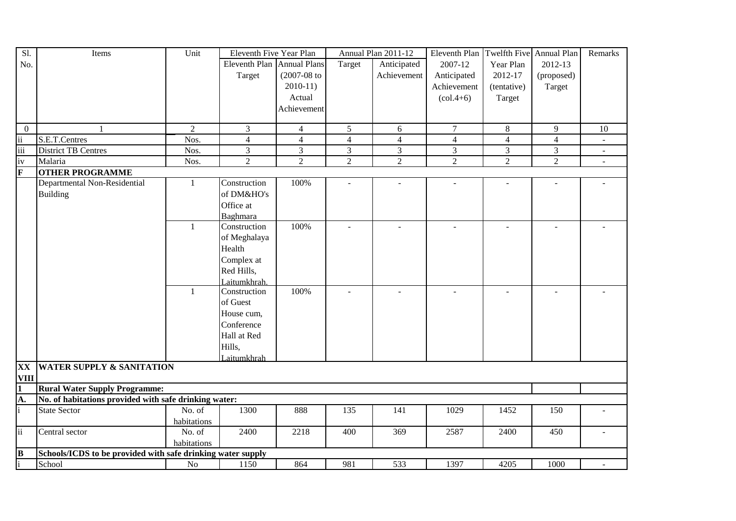| Sl. No. | Items | Unit | Eleventh Five Year Plan | | Annual Plan 2011-12 | | Eleventh Plan 2007-12 Anticipated Achievement (col.4+6) | Twelfth Five Year Plan 2012-17 (tentative) Target | Annual Plan 2012-13 (proposed) Target | Remarks |
|---|---|---|---|---|---|---|---|---|---|---|
| | | | Eleventh Plan Target | Annual Plans (2007-08 to 2010-11) Actual Achievement | Target | Anticipated Achievement | | | | |
| 0 | 1 | 2 | 3 | 4 | 5 | 6 | 7 | 8 | 9 | 10 |
| ii | S.E.T.Centres | Nos. | 4 | 4 | 4 | 4 | 4 | 4 | 4 | - |
| iii | District TB Centres | Nos. | 3 | 3 | 3 | 3 | 3 | 3 | 3 | - |
| iv | Malaria | Nos. | 2 | 2 | 2 | 2 | 2 | 2 | 2 | - |
| **F** | **OTHER PROGRAMME** | | | | | | | | | |
| | Departmental Non-Residential Building | 1 | Construction of DM&HO's Office at Baghmara | 100% | - | - | - | - | - | - |
| | | 1 | Construction of Meghalaya Health Complex at Red Hills, Laitumkhrah. | 100% | - | - | - | - | - | - |
| | | 1 | Construction of Guest House cum, Conference Hall at Red Hills, Laitumkhrah | 100% | - | - | - | - | - | - |
| **XXVIII** | **WATER SUPPLY & SANITATION** | | | | | | | | | |
| **1** | **Rural Water Supply Programme:** | | | | | | | | | |
| **A.** | **No. of habitations provided with safe drinking water:** | | | | | | | | | |
| i | State Sector | No. of habitations | 1300 | 888 | 135 | 141 | 1029 | 1452 | 150 | - |
| ii | Central sector | No. of habitations | 2400 | 2218 | 400 | 369 | 2587 | 2400 | 450 | - |
| **B** | **Schools/ICDS to be provided with safe drinking water supply** | | | | | | | | | |
| i | School | No | 1150 | 864 | 981 | 533 | 1397 | 4205 | 1000 | - |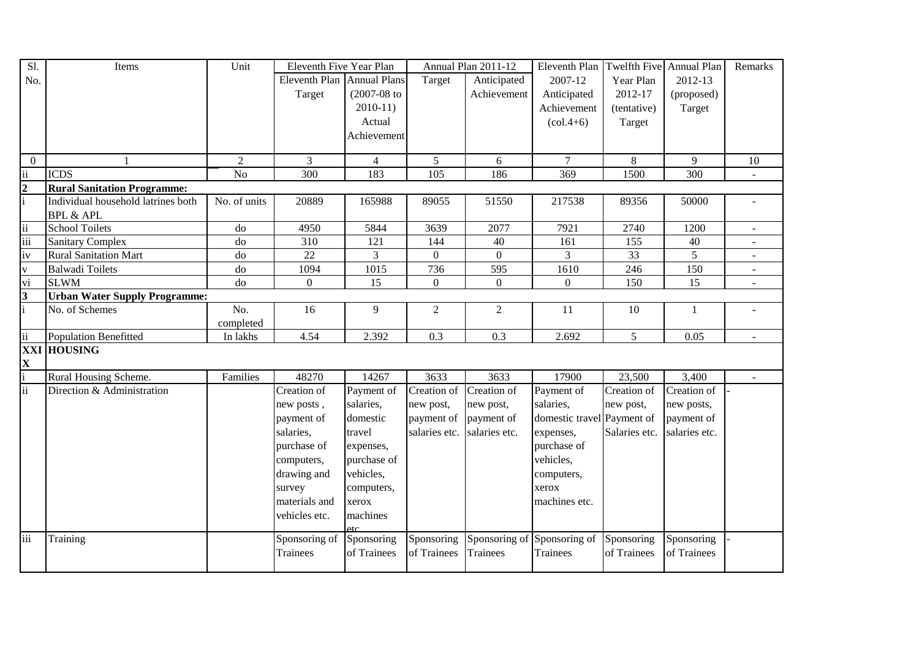| Sl. No. | Items | Unit | Eleventh Five Year Plan | | Annual Plan 2011-12 | | Eleventh Plan 2007-12 Anticipated Achievement (col.4+6) | Twelfth Five Year Plan 2012-17 (tentative) Target | Annual Plan 2012-13 (proposed) Target | Remarks |
|---|---|---|---|---|---|---|---|---|---|---|
| | | | Eleventh Plan Target | Annual Plans (2007-08 to 2010-11) Actual Achievement | Target | Anticipated Achievement | | | | |
| 0 | 1 | 2 | 3 | 4 | 5 | 6 | 7 | 8 | 9 | 10 |
| ii | ICDS | No | 300 | 183 | 105 | 186 | 369 | 1500 | 300 | - |
| **2** | **Rural Sanitation Programme:** | | | | | | | | | |
| i | Individual household latrines both BPL & APL | No. of units | 20889 | 165988 | 89055 | 51550 | 217538 | 89356 | 50000 | - |
| ii | School Toilets | do | 4950 | 5844 | 3639 | 2077 | 7921 | 2740 | 1200 | - |
| iii | Sanitary Complex | do | 310 | 121 | 144 | 40 | 161 | 155 | 40 | - |
| iv | Rural Sanitation Mart | do | 22 | 3 | 0 | 0 | 3 | 33 | 5 | - |
| v | Balwadi Toilets | do | 1094 | 1015 | 736 | 595 | 1610 | 246 | 150 | - |
| vi | SLWM | do | 0 | 15 | 0 | 0 | 0 | 150 | 15 | - |
| **3** | **Urban Water Supply Programme:** | | | | | | | | | |
| i | No. of Schemes | No. completed | 16 | 9 | 2 | 2 | 11 | 10 | 1 | - |
| ii | Population Benefitted | In lakhs | 4.54 | 2.392 | 0.3 | 0.3 | 2.692 | 5 | 0.05 | - |
| **XXIX** | **HOUSING** | | | | | | | | | |
| i | Rural Housing Scheme. | Families | 48270 | 14267 | 3633 | 3633 | 17900 | 23,500 | 3,400 | - |
| ii | Direction & Administration | | Creation of new posts, payment of salaries, purchase of computers, drawing and survey materials and vehicles etc. | Payment of salaries, domestic travel expenses, purchase of vehicles, computers, xerox machines etc. | Creation of new post, payment of salaries etc. | Creation of new post, payment of salaries etc. | Payment of salaries, domestic travel expenses, purchase of vehicles, computers, xerox machines etc. | Creation of new post, Payment of Salaries etc. | Creation of new posts, payment of salaries etc. | - |
| iii | Training | | Sponsoring of Trainees | Sponsoring of Trainees | Sponsoring of Trainees | Sponsoring of Trainees | Sponsoring of Trainees | Sponsoring of Trainees | Sponsoring of Trainees | - |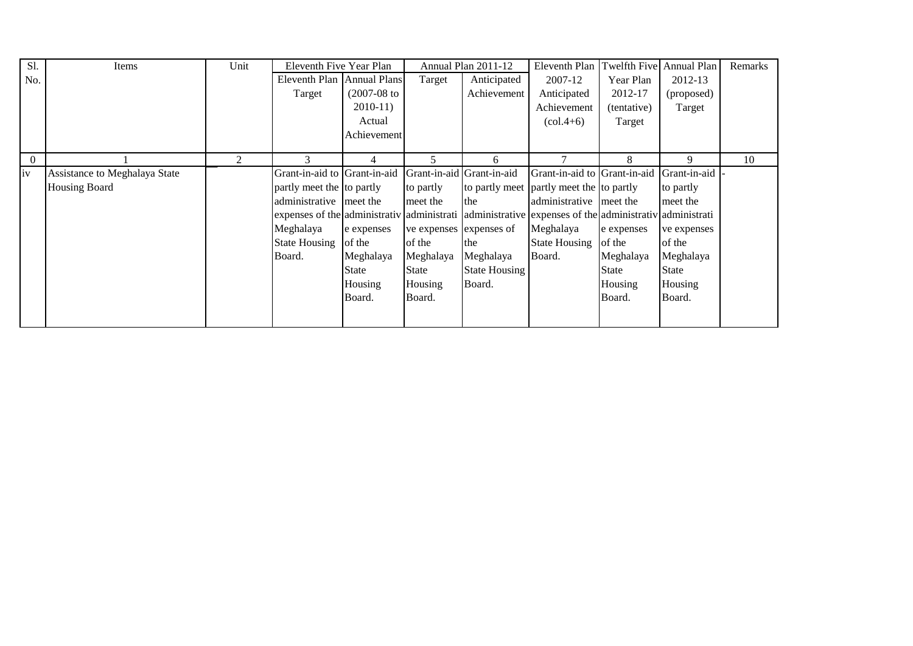| Sl. No. | Items | Unit | Eleventh Five Year Plan | | Annual Plan 2011-12 | | Eleventh Plan 2007-12 Anticipated Achievement (col.4+6) | Twelfth Five Year Plan 2012-17 (tentative) Target | Annual Plan 2012-13 (proposed) Target | Remarks |
|---|---|---|---|---|---|---|---|---|---|---|
| | | | Eleventh Plan Target | Annual Plans (2007-08 to 2010-11) Actual Achievement | Target | Anticipated Achievement | | | | |
| 0 | 1 | 2 | 3 | 4 | 5 | 6 | 7 | 8 | 9 | 10 |
| iv | Assistance to Meghalaya State Housing Board | | Grant-in-aid to partly meet the administrative expenses of the Meghalaya State Housing Board. | Grant-in-aid to partly meet the administrative expenses of the Meghalaya State Housing Board. | Grant-in-aid to partly meet the administrative expenses of the Meghalaya State Housing Board. | Grant-in-aid to partly meet the administrative expenses of the Meghalaya State Housing Board. | Grant-in-aid to partly meet the administrative expenses of the Meghalaya State Housing Board. | Grant-in-aid to partly meet the administrative expenses of the Meghalaya State Housing Board. | Grant-in-aid to partly meet the administrative expenses of the Meghalaya State Housing Board. | - |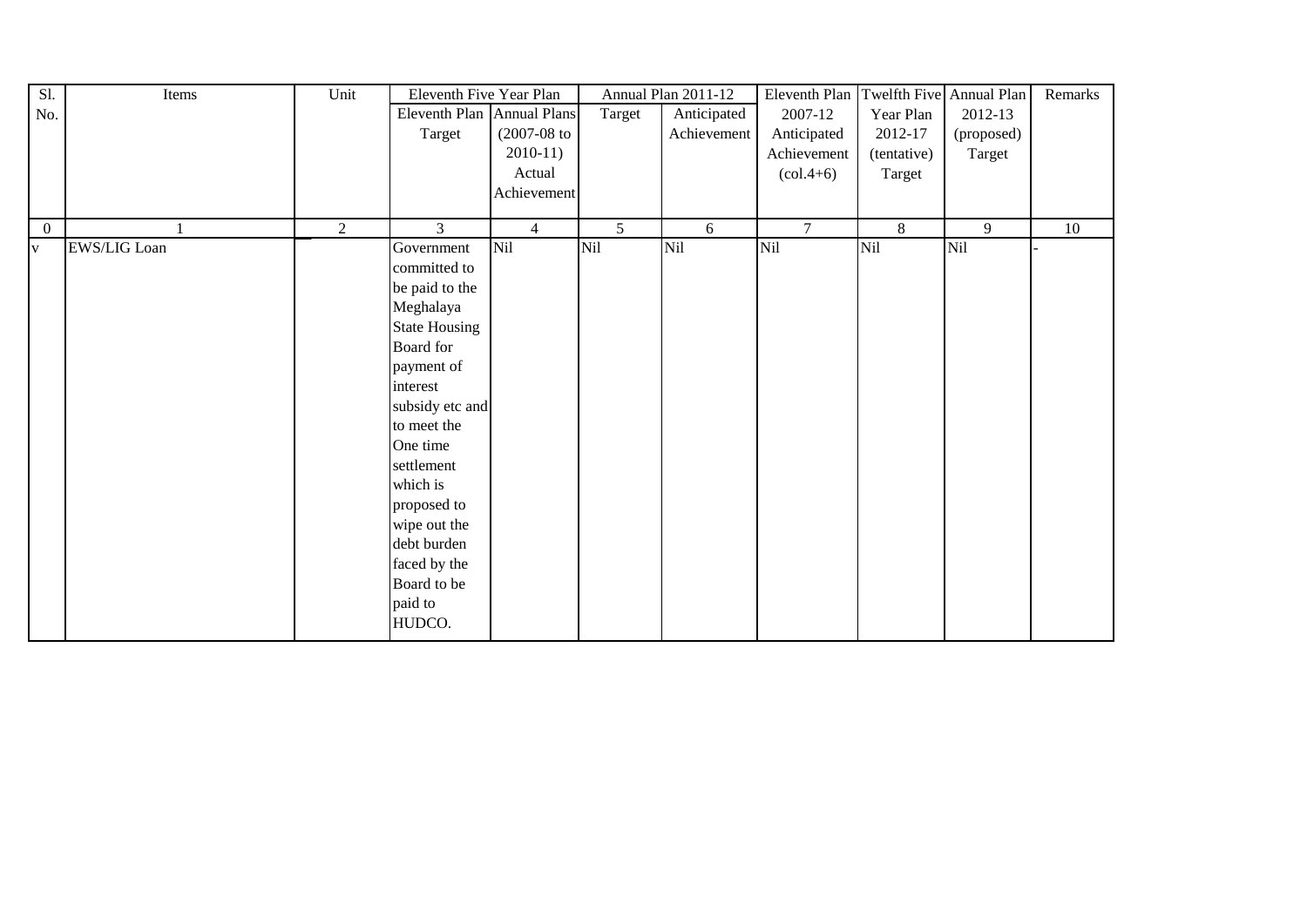| Sl. No. | Items | Unit | Eleventh Five Year Plan | | Annual Plan 2011-12 | | Eleventh Plan 2007-12 Anticipated Achievement (col.4+6) | Twelfth Five Year Plan 2012-17 (tentative) Target | Annual Plan 2012-13 (proposed) Target | Remarks |
|---|---|---|---|---|---|---|---|---|---|---|
| | | | Eleventh Plan Target | Annual Plans (2007-08 to 2010-11) Actual Achievement | Target | Anticipated Achievement | | | | |
| 0 | 1 | 2 | 3 | 4 | 5 | 6 | 7 | 8 | 9 | 10 |
| v | EWS/LIG Loan | | Government committed to be paid to the Meghalaya State Housing Board for payment of interest subsidy etc and to meet the One time settlement which is proposed to wipe out the debt burden faced by the Board to be paid to HUDCO. | Nil | Nil | Nil | Nil | Nil | Nil | - |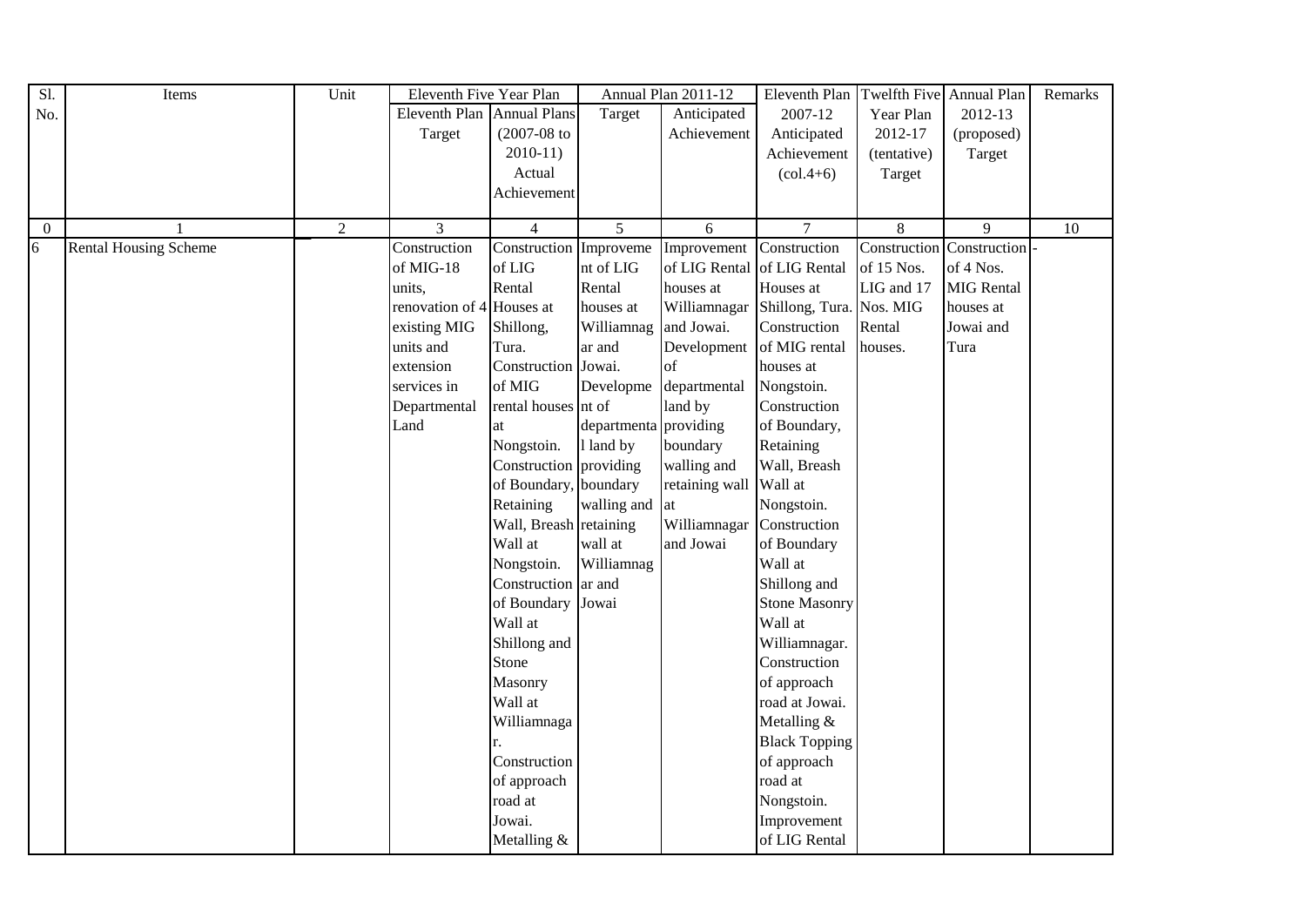| Sl. No. | Items | Unit | Eleventh Five Year Plan | | Annual Plan 2011-12 | | Eleventh Plan 2007-12 Anticipated Achievement (col.4+6) | Twelfth Five Year Plan 2012-17 (tentative) Target | Annual Plan 2012-13 (proposed) Target | Remarks |
|---|---|---|---|---|---|---|---|---|---|---|
| | | | Eleventh Plan Target | Annual Plans (2007-08 to 2010-11) Actual Achievement | Target | Anticipated Achievement | | | | |
| 0 | 1 | 2 | 3 | 4 | 5 | 6 | 7 | 8 | 9 | 10 |
| 6 | Rental Housing Scheme | | Construction of MIG-18 units, renovation of 4 existing MIG units and extension services in Departmental Land | Construction of LIG Rental Houses at Shillong, Tura. Construction of MIG rental houses at Nongstoin. Construction of Boundary, Retaining Wall, Breash Wall at Nongstoin. Construction of Boundary Wall at Shillong and Stone Masonry Wall at Williamnagar. Construction of approach road at Jowai. Metalling & | Improvement of LIG Rental houses at Williamnagar and Jowai. Development of departmental land by providing boundary walling and retaining wall at Williamnagar and Jowai | Improvement of LIG Rental houses at Williamnagar and Jowai. Development of departmental land by providing boundary walling and retaining wall at Williamnagar and Jowai | Construction of LIG Rental Houses at Shillong, Tura. Construction of MIG rental houses at Nongstoin. Construction of Boundary, Retaining Wall, Breash Wall at Nongstoin. Construction of Boundary Wall at Shillong and Stone Masonry Wall at Williamnagar. Construction of approach road at Jowai. Metalling & Black Topping of approach road at Nongstoin. Improvement of LIG Rental | Construction of 15 Nos. LIG and 17 Nos. MIG Rental houses. | Construction of 4 Nos. MIG Rental houses at Jowai and Tura | - |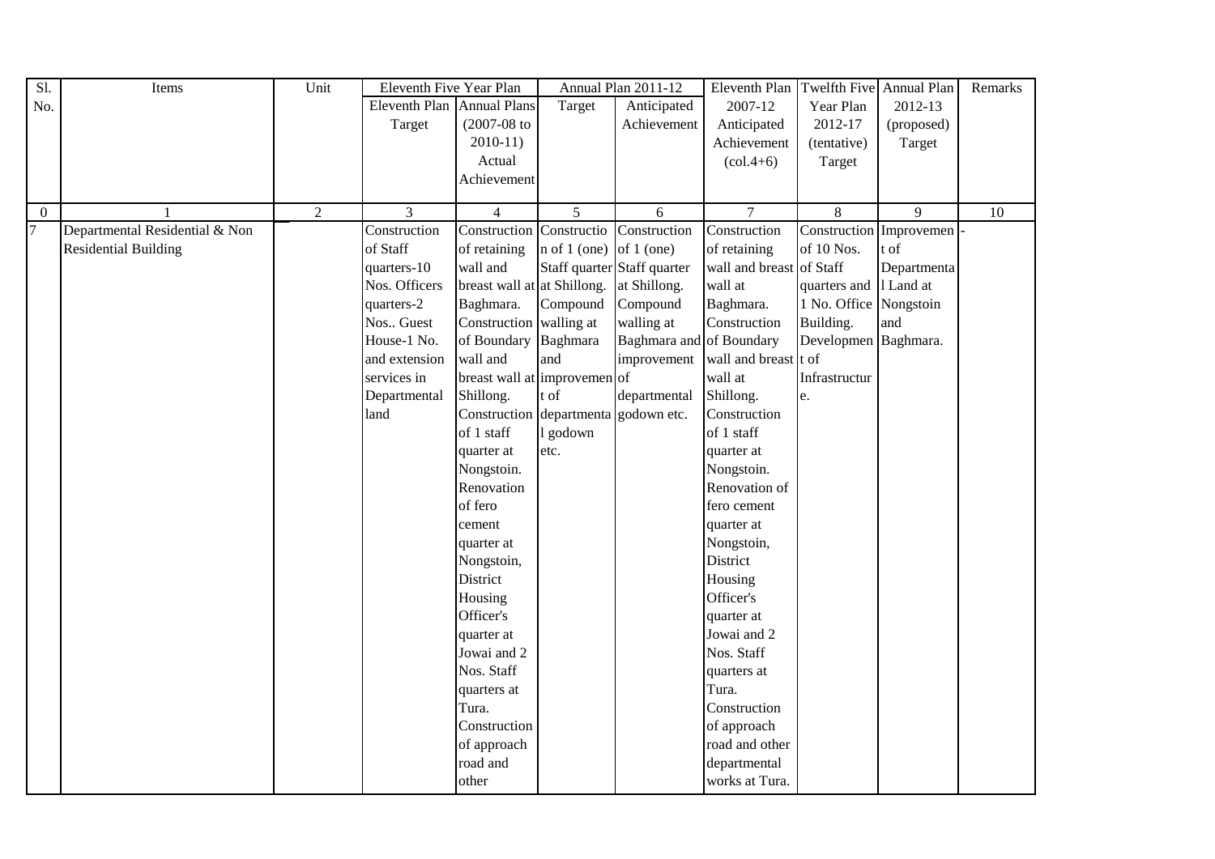| Sl. No. | Items | Unit | Eleventh Five Year Plan | | Annual Plan 2011-12 | | Eleventh Plan 2007-12 Anticipated Achievement (col.4+6) | Twelfth Five Year Plan 2012-17 (tentative) Target | Annual Plan 2012-13 (proposed) Target | Remarks |
|---|---|---|---|---|---|---|---|---|---|---|
| | | | Eleventh Plan Target | Annual Plans (2007-08 to 2010-11) Actual Achievement | Target | Anticipated Achievement | | | | |
| 0 | 1 | 2 | 3 | 4 | 5 | 6 | 7 | 8 | 9 | 10 |
| 7 | Departmental Residential & Non Residential Building | | Construction of Staff quarters-10 Nos. Officers quarters-2 Nos.. Guest House-1 No. and extension services in Departmental land | Construction of retaining wall and breast wall at Baghmara. Construction of Boundary wall and breast wall at Shillong. Construction of 1 staff quarter at Nongstoin. Renovation of fero cement quarter at Nongstoin, District Housing Officer's quarter at Jowai and 2 Nos. Staff quarters at Tura. Construction of approach road and other | Construction of 1 (one) Staff quarter at Shillong. Compound walling at Baghmara and improvement of departmental godown etc. | Construction of 1 (one) Staff quarter at Shillong. Compound walling at Baghmara and improvement of departmental godown etc. | Construction of retaining wall and breast wall at Baghmara. Construction of Boundary wall and breast wall at Shillong. Construction of 1 staff quarter at Nongstoin. Renovation of fero cement quarter at Nongstoin, District Housing Officer's quarter at Jowai and 2 Nos. Staff quarters at Tura. Construction of approach road and other departmental works at Tura. | Construction of 10 Nos. of Staff quarters and 1 No. Office Building. Development of Infrastructure. | Improvement of Departmental Land at Nongstoin and Baghmara. | - |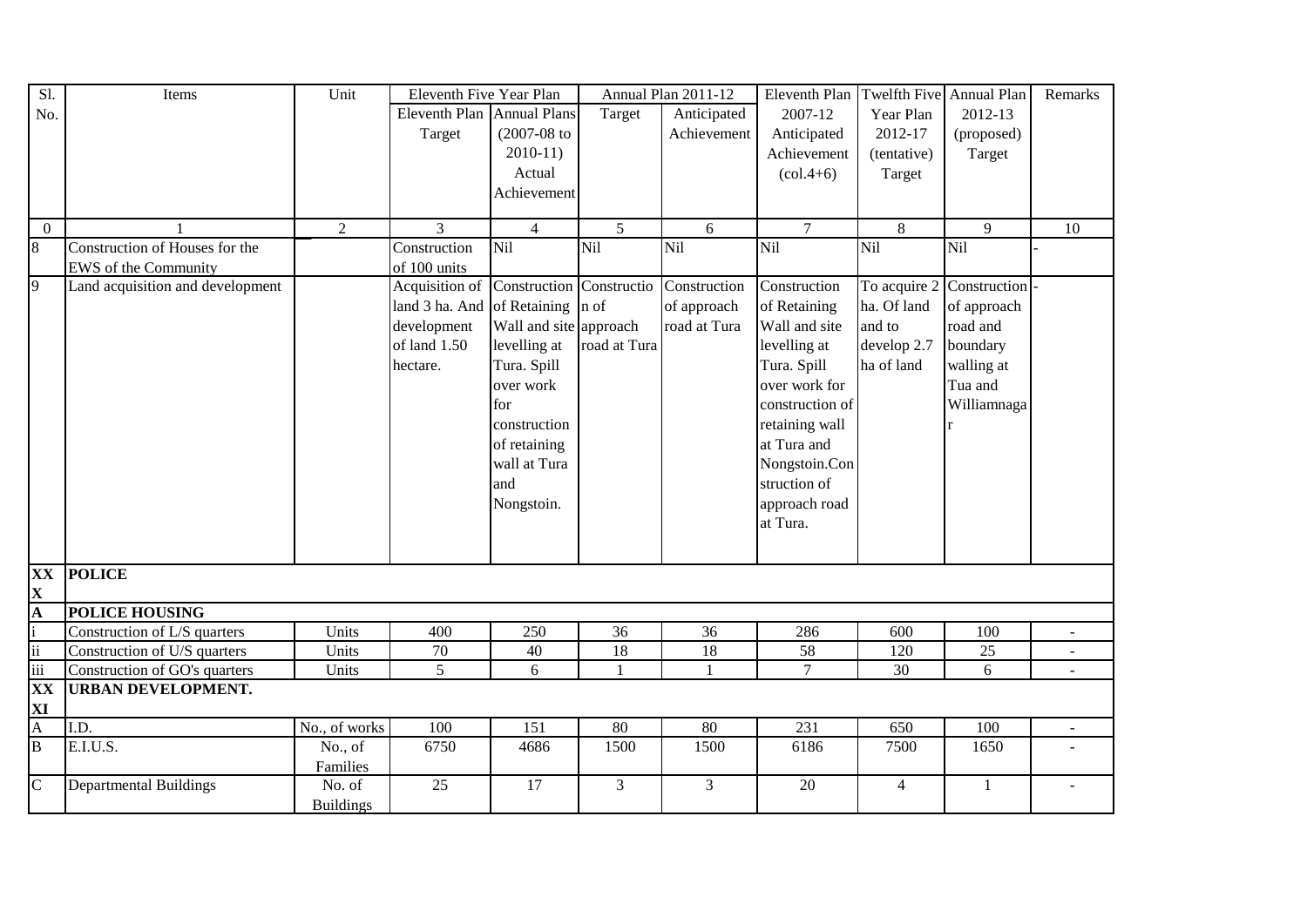| Sl. No. | Items | Unit | Eleventh Five Year Plan | | Annual Plan 2011-12 | | Eleventh Plan 2007-12 Anticipated Achievement (col.4+6) | Twelfth Five Year Plan 2012-17 (tentative) Target | Annual Plan 2012-13 (proposed) Target | Remarks |
|---|---|---|---|---|---|---|---|---|---|---|
| | | | Eleventh Plan Target | Annual Plans (2007-08 to 2010-11) Actual Achievement | Target | Anticipated Achievement | | | | |
| 0 | 1 | 2 | 3 | 4 | 5 | 6 | 7 | 8 | 9 | 10 |
| 8 | Construction of Houses for the EWS of the Community | | Construction of 100 units | Nil | Nil | Nil | Nil | Nil | Nil | - |
| 9 | Land acquisition and development | | Acquisition of land 3 ha. And development of land 1.50 hectare. | Construction of Retaining Wall and site levelling at Tura. Spill over work for construction of retaining wall at Tura and Nongstoin. | Construction of approach road at Tura | Construction of approach road at Tura | Construction of Retaining Wall and site levelling at Tura. Spill over work for construction of retaining wall at Tura and Nongstoin.Construction of approach road at Tura. | To acquire 2 ha. Of land and to develop 2.7 ha of land | Construction of approach road and boundary walling at Tua and Williamnagar | - |
| **XXX** | **POLICE** | | | | | | | | | |
| **A** | **POLICE HOUSING** | | | | | | | | | |
| i | Construction of L/S quarters | Units | 400 | 250 | 36 | 36 | 286 | 600 | 100 | - |
| ii | Construction of U/S quarters | Units | 70 | 40 | 18 | 18 | 58 | 120 | 25 | - |
| iii | Construction of GO's quarters | Units | 5 | 6 | 1 | 1 | 7 | 30 | 6 | - |
| **XXXI** | **URBAN DEVELOPMENT.** | | | | | | | | | |
| A | I.D. | No., of works | 100 | 151 | 80 | 80 | 231 | 650 | 100 | - |
| B | E.I.U.S. | No., of Families | 6750 | 4686 | 1500 | 1500 | 6186 | 7500 | 1650 | - |
| C | Departmental Buildings | No. of Buildings | 25 | 17 | 3 | 3 | 20 | 4 | 1 | - |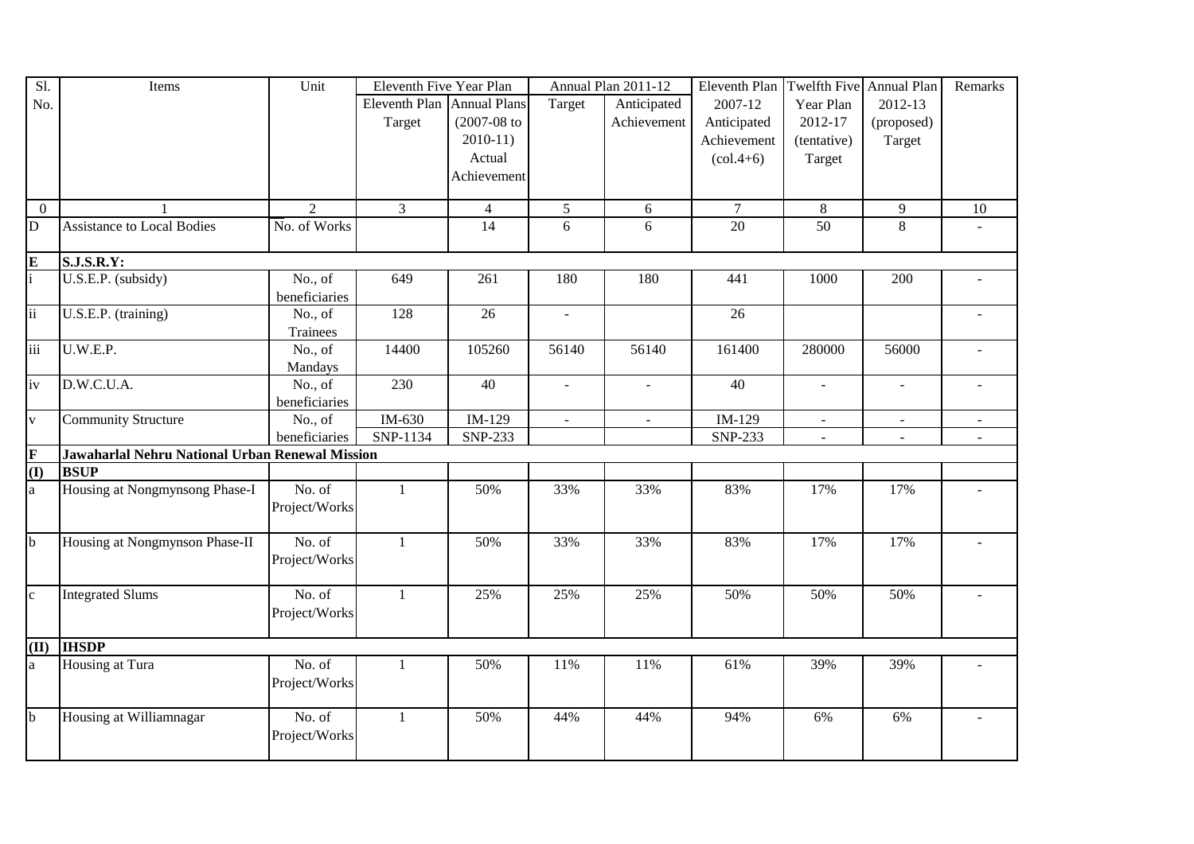| Sl. No. | Items | Unit | Eleventh Five Year Plan | | Annual Plan 2011-12 | | Eleventh Plan 2007-12 Anticipated Achievement (col.4+6) | Twelfth Five Year Plan 2012-17 (tentative) Target | Annual Plan 2012-13 (proposed) Target | Remarks |
|---|---|---|---|---|---|---|---|---|---|---|
| | | | Eleventh Plan Target | Annual Plans (2007-08 to 2010-11) Actual Achievement | Target | Anticipated Achievement | | | | |
| 0 | 1 | 2 | 3 | 4 | 5 | 6 | 7 | 8 | 9 | 10 |
| D | Assistance to Local Bodies | No. of Works | | 14 | 6 | 6 | 20 | 50 | 8 | - |
| **E** | **S.J.S.R.Y:** | | | | | | | | | |
| i | U.S.E.P. (subsidy) | No., of beneficiaries | 649 | 261 | 180 | 180 | 441 | 1000 | 200 | - |
| ii | U.S.E.P. (training) | No., of Trainees | 128 | 26 | - | | 26 | | | - |
| iii | U.W.E.P. | No., of Mandays | 14400 | 105260 | 56140 | 56140 | 161400 | 280000 | 56000 | - |
| iv | D.W.C.U.A. | No., of beneficiaries | 230 | 40 | - | - | 40 | - | - | - |
| v | Community Structure | No., of beneficiaries | IM-630<br>SNP-1134 | IM-129<br>SNP-233 | - | - | IM-129<br>SNP-233 | -<br>- | -<br>- | -<br>- |
| **F** | **Jawaharlal Nehru National Urban Renewal Mission** | | | | | | | | | |
| **(I)** | **BSUP** | | | | | | | | | |
| a | Housing at Nongmynsong Phase-I | No. of Project/Works | 1 | 50% | 33% | 33% | 83% | 17% | 17% | - |
| b | Housing at Nongmynson Phase-II | No. of Project/Works | 1 | 50% | 33% | 33% | 83% | 17% | 17% | - |
| c | Integrated Slums | No. of Project/Works | 1 | 25% | 25% | 25% | 50% | 50% | 50% | - |
| **(II)** | **IHSDP** | | | | | | | | | |
| a | Housing at Tura | No. of Project/Works | 1 | 50% | 11% | 11% | 61% | 39% | 39% | - |
| b | Housing at Williamnagar | No. of Project/Works | 1 | 50% | 44% | 44% | 94% | 6% | 6% | - |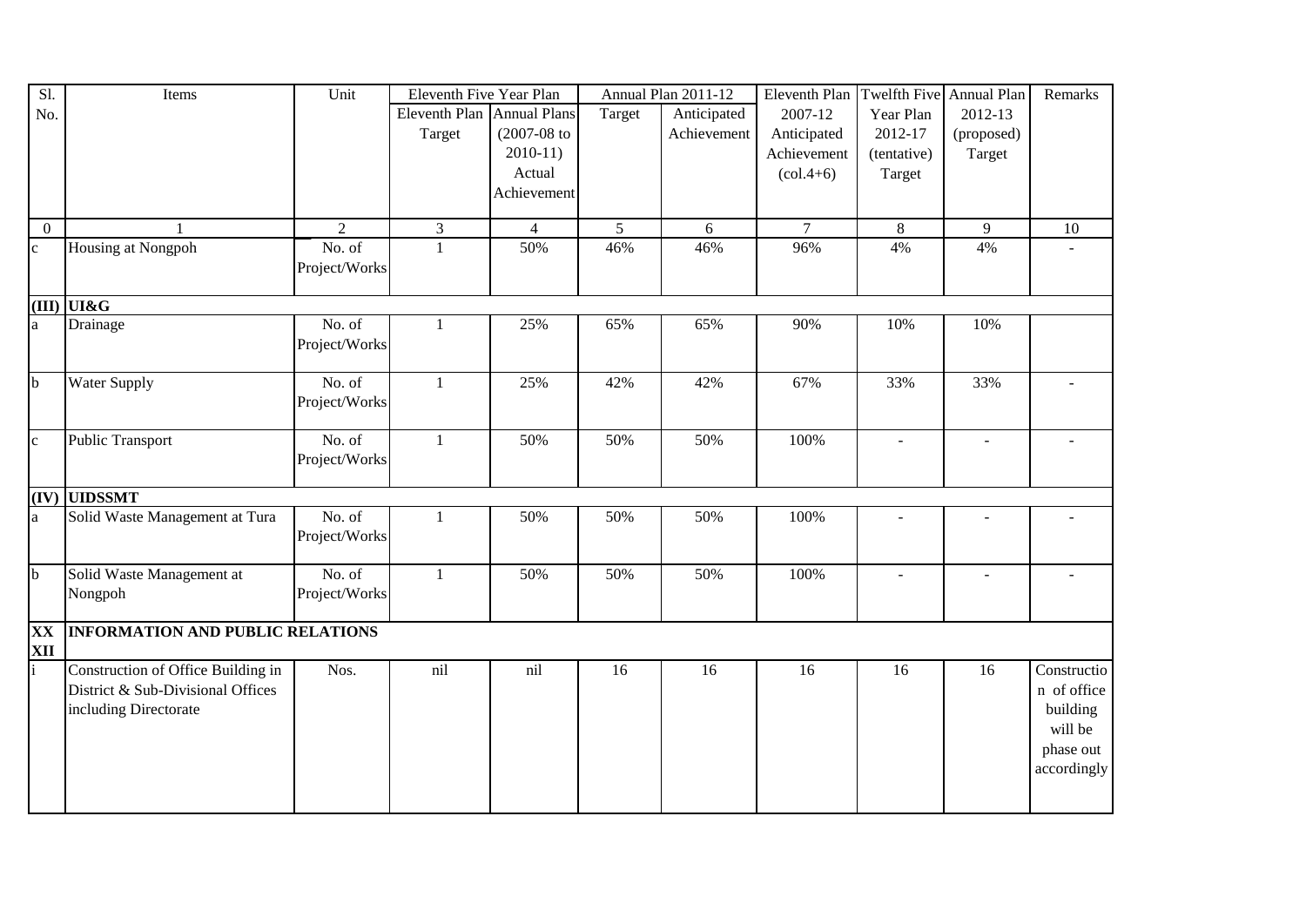| Sl. No. | Items | Unit | Eleventh Five Year Plan | | Annual Plan 2011-12 | | Eleventh Plan 2007-12 Anticipated Achievement (col.4+6) | Twelfth Five Year Plan 2012-17 (tentative) Target | Annual Plan 2012-13 (proposed) Target | Remarks |
|---|---|---|---|---|---|---|---|---|---|---|
| | | | Eleventh Plan Target | Annual Plans (2007-08 to 2010-11) Actual Achievement | Target | Anticipated Achievement | | | | |
| 0 | 1 | 2 | 3 | 4 | 5 | 6 | 7 | 8 | 9 | 10 |
| c | Housing at Nongpoh | No. of Project/Works | 1 | 50% | 46% | 46% | 96% | 4% | 4% | - |
| **(III)** | **UI&G** | | | | | | | | | |
| a | Drainage | No. of Project/Works | 1 | 25% | 65% | 65% | 90% | 10% | 10% | |
| b | Water Supply | No. of Project/Works | 1 | 25% | 42% | 42% | 67% | 33% | 33% | - |
| c | Public Transport | No. of Project/Works | 1 | 50% | 50% | 50% | 100% | - | - | - |
| **(IV)** | **UIDSSMT** | | | | | | | | | |
| a | Solid Waste Management at Tura | No. of Project/Works | 1 | 50% | 50% | 50% | 100% | - | - | - |
| b | Solid Waste Management at Nongpoh | No. of Project/Works | 1 | 50% | 50% | 50% | 100% | - | - | - |
| **XXXII** | **INFORMATION AND PUBLIC RELATIONS** | | | | | | | | | |
| i | Construction of Office Building in District & Sub-Divisional Offices including Directorate | Nos. | nil | nil | 16 | 16 | 16 | 16 | 16 | Construction of office building will be phase out accordingly |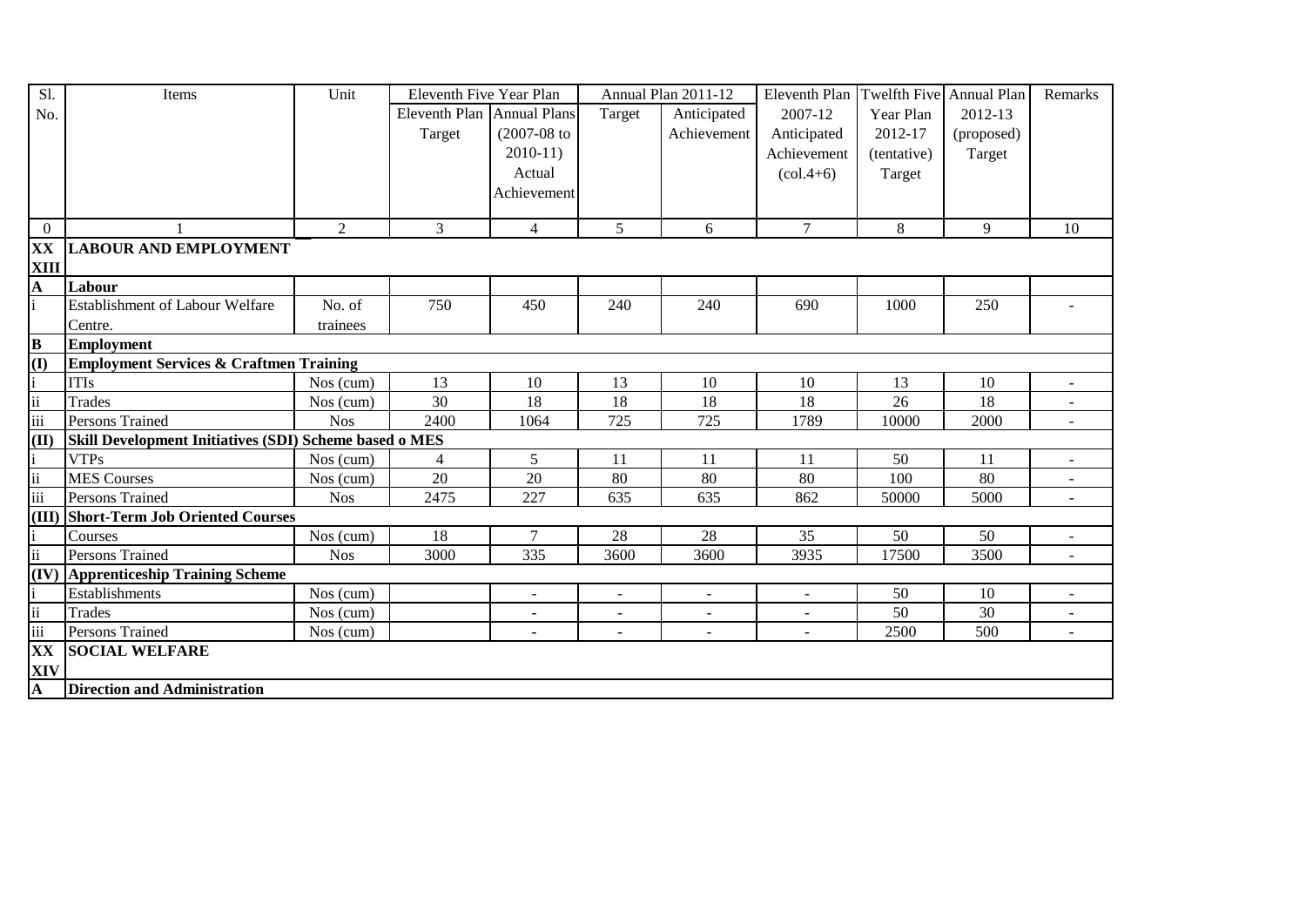| Sl. No. | Items | Unit | Eleventh Five Year Plan | | Annual Plan 2011-12 | | Eleventh Plan 2007-12 Anticipated Achievement (col.4+6) | Twelfth Five Year Plan 2012-17 (tentative) Target | Annual Plan 2012-13 (proposed) Target | Remarks |
|---|---|---|---|---|---|---|---|---|---|---|
| | | | Eleventh Plan Target | Annual Plans (2007-08 to 2010-11) Actual Achievement | Target | Anticipated Achievement | | | | |
| 0 | 1 | 2 | 3 | 4 | 5 | 6 | 7 | 8 | 9 | 10 |
| **XX XIII** | **LABOUR AND EMPLOYMENT** | | | | | | | | | |
| **A** | **Labour** | | | | | | | | | |
| i | Establishment of Labour Welfare Centre. | No. of trainees | 750 | 450 | 240 | 240 | 690 | 1000 | 250 | - |
| **B** | **Employment** | | | | | | | | | |
| **(I)** | **Employment Services & Craftmen Training** | | | | | | | | | |
| i | ITIs | Nos (cum) | 13 | 10 | 13 | 10 | 10 | 13 | 10 | - |
| ii | Trades | Nos (cum) | 30 | 18 | 18 | 18 | 18 | 26 | 18 | - |
| iii | Persons Trained | Nos | 2400 | 1064 | 725 | 725 | 1789 | 10000 | 2000 | - |
| **(II)** | **Skill Development Initiatives (SDI) Scheme based o MES** | | | | | | | | | |
| i | VTPs | Nos (cum) | 4 | 5 | 11 | 11 | 11 | 50 | 11 | - |
| ii | MES Courses | Nos (cum) | 20 | 20 | 80 | 80 | 80 | 100 | 80 | - |
| iii | Persons Trained | Nos | 2475 | 227 | 635 | 635 | 862 | 50000 | 5000 | - |
| **(III)** | **Short-Term Job Oriented Courses** | | | | | | | | | |
| i | Courses | Nos (cum) | 18 | 7 | 28 | 28 | 35 | 50 | 50 | - |
| ii | Persons Trained | Nos | 3000 | 335 | 3600 | 3600 | 3935 | 17500 | 3500 | - |
| **(IV)** | **Apprenticeship Training Scheme** | | | | | | | | | |
| i | Establishments | Nos (cum) | | - | - | - | - | 50 | 10 | - |
| ii | Trades | Nos (cum) | | - | - | - | - | 50 | 30 | - |
| iii | Persons Trained | Nos (cum) | | - | - | - | - | 2500 | 500 | - |
| **XX XIV** | **SOCIAL WELFARE** | | | | | | | | | |
| **A** | **Direction and Administration** | | | | | | | | | |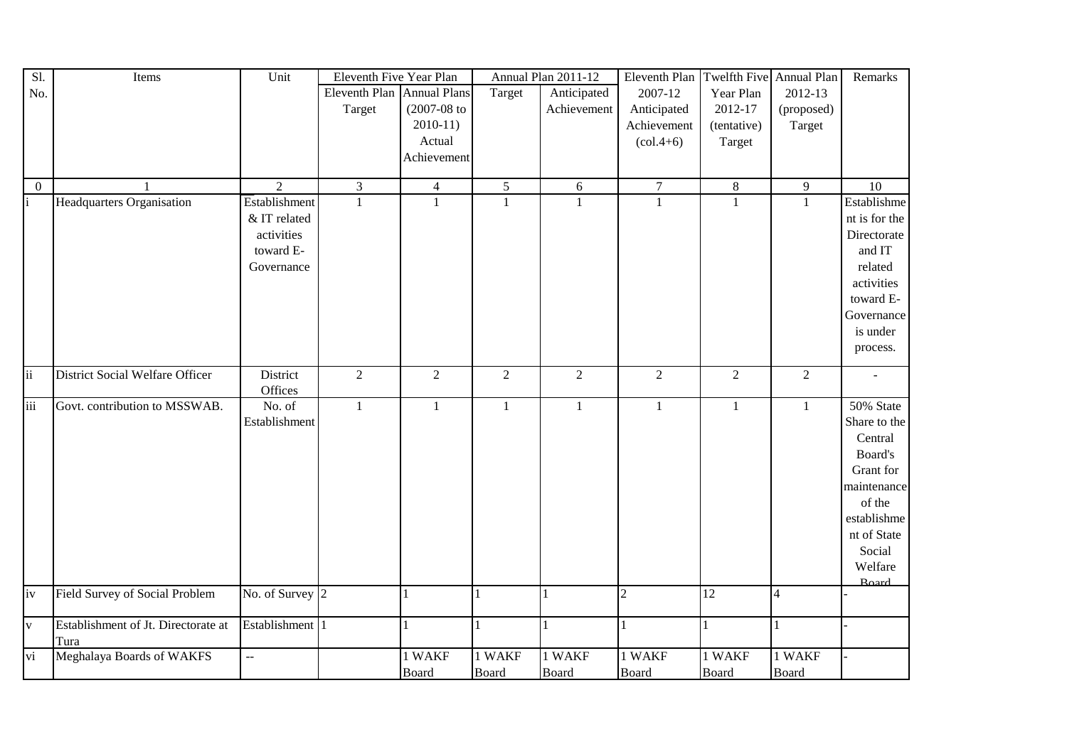| Sl. No. | Items | Unit | Eleventh Five Year Plan | | Annual Plan 2011-12 | | Eleventh Plan 2007-12 Anticipated Achievement (col.4+6) | Twelfth Five Year Plan 2012-17 (tentative) Target | Annual Plan 2012-13 (proposed) Target | Remarks |
|---|---|---|---|---|---|---|---|---|---|---|
| | | | Eleventh Plan Target | Annual Plans (2007-08 to 2010-11) Actual Achievement | Target | Anticipated Achievement | | | | |
| 0 | 1 | 2 | 3 | 4 | 5 | 6 | 7 | 8 | 9 | 10 |
| i | Headquarters Organisation | Establishment & IT related activities toward E-Governance | 1 | 1 | 1 | 1 | 1 | 1 | 1 | Establishment is for the Directorate and IT related activities toward E-Governance is under process. |
| ii | District Social Welfare Officer | District Offices | 2 | 2 | 2 | 2 | 2 | 2 | 2 | - |
| iii | Govt. contribution to MSSWAB. | No. of Establishment | 1 | 1 | 1 | 1 | 1 | 1 | 1 | 50% State Share to the Central Board's Grant for maintenance of the establishment of State Social Welfare Board |
| iv | Field Survey of Social Problem | No. of Survey | 2 | 1 | 1 | 1 | 2 | 12 | 4 | - |
| v | Establishment of Jt. Directorate at Tura | Establishment | 1 | 1 | 1 | 1 | 1 | 1 | 1 | - |
| vi | Meghalaya Boards of WAKFS | -- | | 1 WAKF Board | 1 WAKF Board | 1 WAKF Board | 1 WAKF Board | 1 WAKF Board | 1 WAKF Board | - |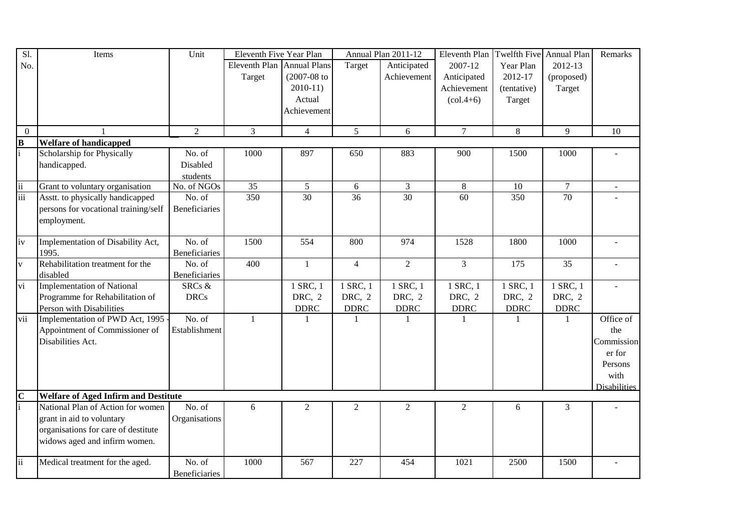| Sl. No. | Items | Unit | Eleventh Five Year Plan | | Annual Plan 2011-12 | | Eleventh Plan 2007-12 Anticipated Achievement (col.4+6) | Twelfth Five Year Plan 2012-17 (tentative) Target | Annual Plan 2012-13 (proposed) Target | Remarks |
|---|---|---|---|---|---|---|---|---|---|---|
| | | | Eleventh Plan Target | Annual Plans (2007-08 to 2010-11) Actual Achievement | Target | Anticipated Achievement | | | | |
| 0 | 1 | 2 | 3 | 4 | 5 | 6 | 7 | 8 | 9 | 10 |
| **B** | **Welfare of handicapped** | | | | | | | | | |
| i | Scholarship for Physically handicapped. | No. of Disabled students | 1000 | 897 | 650 | 883 | 900 | 1500 | 1000 | - |
| ii | Grant to voluntary organisation | No. of NGOs | 35 | 5 | 6 | 3 | 8 | 10 | 7 | - |
| iii | Asstt. to physically handicapped persons for vocational training/self employment. | No. of Beneficiaries | 350 | 30 | 36 | 30 | 60 | 350 | 70 | - |
| iv | Implementation of Disability Act, 1995. | No. of Beneficiaries | 1500 | 554 | 800 | 974 | 1528 | 1800 | 1000 | - |
| v | Rehabilitation treatment for the disabled | No. of Beneficiaries | 400 | 1 | 4 | 2 | 3 | 175 | 35 | - |
| vi | Implementation of National Programme for Rehabilitation of Person with Disabilities | SRCs & DRCs | | 1 SRC, 1 DRC, 2 DDRC | 1 SRC, 1 DRC, 2 DDRC | 1 SRC, 1 DRC, 2 DDRC | 1 SRC, 1 DRC, 2 DDRC | 1 SRC, 1 DRC, 2 DDRC | 1 SRC, 1 DRC, 2 DDRC | - |
| vii | Implementation of PWD Act, 1995 - Appointment of Commissioner of Disabilities Act. | No. of Establishment | 1 | 1 | 1 | 1 | 1 | 1 | 1 | Office of the Commissioner for Persons with Disabilities |
| **C** | **Welfare of Aged Infirm and Destitute** | | | | | | | | | |
| i | National Plan of Action for women grant in aid to voluntary organisations for care of destitute widows aged and infirm women. | No. of Organisations | 6 | 2 | 2 | 2 | 2 | 6 | 3 | - |
| ii | Medical treatment for the aged. | No. of Beneficiaries | 1000 | 567 | 227 | 454 | 1021 | 2500 | 1500 | - |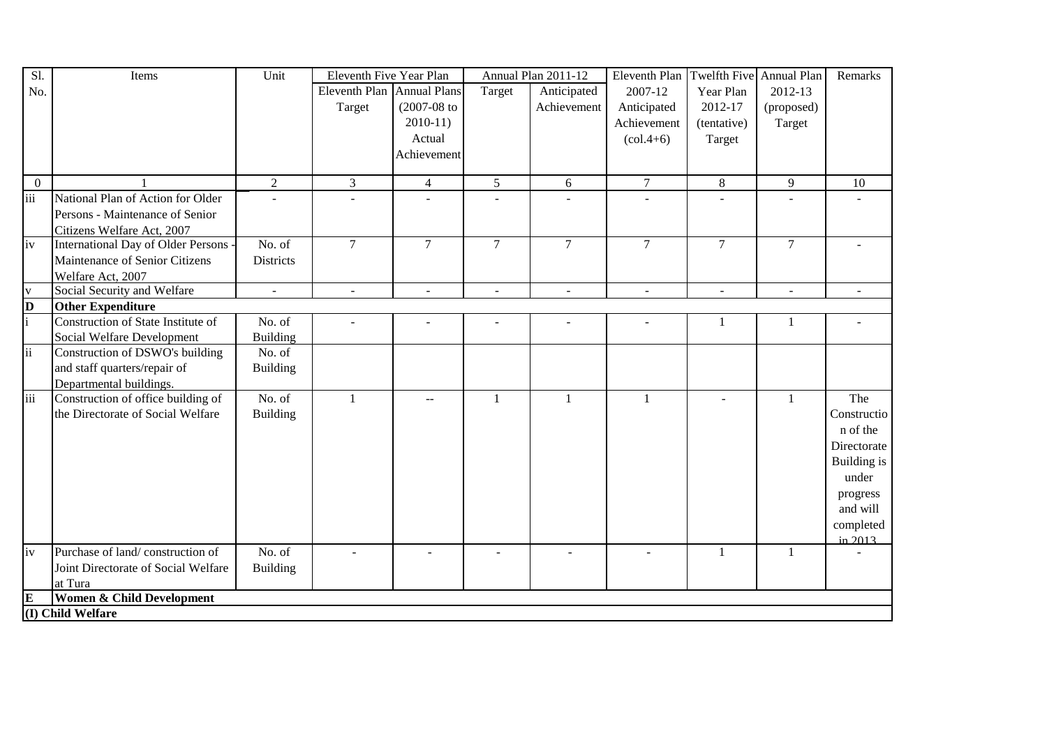| Sl. No. | Items | Unit | Eleventh Five Year Plan | | Annual Plan 2011-12 | | Eleventh Plan 2007-12 Anticipated Achievement (col.4+6) | Twelfth Five Year Plan 2012-17 (tentative) Target | Annual Plan 2012-13 (proposed) Target | Remarks |
|---|---|---|---|---|---|---|---|---|---|---|
| | | | Eleventh Plan Target | Annual Plans (2007-08 to 2010-11) Actual Achievement | Target | Anticipated Achievement | | | | |
| 0 | 1 | 2 | 3 | 4 | 5 | 6 | 7 | 8 | 9 | 10 |
| iii | National Plan of Action for Older Persons - Maintenance of Senior Citizens Welfare Act, 2007 | - | - | - | - | - | - | - | - | - |
| iv | International Day of Older Persons - Maintenance of Senior Citizens Welfare Act, 2007 | No. of Districts | 7 | 7 | 7 | 7 | 7 | 7 | 7 | - |
| v | Social Security and Welfare | - | - | - | - | - | - | - | - | - |
| **D** | **Other Expenditure** | | | | | | | | | |
| i | Construction of State Institute of Social Welfare Development | No. of Building | - | - | - | - | - | 1 | 1 | - |
| ii | Construction of DSWO's building and staff quarters/repair of Departmental buildings. | No. of Building | | | | | | | | |
| iii | Construction of office building of the Directorate of Social Welfare | No. of Building | 1 | -- | 1 | 1 | 1 | - | 1 | The Construction of the Directorate Building is under progress and will completed in 2013 |
| iv | Purchase of land/ construction of Joint Directorate of Social Welfare at Tura | No. of Building | - | - | - | - | - | 1 | 1 | - |
| **E** | **Women & Child Development** | | | | | | | | | |
| **(I) Child Welfare** | | | | | | | | | | |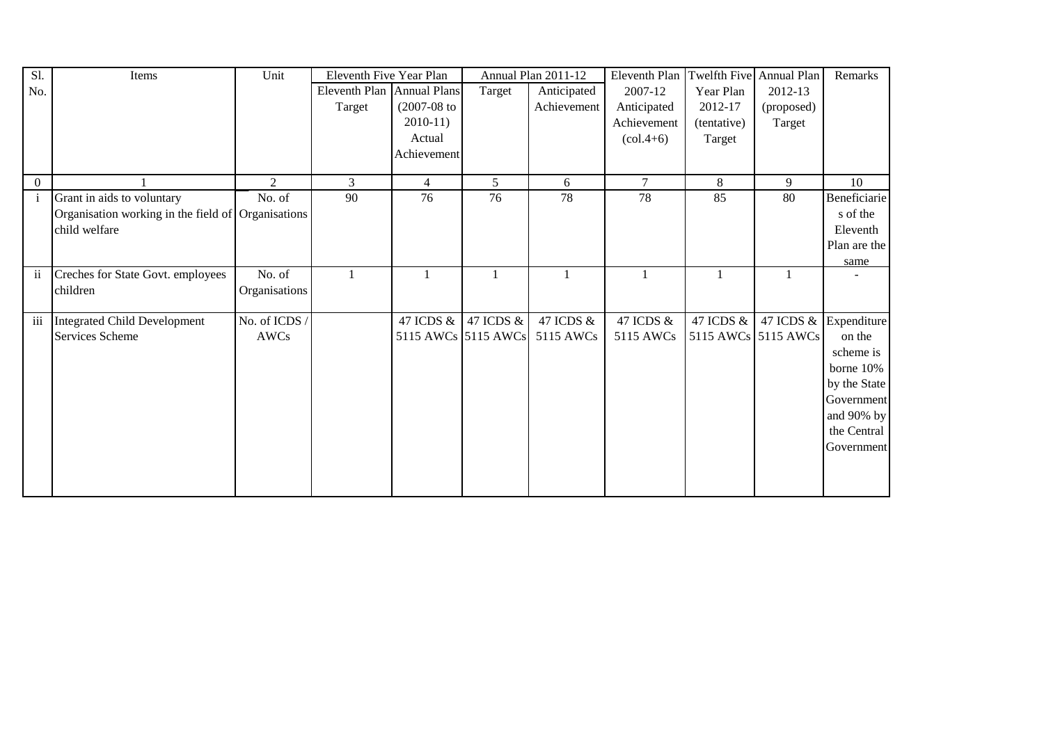| Sl. No. | Items | Unit | Eleventh Five Year Plan | | Annual Plan 2011-12 | | Eleventh Plan 2007-12 Anticipated Achievement (col.4+6) | Twelfth Five Year Plan 2012-17 (tentative) Target | Annual Plan 2012-13 (proposed) Target | Remarks |
|---|---|---|---|---|---|---|---|---|---|---|
| | | | Eleventh Plan Target | Annual Plans (2007-08 to 2010-11) Actual Achievement | Target | Anticipated Achievement | | | | |
| 0 | 1 | 2 | 3 | 4 | 5 | 6 | 7 | 8 | 9 | 10 |
| i | Grant in aids to voluntary Organisation working in the field of child welfare | No. of Organisations | 90 | 76 | 76 | 78 | 78 | 85 | 80 | Beneficiaries of the Eleventh Plan are the same |
| ii | Creches for State Govt. employees children | No. of Organisations | 1 | 1 | 1 | 1 | 1 | 1 | 1 | - |
| iii | Integrated Child Development Services Scheme | No. of ICDS / AWCs | | 47 ICDS & 5115 AWCs | 47 ICDS & 5115 AWCs | 47 ICDS & 5115 AWCs | 47 ICDS & 5115 AWCs | 47 ICDS & 5115 AWCs | 47 ICDS & 5115 AWCs | Expenditure on the scheme is borne 10% by the State Government and 90% by the Central Government |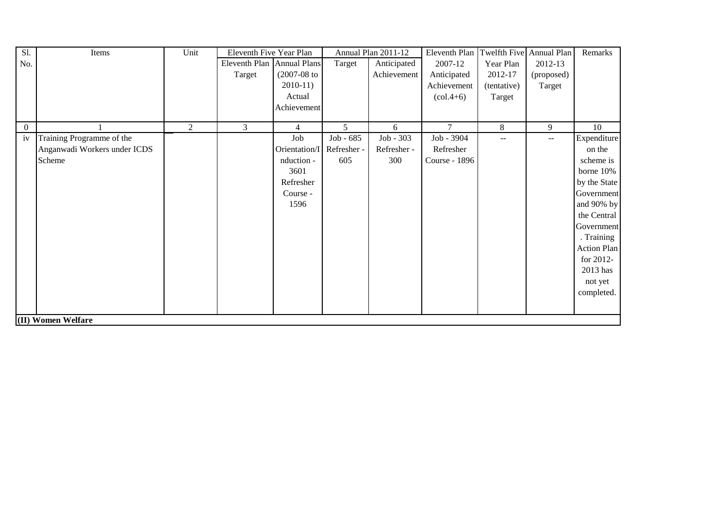| Sl. No. | Items | Unit | Eleventh Five Year Plan | | Annual Plan 2011-12 | | Eleventh Plan 2007-12 Anticipated Achievement (col.4+6) | Twelfth Five Year Plan 2012-17 (tentative) Target | Annual Plan 2012-13 (proposed) Target | Remarks |
|---|---|---|---|---|---|---|---|---|---|---|
| | | | Eleventh Plan Target | Annual Plans (2007-08 to 2010-11) Actual Achievement | Target | Anticipated Achievement | | | | |
| 0 | 1 | 2 | 3 | 4 | 5 | 6 | 7 | 8 | 9 | 10 |
| iv | Training Programme of the Anganwadi Workers under ICDS Scheme | | | Job Orientation/Induction - 3601 Refresher Course - 1596 | Job - 685 Refresher - 605 | Job - 303 Refresher - 300 | Job - 3904 Refresher Course - 1896 | -- | -- | Expenditure on the scheme is borne 10% by the State Government and 90% by the Central Government. Training Action Plan for 2012-2013 has not yet completed. |
| **(II) Women Welfare** | | | | | | | | | | |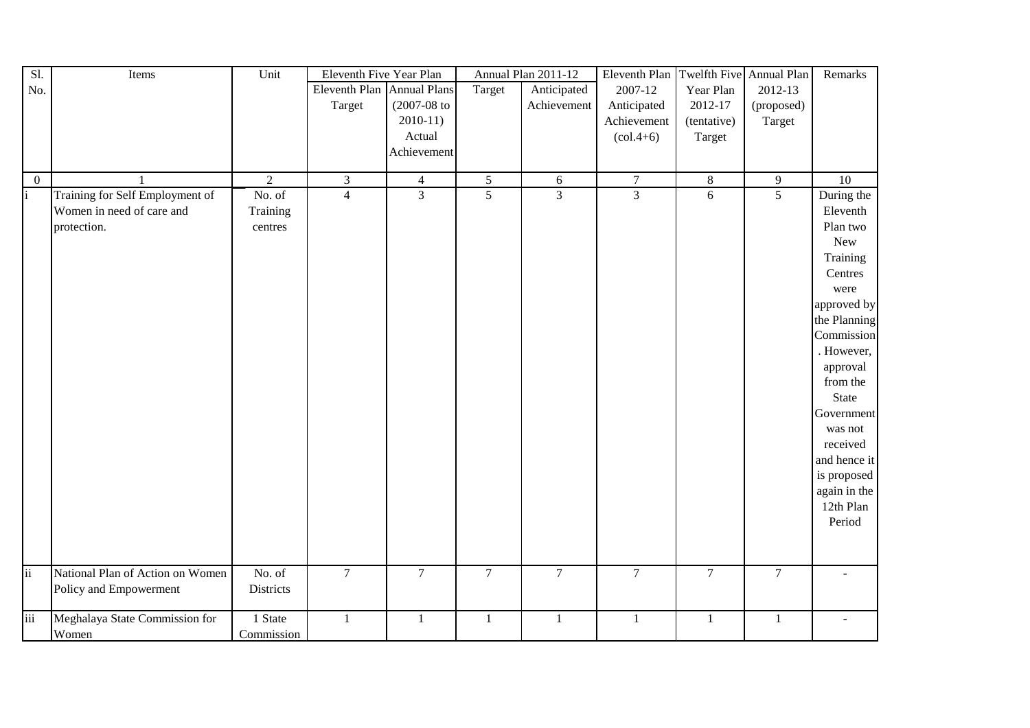| Sl. No. | Items | Unit | Eleventh Five Year Plan | | Annual Plan 2011-12 | | Eleventh Plan 2007-12 Anticipated Achievement (col.4+6) | Twelfth Five Year Plan 2012-17 (tentative) Target | Annual Plan 2012-13 (proposed) Target | Remarks |
|---|---|---|---|---|---|---|---|---|---|---|
| | | | Eleventh Plan Target | Annual Plans (2007-08 to 2010-11) Actual Achievement | Target | Anticipated Achievement | | | | |
| 0 | 1 | 2 | 3 | 4 | 5 | 6 | 7 | 8 | 9 | 10 |
| i | Training for Self Employment of Women in need of care and protection. | No. of Training centres | 4 | 3 | 5 | 3 | 3 | 6 | 5 | During the Eleventh Plan two New Training Centres were approved by the Planning Commission. However, approval from the State Government was not received and hence it is proposed again in the 12th Plan Period |
| ii | National Plan of Action on Women Policy and Empowerment | No. of Districts | 7 | 7 | 7 | 7 | 7 | 7 | 7 | - |
| iii | Meghalaya State Commission for Women | 1 State Commission | 1 | 1 | 1 | 1 | 1 | 1 | 1 | - |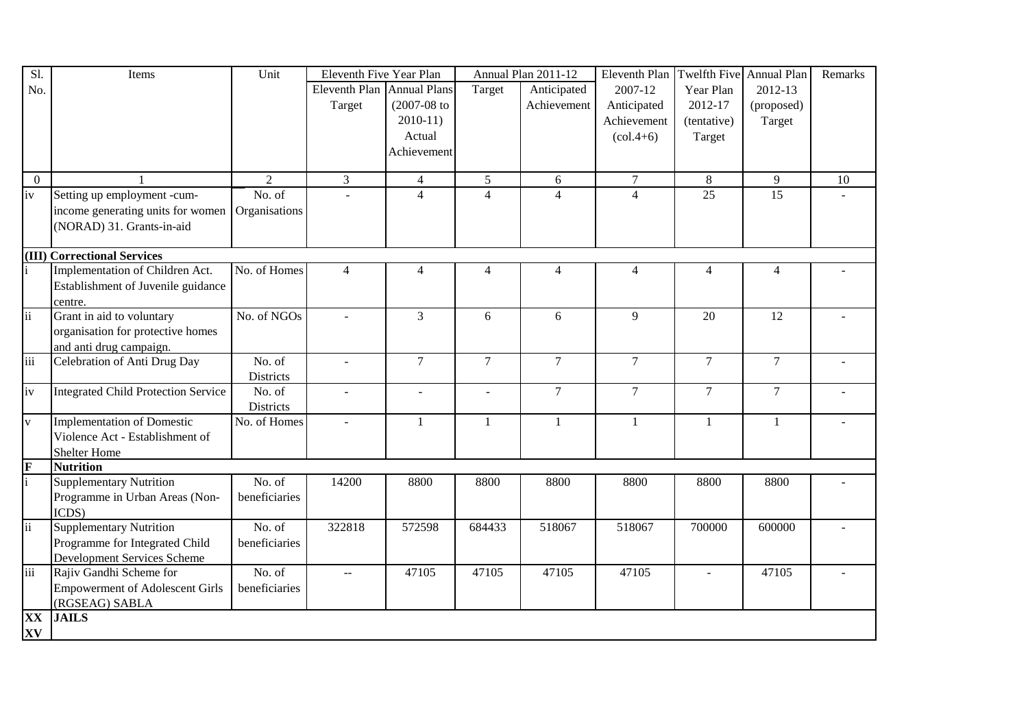| Sl. No. | Items | Unit | Eleventh Five Year Plan | | Annual Plan 2011-12 | | Eleventh Plan 2007-12 Anticipated Achievement (col.4+6) | Twelfth Five Year Plan 2012-17 (tentative) Target | Annual Plan 2012-13 (proposed) Target | Remarks |
|---|---|---|---|---|---|---|---|---|---|---|
| | | | Eleventh Plan Target | Annual Plans (2007-08 to 2010-11) Actual Achievement | Target | Anticipated Achievement | | | | |
| 0 | 1 | 2 | 3 | 4 | 5 | 6 | 7 | 8 | 9 | 10 |
| iv | Setting up employment -cum-income generating units for women (NORAD) 31. Grants-in-aid | No. of Organisations | - | 4 | 4 | 4 | 4 | 25 | 15 | - |
| **(III) Correctional Services** | | | | | | | | | | |
| i | Implementation of Children Act. Establishment of Juvenile guidance centre. | No. of Homes | 4 | 4 | 4 | 4 | 4 | 4 | 4 | - |
| ii | Grant in aid to voluntary organisation for protective homes and anti drug campaign. | No. of NGOs | - | 3 | 6 | 6 | 9 | 20 | 12 | - |
| iii | Celebration of Anti Drug Day | No. of Districts | - | 7 | 7 | 7 | 7 | 7 | 7 | - |
| iv | Integrated Child Protection Service | No. of Districts | - | - | - | 7 | 7 | 7 | 7 | - |
| v | Implementation of Domestic Violence Act - Establishment of Shelter Home | No. of Homes | - | 1 | 1 | 1 | 1 | 1 | 1 | - |
| **F** | **Nutrition** | | | | | | | | | |
| i | Supplementary Nutrition Programme in Urban Areas (Non-ICDS) | No. of beneficiaries | 14200 | 8800 | 8800 | 8800 | 8800 | 8800 | 8800 | - |
| ii | Supplementary Nutrition Programme for Integrated Child Development Services Scheme | No. of beneficiaries | 322818 | 572598 | 684433 | 518067 | 518067 | 700000 | 600000 | - |
| iii | Rajiv Gandhi Scheme for Empowerment of Adolescent Girls (RGSEAG) SABLA | No. of beneficiaries | -- | 47105 | 47105 | 47105 | 47105 | - | 47105 | - |
| **XXXV** | **JAILS** | | | | | | | | | |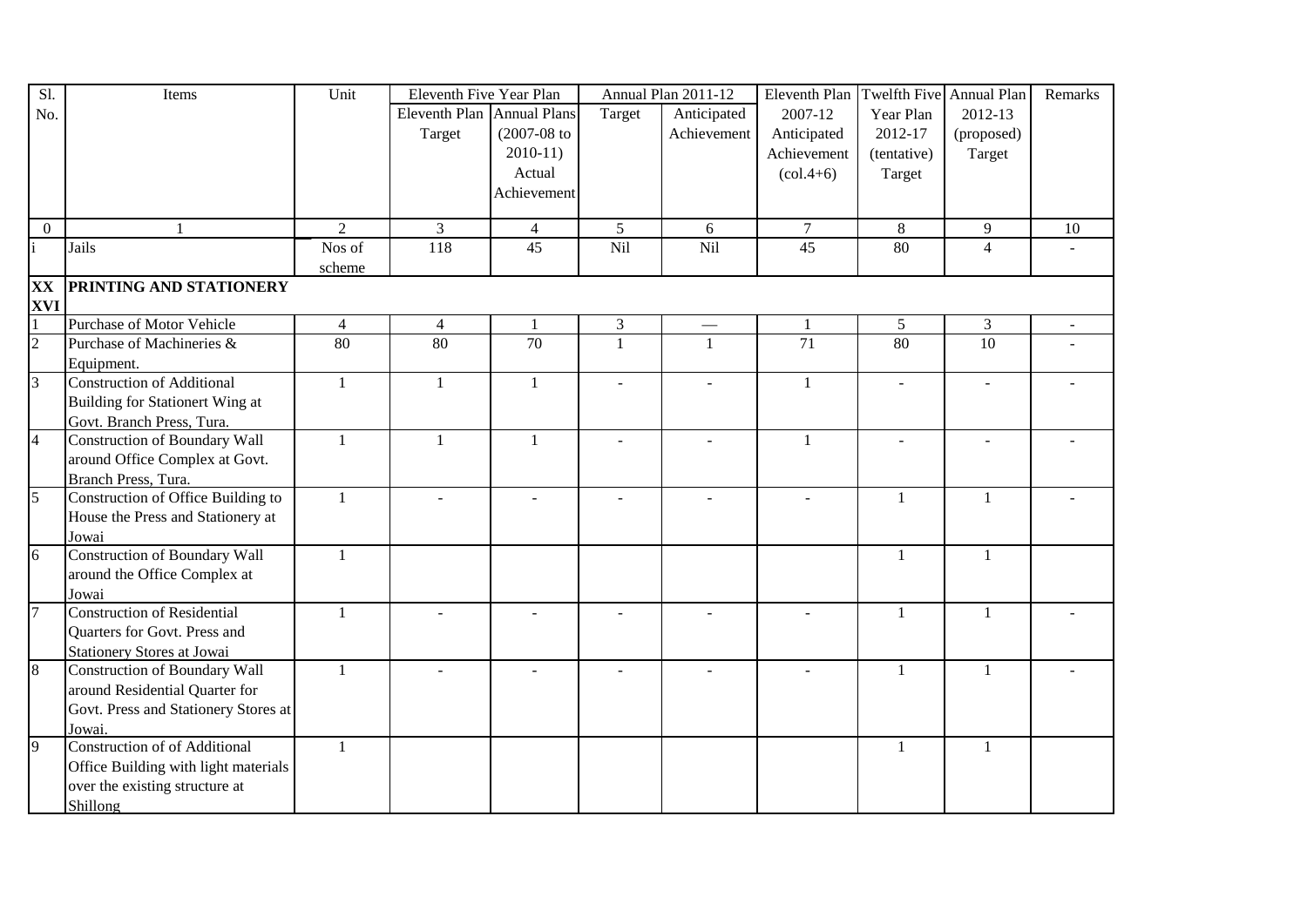| Sl. No. | Items | Unit | Eleventh Five Year Plan | | Annual Plan 2011-12 | | Eleventh Plan 2007-12 Anticipated Achievement (col.4+6) | Twelfth Five Year Plan 2012-17 (tentative) Target | Annual Plan 2012-13 (proposed) Target | Remarks |
|---|---|---|---|---|---|---|---|---|---|---|
| | | | Eleventh Plan Target | Annual Plans (2007-08 to 2010-11) Actual Achievement | Target | Anticipated Achievement | | | | |
| 0 | 1 | 2 | 3 | 4 | 5 | 6 | 7 | 8 | 9 | 10 |
| i | Jails | Nos of scheme | 118 | 45 | Nil | Nil | 45 | 80 | 4 | - |
| **XX XVI** | **PRINTING AND STATIONERY** | | | | | | | | | |
| 1 | Purchase of Motor Vehicle | 4 | 4 | 1 | 3 | — | 1 | 5 | 3 | - |
| 2 | Purchase of Machineries & Equipment. | 80 | 80 | 70 | 1 | 1 | 71 | 80 | 10 | - |
| 3 | Construction of Additional Building for Stationert Wing at Govt. Branch Press, Tura. | 1 | 1 | 1 | - | - | 1 | - | - | - |
| 4 | Construction of Boundary Wall around Office Complex at Govt. Branch Press, Tura. | 1 | 1 | 1 | - | - | 1 | - | - | - |
| 5 | Construction of Office Building to House the Press and Stationery at Jowai | 1 | - | - | - | - | - | 1 | 1 | - |
| 6 | Construction of Boundary Wall around the Office Complex at Jowai | 1 | | | | | | 1 | 1 | |
| 7 | Construction of Residential Quarters for Govt. Press and Stationery Stores at Jowai | 1 | - | - | - | - | - | 1 | 1 | - |
| 8 | Construction of Boundary Wall around Residential Quarter for Govt. Press and Stationery Stores at Jowai. | 1 | - | - | - | - | - | 1 | 1 | - |
| 9 | Construction of of Additional Office Building with light materials over the existing structure at Shillong | 1 | | | | | | 1 | 1 | |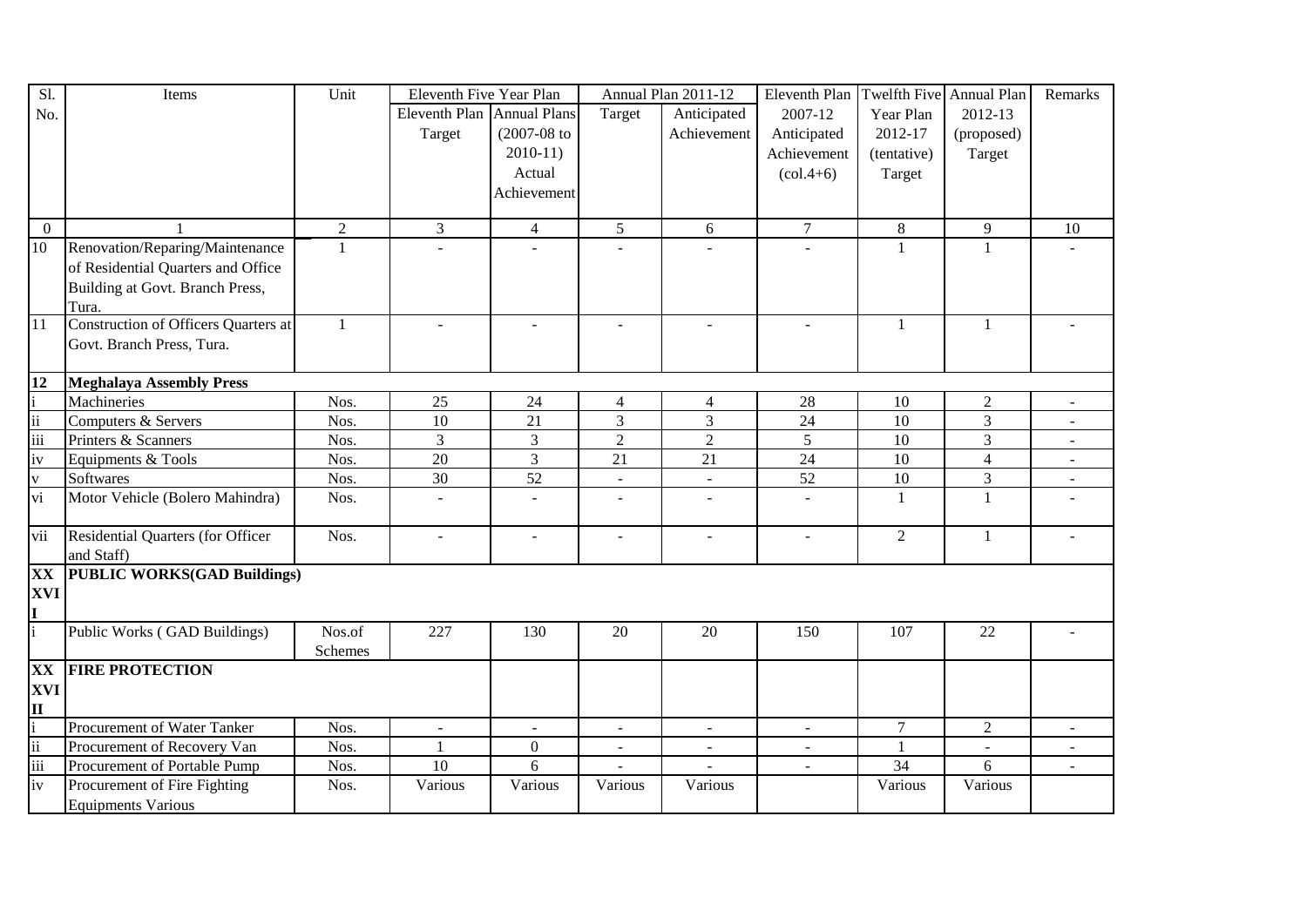| Sl. No. | Items | Unit | Eleventh Five Year Plan | | Annual Plan 2011-12 | | Eleventh Plan 2007-12 Anticipated Achievement (col.4+6) | Twelfth Five Year Plan 2012-17 (tentative) Target | Annual Plan 2012-13 (proposed) Target | Remarks |
|---|---|---|---|---|---|---|---|---|---|---|
| | | | Eleventh Plan Target | Annual Plans (2007-08 to 2010-11) Actual Achievement | Target | Anticipated Achievement | | | | |
| 0 | 1 | 2 | 3 | 4 | 5 | 6 | 7 | 8 | 9 | 10 |
| 10 | Renovation/Reparing/Maintenance of Residential Quarters and Office Building at Govt. Branch Press, Tura. | 1 | - | - | - | - | - | 1 | 1 | - |
| 11 | Construction of Officers Quarters at Govt. Branch Press, Tura. | 1 | - | - | - | - | - | 1 | 1 | - |
| **12** | **Meghalaya Assembly Press** | | | | | | | | | |
| i | Machineries | Nos. | 25 | 24 | 4 | 4 | 28 | 10 | 2 | - |
| ii | Computers & Servers | Nos. | 10 | 21 | 3 | 3 | 24 | 10 | 3 | - |
| iii | Printers & Scanners | Nos. | 3 | 3 | 2 | 2 | 5 | 10 | 3 | - |
| iv | Equipments & Tools | Nos. | 20 | 3 | 21 | 21 | 24 | 10 | 4 | - |
| v | Softwares | Nos. | 30 | 52 | - | - | 52 | 10 | 3 | - |
| vi | Motor Vehicle (Bolero Mahindra) | Nos. | - | - | - | - | - | 1 | 1 | - |
| vii | Residential Quarters (for Officer and Staff) | Nos. | - | - | - | - | - | 2 | 1 | - |
| **XXXVII** | **PUBLIC WORKS(GAD Buildings)** | | | | | | | | | |
| i | Public Works ( GAD Buildings) | Nos.of Schemes | 227 | 130 | 20 | 20 | 150 | 107 | 22 | - |
| **XXXVIII** | **FIRE PROTECTION** | | | | | | | | | |
| i | Procurement of Water Tanker | Nos. | - | - | - | - | - | 7 | 2 | - |
| ii | Procurement of Recovery Van | Nos. | 1 | 0 | - | - | - | 1 | - | - |
| iii | Procurement of Portable Pump | Nos. | 10 | 6 | - | - | - | 34 | 6 | - |
| iv | Procurement of Fire Fighting Equipments Various | Nos. | Various | Various | Various | Various | | Various | Various | |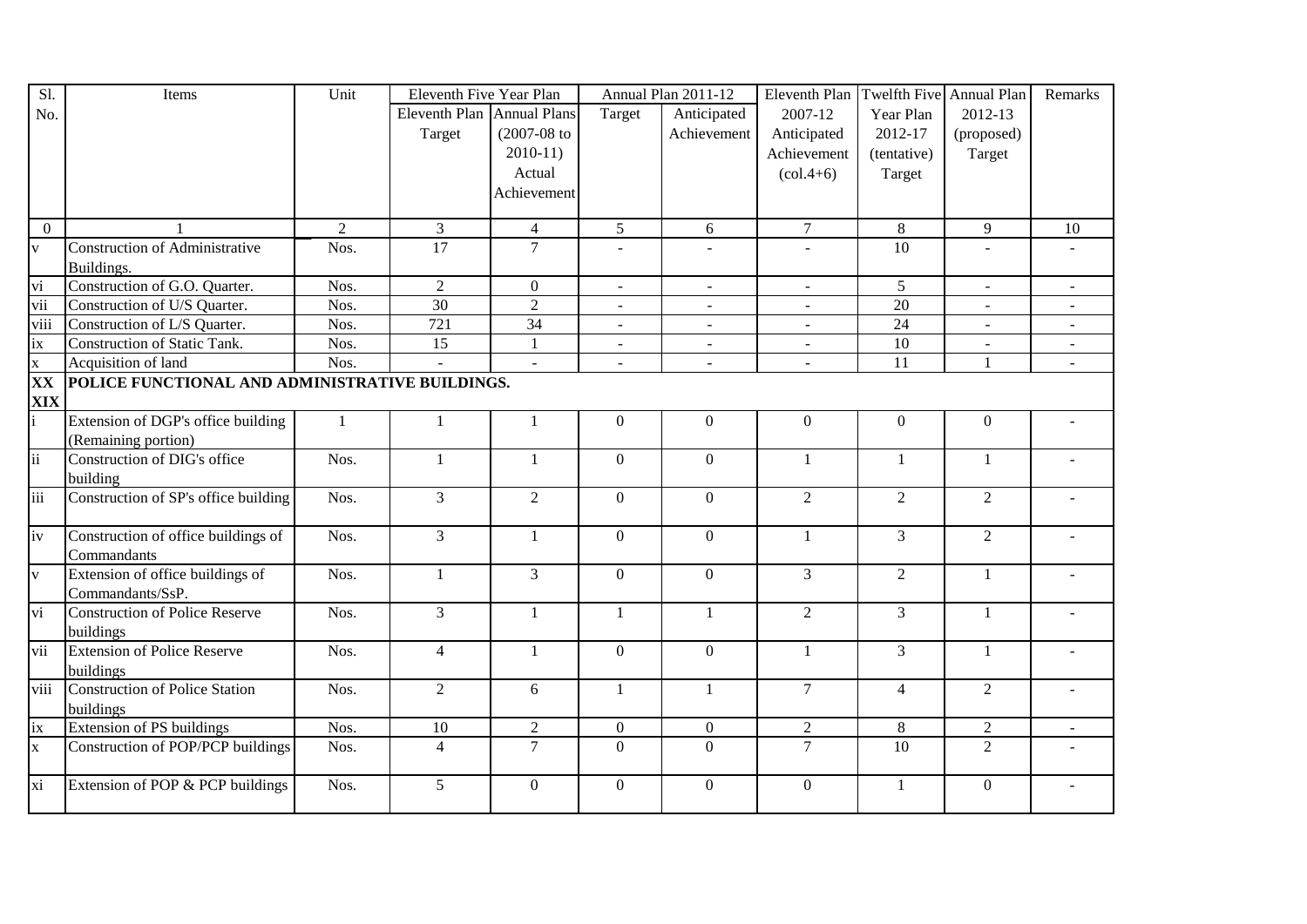| Sl. No. | Items | Unit | Eleventh Five Year Plan | | Annual Plan 2011-12 | | Eleventh Plan 2007-12 Anticipated Achievement (col.4+6) | Twelfth Five Year Plan 2012-17 (tentative) Target | Annual Plan 2012-13 (proposed) Target | Remarks |
|---|---|---|---|---|---|---|---|---|---|---|
| | | | Eleventh Plan Target | Annual Plans (2007-08 to 2010-11) Actual Achievement | Target | Anticipated Achievement | | | | |
| 0 | 1 | 2 | 3 | 4 | 5 | 6 | 7 | 8 | 9 | 10 |
| v | Construction of Administrative Buildings. | Nos. | 17 | 7 | - | - | - | 10 | - | - |
| vi | Construction of G.O. Quarter. | Nos. | 2 | 0 | - | - | - | 5 | - | - |
| vii | Construction of U/S Quarter. | Nos. | 30 | 2 | - | - | - | 20 | - | - |
| viii | Construction of L/S Quarter. | Nos. | 721 | 34 | - | - | - | 24 | - | - |
| ix | Construction of Static Tank. | Nos. | 15 | 1 | - | - | - | 10 | - | - |
| x | Acquisition of land | Nos. | - | - | - | - | - | 11 | 1 | - |
| **XX XIX** | **POLICE FUNCTIONAL AND ADMINISTRATIVE BUILDINGS.** | | | | | | | | | |
| i | Extension of DGP's office building (Remaining portion) | 1 | 1 | 1 | 0 | 0 | 0 | 0 | 0 | - |
| ii | Construction of DIG's office building | Nos. | 1 | 1 | 0 | 0 | 1 | 1 | 1 | - |
| iii | Construction of SP's office building | Nos. | 3 | 2 | 0 | 0 | 2 | 2 | 2 | - |
| iv | Construction of office buildings of Commandants | Nos. | 3 | 1 | 0 | 0 | 1 | 3 | 2 | - |
| v | Extension of office buildings of Commandants/SsP. | Nos. | 1 | 3 | 0 | 0 | 3 | 2 | 1 | - |
| vi | Construction of Police Reserve buildings | Nos. | 3 | 1 | 1 | 1 | 2 | 3 | 1 | - |
| vii | Extension of Police Reserve buildings | Nos. | 4 | 1 | 0 | 0 | 1 | 3 | 1 | - |
| viii | Construction of Police Station buildings | Nos. | 2 | 6 | 1 | 1 | 7 | 4 | 2 | - |
| ix | Extension of PS buildings | Nos. | 10 | 2 | 0 | 0 | 2 | 8 | 2 | - |
| x | Construction of POP/PCP buildings | Nos. | 4 | 7 | 0 | 0 | 7 | 10 | 2 | - |
| xi | Extension of POP & PCP buildings | Nos. | 5 | 0 | 0 | 0 | 0 | 1 | 0 | - |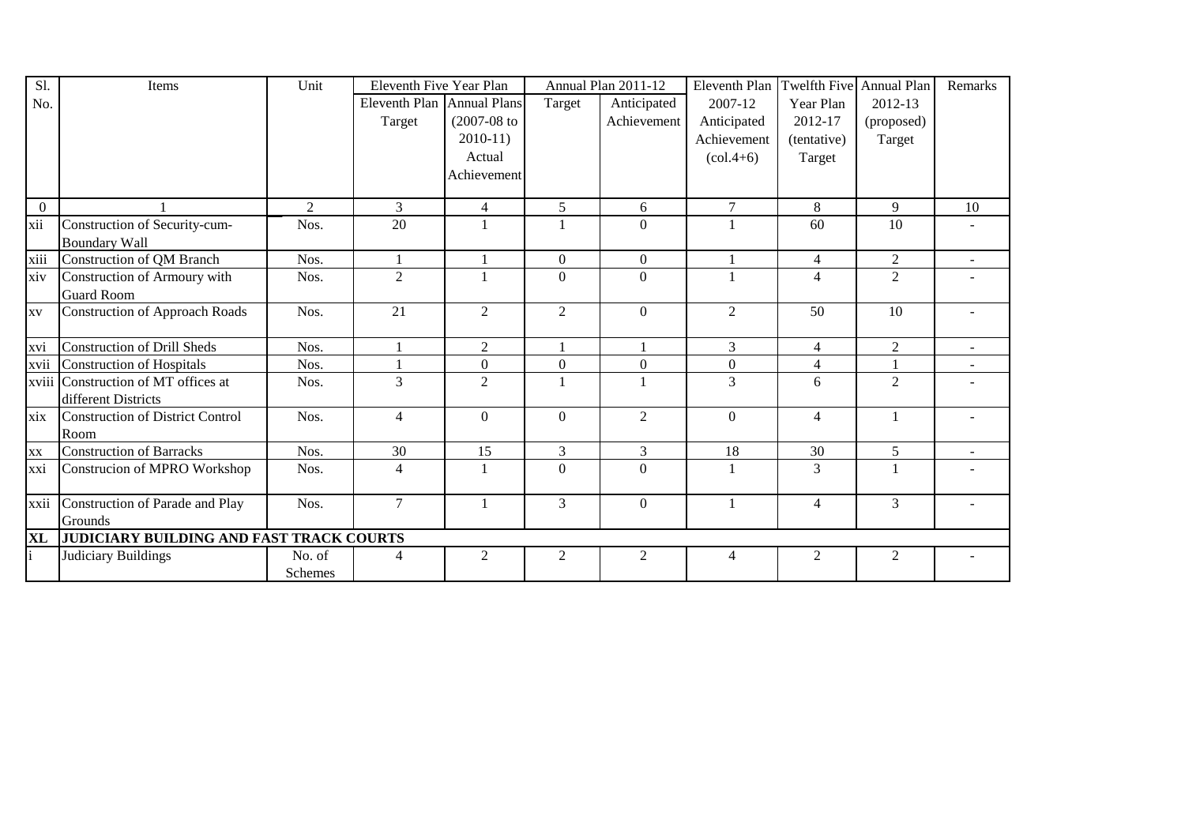| Sl. No. | Items | Unit | Eleventh Five Year Plan | | Annual Plan 2011-12 | | Eleventh Plan 2007-12 Anticipated Achievement (col.4+6) | Twelfth Five Year Plan 2012-17 (tentative) Target | Annual Plan 2012-13 (proposed) Target | Remarks |
|---|---|---|---|---|---|---|---|---|---|---|
| | | | Eleventh Plan Target | Annual Plans (2007-08 to 2010-11) Actual Achievement | Target | Anticipated Achievement | | | | |
| 0 | 1 | 2 | 3 | 4 | 5 | 6 | 7 | 8 | 9 | 10 |
| xii | Construction of Security-cum-Boundary Wall | Nos. | 20 | 1 | 1 | 0 | 1 | 60 | 10 | - |
| xiii | Construction of QM Branch | Nos. | 1 | 1 | 0 | 0 | 1 | 4 | 2 | - |
| xiv | Construction of Armoury with Guard Room | Nos. | 2 | 1 | 0 | 0 | 1 | 4 | 2 | - |
| xv | Construction of Approach Roads | Nos. | 21 | 2 | 2 | 0 | 2 | 50 | 10 | - |
| xvi | Construction of Drill Sheds | Nos. | 1 | 2 | 1 | 1 | 3 | 4 | 2 | - |
| xvii | Construction of Hospitals | Nos. | 1 | 0 | 0 | 0 | 0 | 4 | 1 | - |
| xviii | Construction of MT offices at different Districts | Nos. | 3 | 2 | 1 | 1 | 3 | 6 | 2 | - |
| xix | Construction of District Control Room | Nos. | 4 | 0 | 0 | 2 | 0 | 4 | 1 | - |
| xx | Construction of Barracks | Nos. | 30 | 15 | 3 | 3 | 18 | 30 | 5 | - |
| xxi | Construcion of MPRO Workshop | Nos. | 4 | 1 | 0 | 0 | 1 | 3 | 1 | - |
| xxii | Construction of Parade and Play Grounds | Nos. | 7 | 1 | 3 | 0 | 1 | 4 | 3 | - |
| **XL** | **JUDICIARY BUILDING AND FAST TRACK COURTS** | | | | | | | | | |
| i | Judiciary Buildings | No. of Schemes | 4 | 2 | 2 | 2 | 4 | 2 | 2 | - |